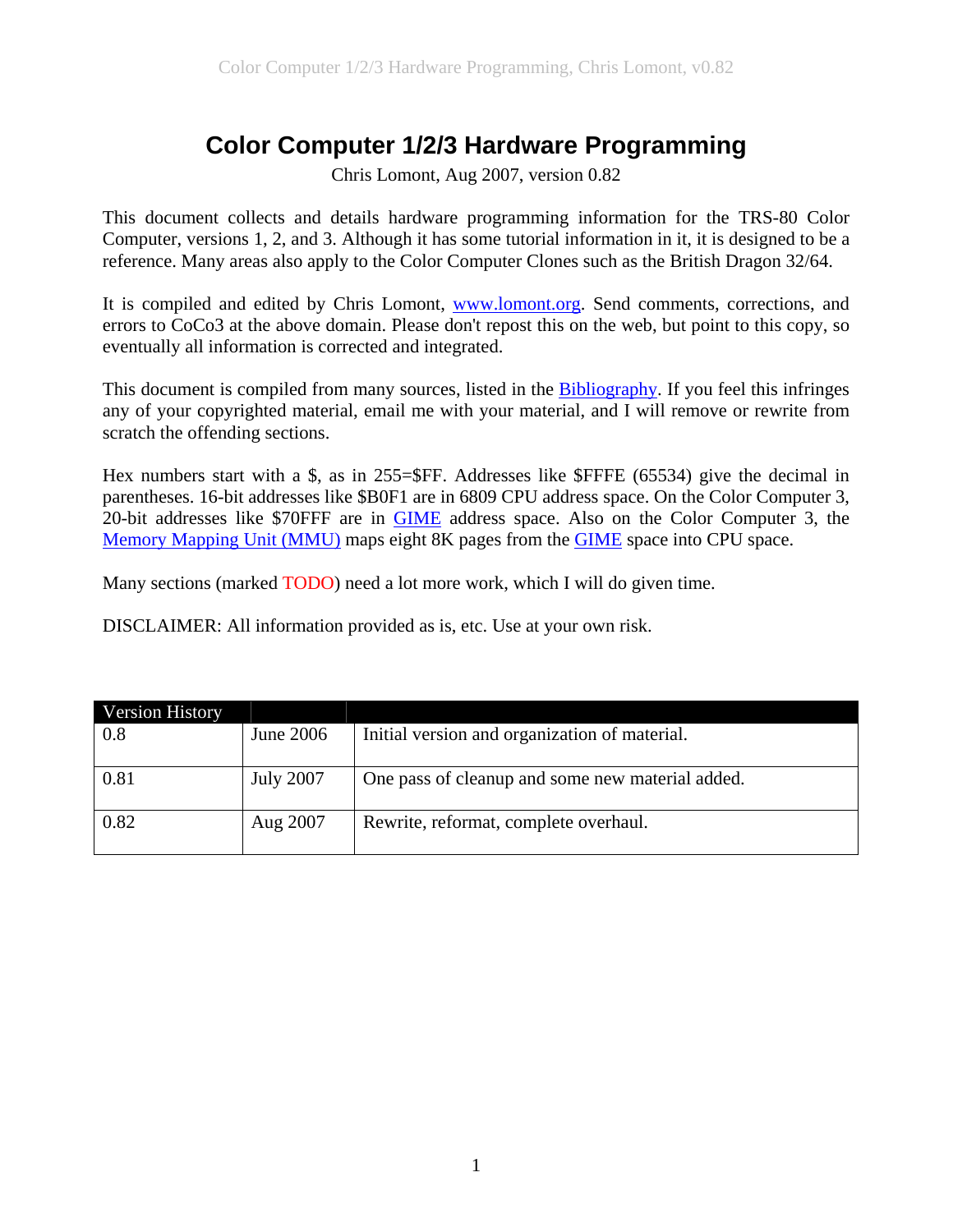# Color Computer 1/2/3 Hardware Programming

Chris Lomont, Aug 2007, version 0.82

This document collects and details hardware programming information for the TRS-80 Color Computer, versions 1, 2, and 3. Although it has some tutorial information in it, it is designed to be a reference. Many areas also apply to the Color Computer Clones such as the British Dragon 32/64.

It is compiled and edited by Chris Lomont, www.lomont.org. Send comments, corrections, and errors to CoCo3 at the above domain. Please don't repost this on the web, but point to this copy, so eventually all information is corrected and integrated.

This document is compiled from many sources, listed in the Bibliography. If you feel this infringes any of your copyrighted material, email me with your material, and I will remove or rewrite from scratch the offending sections.

Hex numbers start with a $, as in 255=$FF. Addresses like $FFFE (65534) give the decimal in parentheses. 16-bit addresses like $B0F1 are in 6809 CPU address space. On the Color Computer 3, 20-bit addresses like $70FFF are in GIME address space. Also on the Color Computer 3, the Memory Mapping Unit (MMU) maps eight 8K pages from the GIME space into CPU space.

Many sections (marked TODO) need a lot more work, which I will do given time.

DISCLAIMER: All information provided as is, etc. Use at your own risk.

| Version History | | |
|---|---|---|
| 0.8 | June 2006 | Initial version and organization of material. |
| 0.81 | July 2007 | One pass of cleanup and some new material added. |
| 0.82 | Aug 2007 | Rewrite, reformat, complete overhaul. |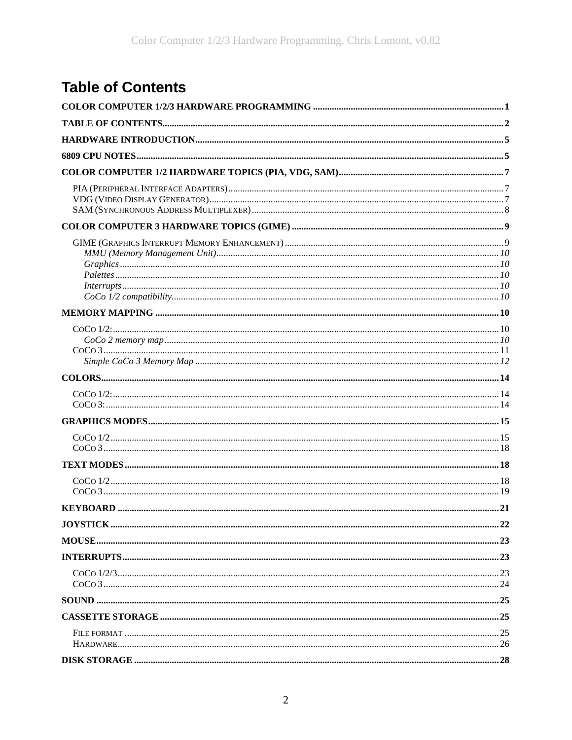# Table of Contents

**COLOR COMPUTER 1/2/3 HARDWARE PROGRAMMING** ..... 1

**TABLE OF CONTENTS** ..... 2

**HARDWARE INTRODUCTION** ..... 5

**6809 CPU NOTES** ..... 5

**COLOR COMPUTER 1/2 HARDWARE TOPICS (PIA, VDG, SAM)** ..... 7

- PIA (Peripheral Interface Adapters) ..... 7
- VDG (Video Display Generator) ..... 7
- SAM (Synchronous Address Multiplexer) ..... 8

**COLOR COMPUTER 3 HARDWARE TOPICS (GIME)** ..... 9

- GIME (Graphics Interrupt Memory Enhancement) ..... 9
  - *MMU (Memory Management Unit)* ..... 10
  - *Graphics* ..... 10
  - *Palettes* ..... 10
  - *Interrupts* ..... 10
  - *CoCo 1/2 compatibility* ..... 10

**MEMORY MAPPING** ..... 10

- CoCo 1/2: ..... 10
  - *CoCo 2 memory map* ..... 10
- CoCo 3 ..... 11
  - *Simple CoCo 3 Memory Map* ..... 12

**COLORS** ..... 14

- CoCo 1/2: ..... 14
- CoCo 3: ..... 14

**GRAPHICS MODES** ..... 15

- CoCo 1/2 ..... 15
- CoCo 3 ..... 18

**TEXT MODES** ..... 18

- CoCo 1/2 ..... 18
- CoCo 3 ..... 19

**KEYBOARD** ..... 21

**JOYSTICK** ..... 22

**MOUSE** ..... 23

**INTERRUPTS** ..... 23

- CoCo 1/2/3 ..... 23
- CoCo 3 ..... 24

**SOUND** ..... 25

**CASSETTE STORAGE** ..... 25

- File format ..... 25
- Hardware ..... 26

**DISK STORAGE** ..... 28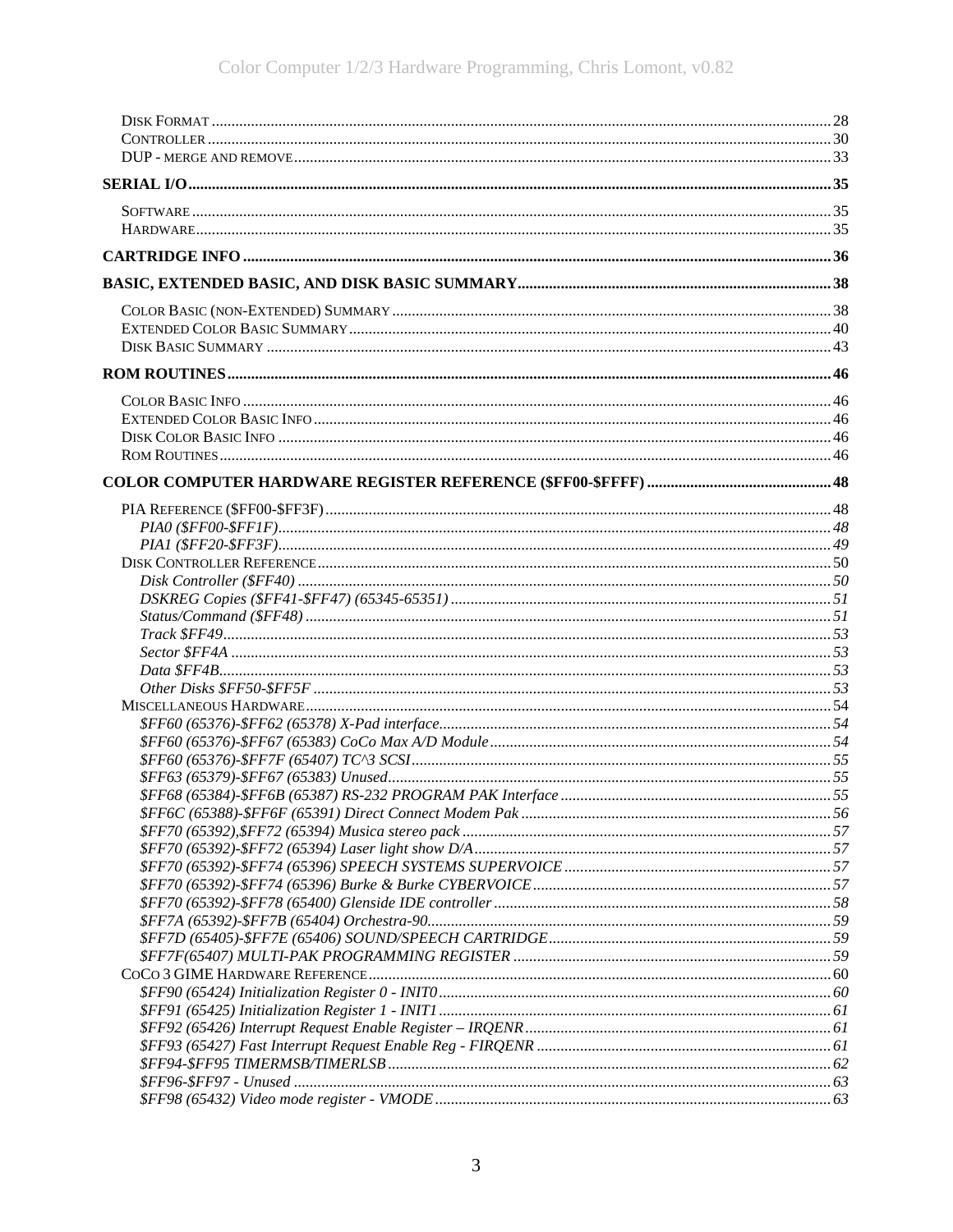Disk Format ............ 28
Controller ............ 30
DUP - merge and remove ............ 33

**SERIAL I/O ............ 35**

Software ............ 35
Hardware ............ 35

**CARTRIDGE INFO ............ 36**

**BASIC, EXTENDED BASIC, AND DISK BASIC SUMMARY ............ 38**

Color Basic (non-Extended) Summary ............ 38
Extended Color Basic Summary ............ 40
Disk Basic Summary ............ 43

**ROM ROUTINES ............ 46**

Color Basic Info ............ 46
Extended Color Basic Info ............ 46
Disk Color Basic Info ............ 46
Rom Routines ............ 46

**COLOR COMPUTER HARDWARE REGISTER REFERENCE ($FF00-$FFFF) ............ 48**

PIA Reference ($FF00-$FF3F) ............ 48
*PIA0 ($FF00-$FF1F) ............ 48*
*PIA1 ($FF20-$FF3F) ............ 49*
Disk Controller Reference ............ 50
*Disk Controller ($FF40) ............ 50*
*DSKREG Copies ($FF41-$FF47) (65345-65351) ............ 51*
*Status/Command ($FF48) ............ 51*
*Track $FF49 ............ 53*
*Sector $FF4A ............ 53*
*Data $FF4B ............ 53*
*Other Disks $FF50-$FF5F ............ 53*
Miscellaneous Hardware ............ 54
*$FF60 (65376)-$FF62 (65378) X-Pad interface ............ 54*
*$FF60 (65376)-$FF67 (65383) CoCo Max A/D Module ............ 54*
*$FF60 (65376)-$FF7F (65407) TC^3 SCSI ............ 55*
*$FF63 (65379)-$FF67 (65383) Unused ............ 55*
*$FF68 (65384)-$FF6B (65387) RS-232 PROGRAM PAK Interface ............ 55*
*$FF6C (65388)-$FF6F (65391) Direct Connect Modem Pak ............ 56*
*$FF70 (65392),$FF72 (65394) Musica stereo pack ............ 57*
*$FF70 (65392)-$FF72 (65394) Laser light show D/A ............ 57*
*$FF70 (65392)-$FF74 (65396) SPEECH SYSTEMS SUPERVOICE ............ 57*
*$FF70 (65392)-$FF74 (65396) Burke & Burke CYBERVOICE ............ 57*
*$FF70 (65392)-$FF78 (65400) Glenside IDE controller ............ 58*
*$FF7A (65392)-$FF7B (65404) Orchestra-90 ............ 59*
*$FF7D (65405)-$FF7E (65406) SOUND/SPEECH CARTRIDGE ............ 59*
*$FF7F(65407) MULTI-PAK PROGRAMMING REGISTER ............ 59*
CoCo 3 GIME Hardware Reference ............ 60
*$FF90 (65424) Initialization Register 0 - INIT0 ............ 60*
*$FF91 (65425) Initialization Register 1 - INIT1 ............ 61*
*$FF92 (65426) Interrupt Request Enable Register – IRQENR ............ 61*
*$FF93 (65427) Fast Interrupt Request Enable Reg - FIRQENR ............ 61*
*$FF94-$FF95 TIMERMSB/TIMERLSB ............ 62*
*$FF96-$FF97 - Unused ............ 63*
*$FF98 (65432) Video mode register - VMODE ............ 63*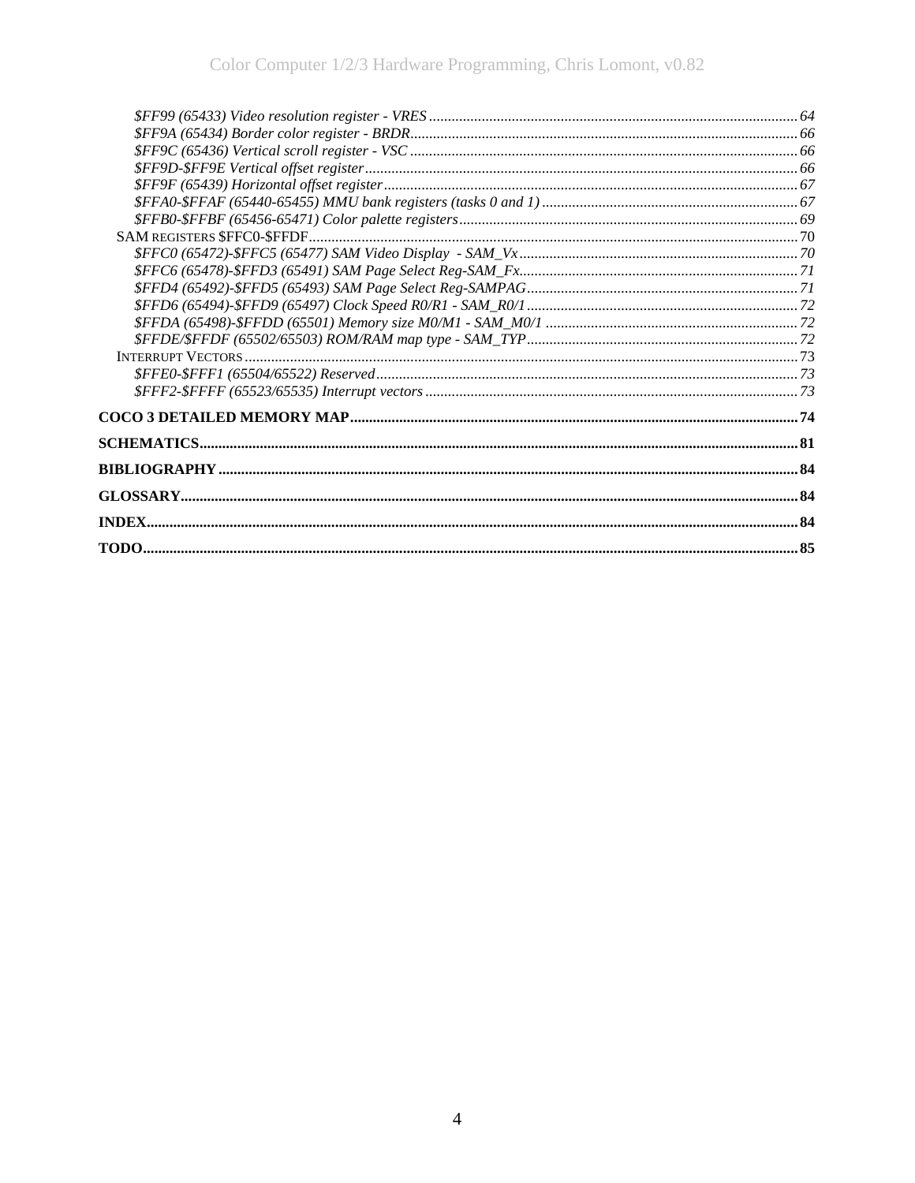*$FF99 (65433) Video resolution register - VRES* ....... 64
*$FF9A (65434) Border color register - BRDR* ....... 66
*$FF9C (65436) Vertical scroll register - VSC* ....... 66
*$FF9D-$FF9E Vertical offset register* ....... 66
*$FF9F (65439) Horizontal offset register* ....... 67
*$FFA0-$FFAF (65440-65455) MMU bank registers (tasks 0 and 1)* ....... 67
*$FFB0-$FFBF (65456-65471) Color palette registers* ....... 69

SAM REGISTERS $FFC0-$FFDF ....... 70

*$FFC0 (65472)-$FFC5 (65477) SAM Video Display - SAM_Vx* ....... 70
*$FFC6 (65478)-$FFD3 (65491) SAM Page Select Reg-SAM_Fx* ....... 71
*$FFD4 (65492)-$FFD5 (65493) SAM Page Select Reg-SAMPAG* ....... 71
*$FFD6 (65494)-$FFD9 (65497) Clock Speed R0/R1 - SAM_R0/1* ....... 72
*$FFDA (65498)-$FFDD (65501) Memory size M0/M1 - SAM_M0/1* ....... 72
*$FFDE/$FFDF (65502/65503) ROM/RAM map type - SAM_TYP* ....... 72

INTERRUPT VECTORS ....... 73

*$FFE0-$FFF1 (65504/65522) Reserved* ....... 73
*$FFF2-$FFFF (65523/65535) Interrupt vectors* ....... 73

**COCO 3 DETAILED MEMORY MAP** ....... 74

**SCHEMATICS** ....... 81

**BIBLIOGRAPHY** ....... 84

**GLOSSARY** ....... 84

**INDEX** ....... 84

**TODO** ....... 85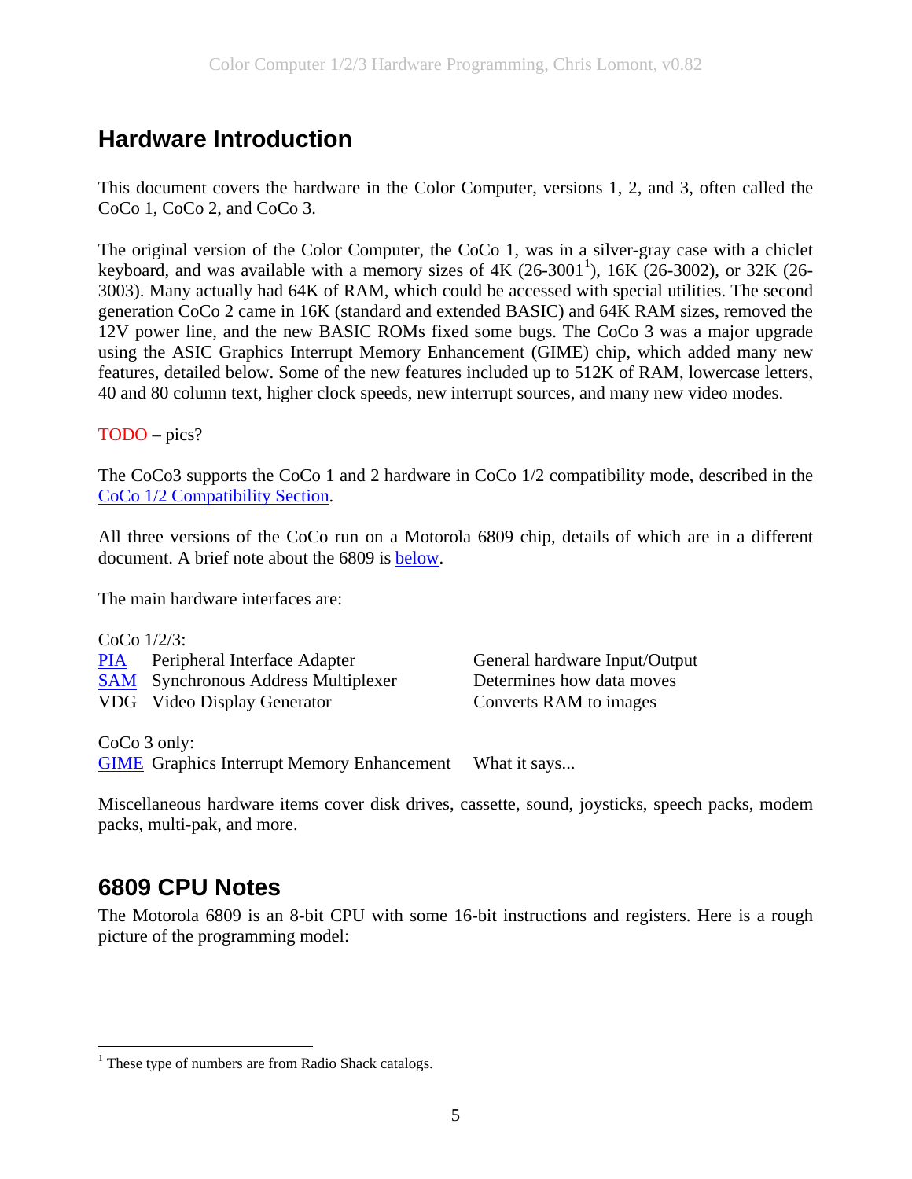## Hardware Introduction

This document covers the hardware in the Color Computer, versions 1, 2, and 3, often called the CoCo 1, CoCo 2, and CoCo 3.

The original version of the Color Computer, the CoCo 1, was in a silver-gray case with a chiclet keyboard, and was available with a memory sizes of 4K (26-3001[1]), 16K (26-3002), or 32K (26-3003). Many actually had 64K of RAM, which could be accessed with special utilities. The second generation CoCo 2 came in 16K (standard and extended BASIC) and 64K RAM sizes, removed the 12V power line, and the new BASIC ROMs fixed some bugs. The CoCo 3 was a major upgrade using the ASIC Graphics Interrupt Memory Enhancement (GIME) chip, which added many new features, detailed below. Some of the new features included up to 512K of RAM, lowercase letters, 40 and 80 column text, higher clock speeds, new interrupt sources, and many new video modes.

TODO – pics?

The CoCo3 supports the CoCo 1 and 2 hardware in CoCo 1/2 compatibility mode, described in the CoCo 1/2 Compatibility Section.

All three versions of the CoCo run on a Motorola 6809 chip, details of which are in a different document. A brief note about the 6809 is below.

The main hardware interfaces are:

CoCo 1/2/3:

| | | |
|---|---|---|
| PIA | Peripheral Interface Adapter | General hardware Input/Output |
| SAM | Synchronous Address Multiplexer | Determines how data moves |
| VDG | Video Display Generator | Converts RAM to images |

CoCo 3 only:

| | | |
|---|---|---|
| GIME | Graphics Interrupt Memory Enhancement | What it says... |

Miscellaneous hardware items cover disk drives, cassette, sound, joysticks, speech packs, modem packs, multi-pak, and more.

## 6809 CPU Notes

The Motorola 6809 is an 8-bit CPU with some 16-bit instructions and registers. Here is a rough picture of the programming model:

---

[1] These type of numbers are from Radio Shack catalogs.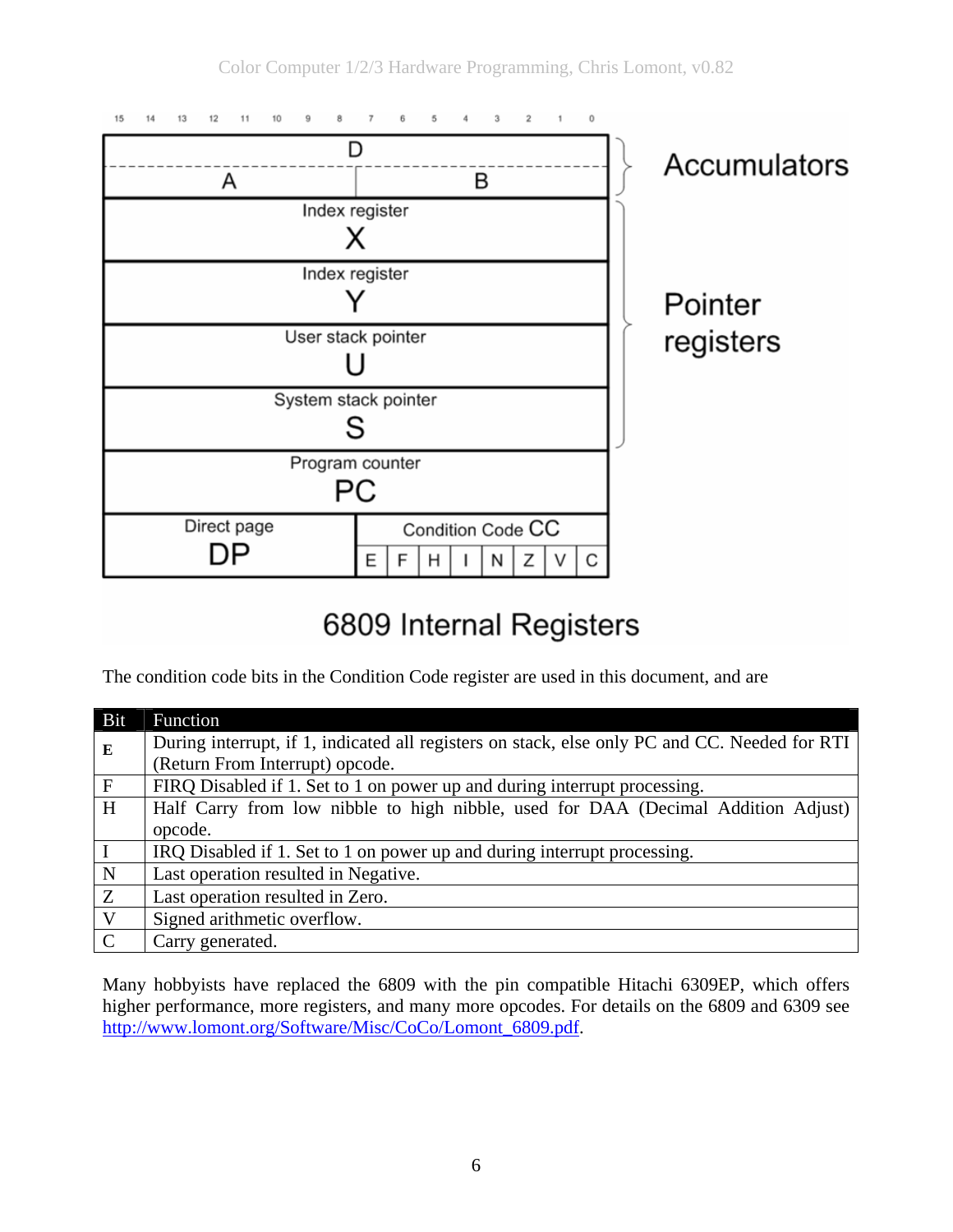| Bits 15–8 | Bits 7–0 | |
|---|---|---|
| D | | Accumulators |
| A | B | |
| Index register X | | Pointer registers |
| Index register Y | | |
| User stack pointer U | | |
| System stack pointer S | | |
| Program counter PC | | |
| Direct page DP | Condition Code CC (E F H I N Z V C) | |

6809 Internal Registers

The condition code bits in the Condition Code register are used in this document, and are

| Bit | Function |
|---|---|
| **E** | During interrupt, if 1, indicated all registers on stack, else only PC and CC. Needed for RTI (Return From Interrupt) opcode. |
| F | FIRQ Disabled if 1. Set to 1 on power up and during interrupt processing. |
| H | Half Carry from low nibble to high nibble, used for DAA (Decimal Addition Adjust) opcode. |
| I | IRQ Disabled if 1. Set to 1 on power up and during interrupt processing. |
| N | Last operation resulted in Negative. |
| Z | Last operation resulted in Zero. |
| V | Signed arithmetic overflow. |
| C | Carry generated. |

Many hobbyists have replaced the 6809 with the pin compatible Hitachi 6309EP, which offers higher performance, more registers, and many more opcodes. For details on the 6809 and 6309 see http://www.lomont.org/Software/Misc/CoCo/Lomont_6809.pdf.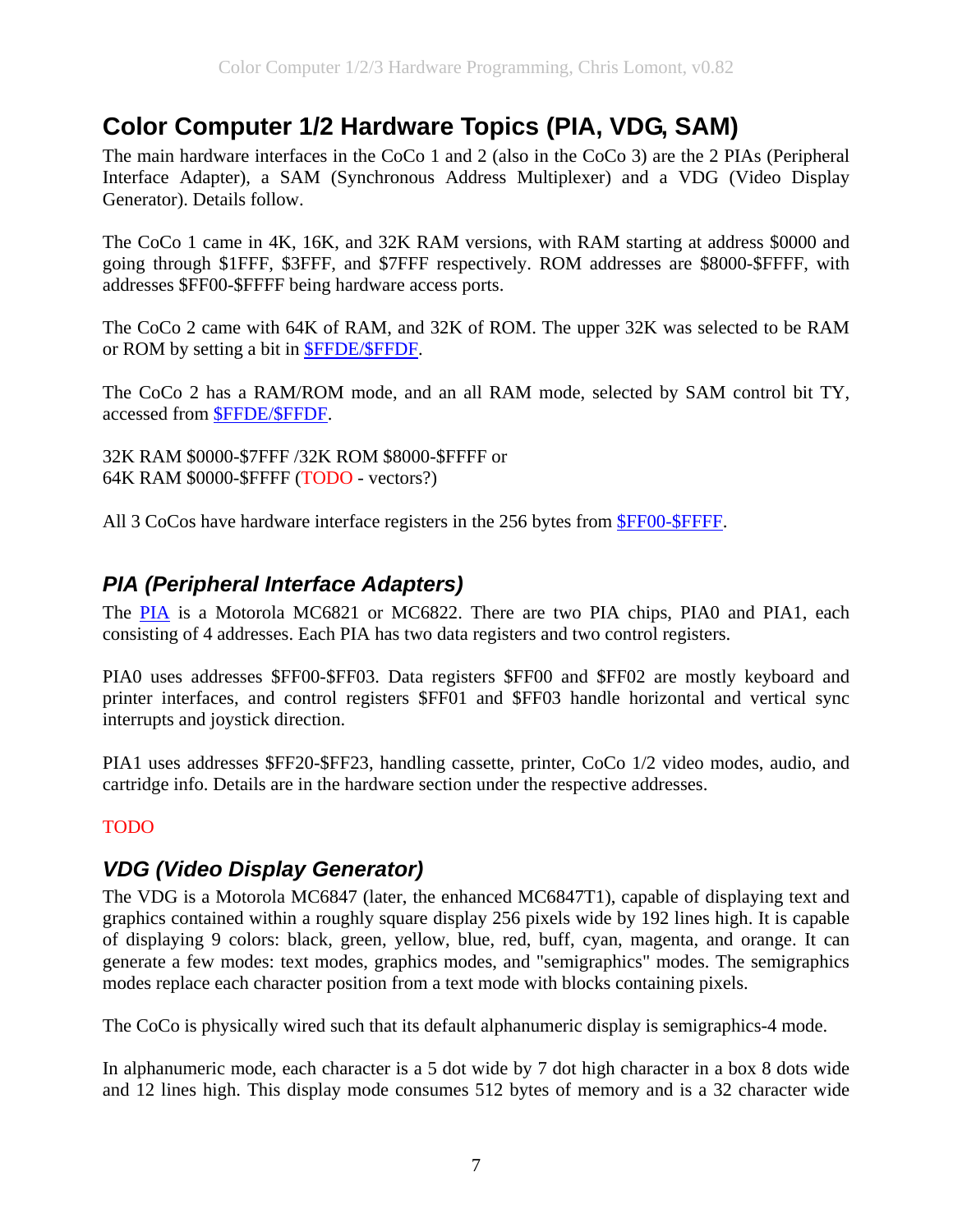# Color Computer 1/2 Hardware Topics (PIA, VDG, SAM)

The main hardware interfaces in the CoCo 1 and 2 (also in the CoCo 3) are the 2 PIAs (Peripheral Interface Adapter), a SAM (Synchronous Address Multiplexer) and a VDG (Video Display Generator). Details follow.

The CoCo 1 came in 4K, 16K, and 32K RAM versions, with RAM starting at address $0000 and going through $1FFF, $3FFF, and $7FFF respectively. ROM addresses are $8000-$FFFF, with addresses $FF00-$FFFF being hardware access ports.

The CoCo 2 came with 64K of RAM, and 32K of ROM. The upper 32K was selected to be RAM or ROM by setting a bit in $FFDE/$FFDF.

The CoCo 2 has a RAM/ROM mode, and an all RAM mode, selected by SAM control bit TY, accessed from $FFDE/$FFDF.

32K RAM $0000-$7FFF /32K ROM $8000-$FFFF or
64K RAM $0000-$FFFF (TODO - vectors?)

All 3 CoCos have hardware interface registers in the 256 bytes from $FF00-$FFFF.

## *PIA (Peripheral Interface Adapters)*

The PIA is a Motorola MC6821 or MC6822. There are two PIA chips, PIA0 and PIA1, each consisting of 4 addresses. Each PIA has two data registers and two control registers.

PIA0 uses addresses $FF00-$FF03. Data registers $FF00 and $FF02 are mostly keyboard and printer interfaces, and control registers $FF01 and $FF03 handle horizontal and vertical sync interrupts and joystick direction.

PIA1 uses addresses $FF20-$FF23, handling cassette, printer, CoCo 1/2 video modes, audio, and cartridge info. Details are in the hardware section under the respective addresses.

TODO

## *VDG (Video Display Generator)*

The VDG is a Motorola MC6847 (later, the enhanced MC6847T1), capable of displaying text and graphics contained within a roughly square display 256 pixels wide by 192 lines high. It is capable of displaying 9 colors: black, green, yellow, blue, red, buff, cyan, magenta, and orange. It can generate a few modes: text modes, graphics modes, and "semigraphics" modes. The semigraphics modes replace each character position from a text mode with blocks containing pixels.

The CoCo is physically wired such that its default alphanumeric display is semigraphics-4 mode.

In alphanumeric mode, each character is a 5 dot wide by 7 dot high character in a box 8 dots wide and 12 lines high. This display mode consumes 512 bytes of memory and is a 32 character wide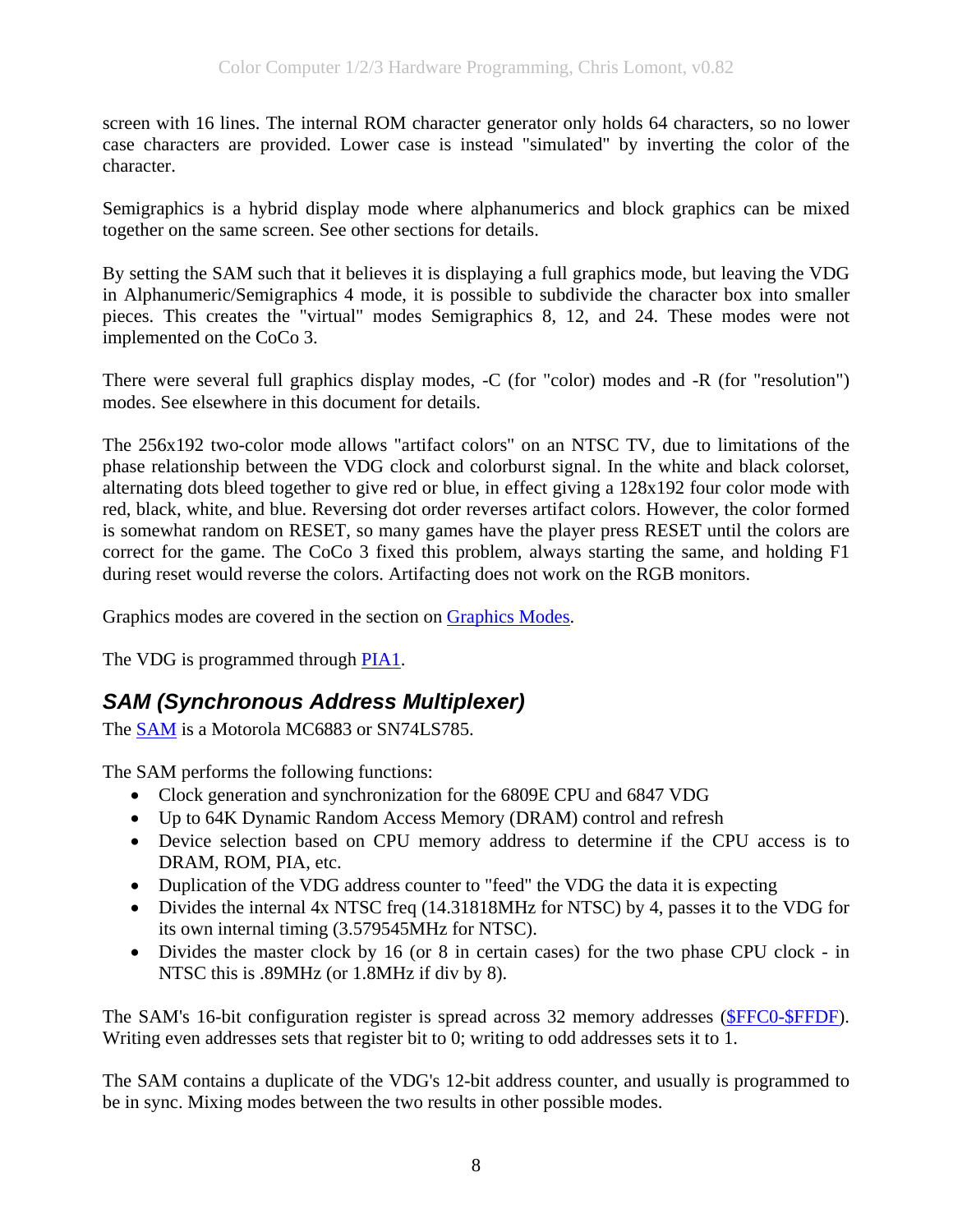screen with 16 lines. The internal ROM character generator only holds 64 characters, so no lower case characters are provided. Lower case is instead "simulated" by inverting the color of the character.

Semigraphics is a hybrid display mode where alphanumerics and block graphics can be mixed together on the same screen. See other sections for details.

By setting the SAM such that it believes it is displaying a full graphics mode, but leaving the VDG in Alphanumeric/Semigraphics 4 mode, it is possible to subdivide the character box into smaller pieces. This creates the "virtual" modes Semigraphics 8, 12, and 24. These modes were not implemented on the CoCo 3.

There were several full graphics display modes, -C (for "color) modes and -R (for "resolution") modes. See elsewhere in this document for details.

The 256x192 two-color mode allows "artifact colors" on an NTSC TV, due to limitations of the phase relationship between the VDG clock and colorburst signal. In the white and black colorset, alternating dots bleed together to give red or blue, in effect giving a 128x192 four color mode with red, black, white, and blue. Reversing dot order reverses artifact colors. However, the color formed is somewhat random on RESET, so many games have the player press RESET until the colors are correct for the game. The CoCo 3 fixed this problem, always starting the same, and holding F1 during reset would reverse the colors. Artifacting does not work on the RGB monitors.

Graphics modes are covered in the section on Graphics Modes.

The VDG is programmed through PIA1.

## *SAM (Synchronous Address Multiplexer)*

The SAM is a Motorola MC6883 or SN74LS785.

The SAM performs the following functions:

- Clock generation and synchronization for the 6809E CPU and 6847 VDG
- Up to 64K Dynamic Random Access Memory (DRAM) control and refresh
- Device selection based on CPU memory address to determine if the CPU access is to DRAM, ROM, PIA, etc.
- Duplication of the VDG address counter to "feed" the VDG the data it is expecting
- Divides the internal 4x NTSC freq (14.31818MHz for NTSC) by 4, passes it to the VDG for its own internal timing (3.579545MHz for NTSC).
- Divides the master clock by 16 (or 8 in certain cases) for the two phase CPU clock - in NTSC this is .89MHz (or 1.8MHz if div by 8).

The SAM's 16-bit configuration register is spread across 32 memory addresses ($FFC0-$FFDF). Writing even addresses sets that register bit to 0; writing to odd addresses sets it to 1.

The SAM contains a duplicate of the VDG's 12-bit address counter, and usually is programmed to be in sync. Mixing modes between the two results in other possible modes.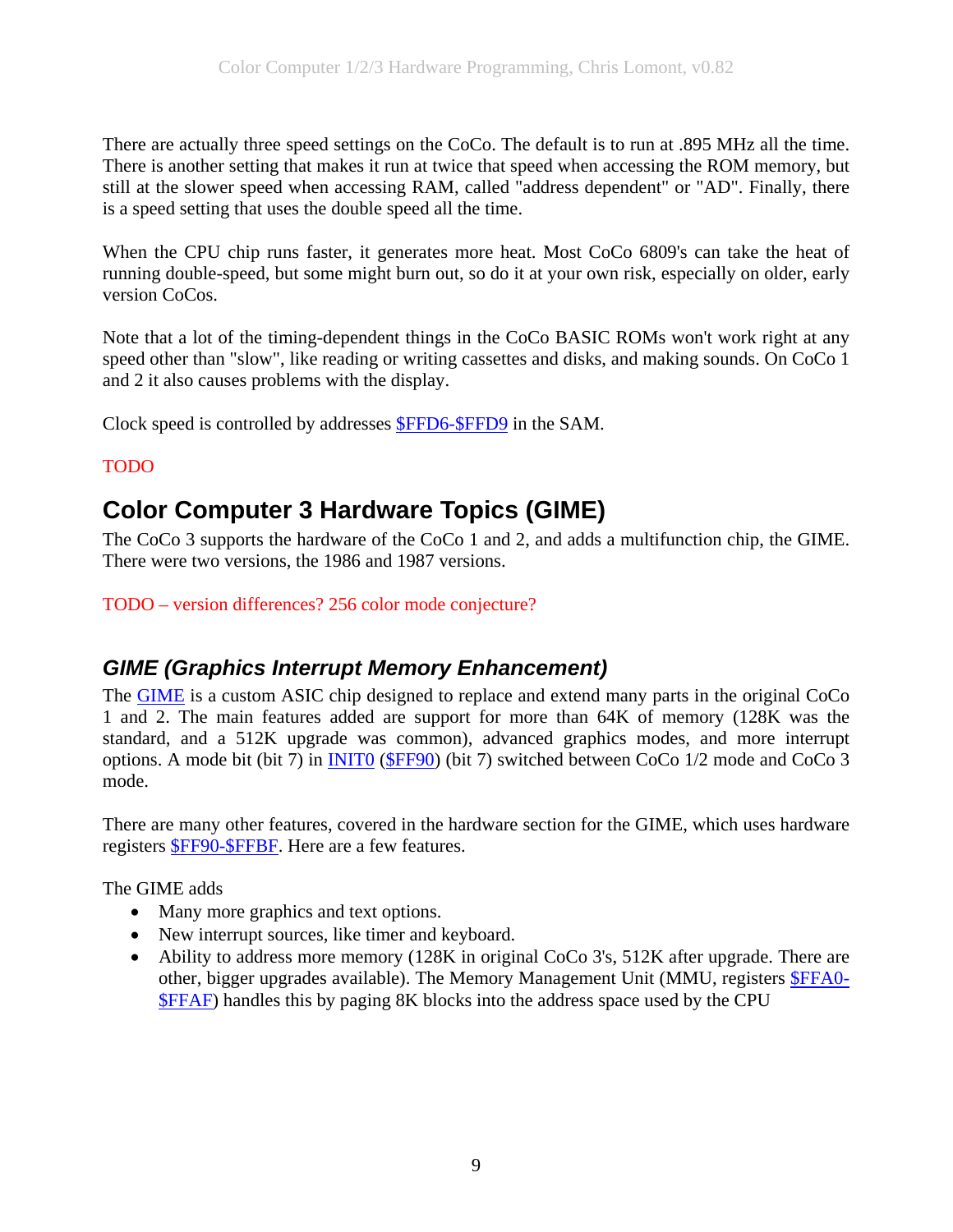There are actually three speed settings on the CoCo. The default is to run at .895 MHz all the time. There is another setting that makes it run at twice that speed when accessing the ROM memory, but still at the slower speed when accessing RAM, called "address dependent" or "AD". Finally, there is a speed setting that uses the double speed all the time.

When the CPU chip runs faster, it generates more heat. Most CoCo 6809's can take the heat of running double-speed, but some might burn out, so do it at your own risk, especially on older, early version CoCos.

Note that a lot of the timing-dependent things in the CoCo BASIC ROMs won't work right at any speed other than "slow", like reading or writing cassettes and disks, and making sounds. On CoCo 1 and 2 it also causes problems with the display.

Clock speed is controlled by addresses $FFD6-$FFD9 in the SAM.

TODO

# Color Computer 3 Hardware Topics (GIME)

The CoCo 3 supports the hardware of the CoCo 1 and 2, and adds a multifunction chip, the GIME. There were two versions, the 1986 and 1987 versions.

TODO – version differences? 256 color mode conjecture?

## *GIME (Graphics Interrupt Memory Enhancement)*

The GIME is a custom ASIC chip designed to replace and extend many parts in the original CoCo 1 and 2. The main features added are support for more than 64K of memory (128K was the standard, and a 512K upgrade was common), advanced graphics modes, and more interrupt options. A mode bit (bit 7) in INIT0 ($FF90) (bit 7) switched between CoCo 1/2 mode and CoCo 3 mode.

There are many other features, covered in the hardware section for the GIME, which uses hardware registers $FF90-$FFBF. Here are a few features.

The GIME adds

- Many more graphics and text options.
- New interrupt sources, like timer and keyboard.
- Ability to address more memory (128K in original CoCo 3's, 512K after upgrade. There are other, bigger upgrades available). The Memory Management Unit (MMU, registers $FFA0-$FFAF) handles this by paging 8K blocks into the address space used by the CPU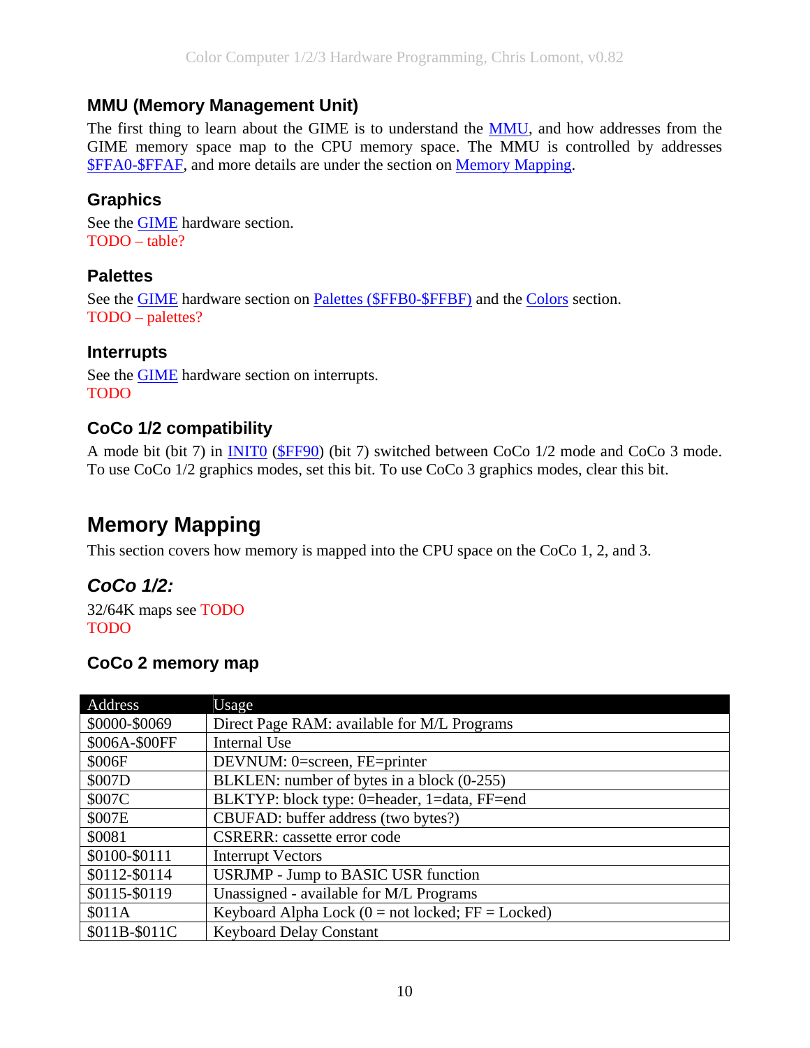### MMU (Memory Management Unit)

The first thing to learn about the GIME is to understand the MMU, and how addresses from the GIME memory space map to the CPU memory space. The MMU is controlled by addresses $FFA0-$FFAF, and more details are under the section on Memory Mapping.

### Graphics

See the GIME hardware section.
TODO – table?

### Palettes

See the GIME hardware section on Palettes ($FFB0-$FFBF) and the Colors section.
TODO – palettes?

### Interrupts

See the GIME hardware section on interrupts.
TODO

### CoCo 1/2 compatibility

A mode bit (bit 7) in INIT0 ($FF90) (bit 7) switched between CoCo 1/2 mode and CoCo 3 mode. To use CoCo 1/2 graphics modes, set this bit. To use CoCo 3 graphics modes, clear this bit.

## Memory Mapping

This section covers how memory is mapped into the CPU space on the CoCo 1, 2, and 3.

### *CoCo 1/2:*

32/64K maps see TODO
TODO

### CoCo 2 memory map

| Address | Usage |
|---|---|
| $0000-$0069 | Direct Page RAM: available for M/L Programs |
| $006A-$00FF | Internal Use |
| $006F | DEVNUM: 0=screen, FE=printer |
| $007D | BLKLEN: number of bytes in a block (0-255) |
| $007C | BLKTYP: block type: 0=header, 1=data, FF=end |
| $007E | CBUFAD: buffer address (two bytes?) |
| $0081 | CSRERR: cassette error code |
| $0100-$0111 | Interrupt Vectors |
| $0112-$0114 | USRJMP - Jump to BASIC USR function |
| $0115-$0119 | Unassigned - available for M/L Programs |
| $011A | Keyboard Alpha Lock (0 = not locked; FF = Locked) |
| $011B-$011C | Keyboard Delay Constant |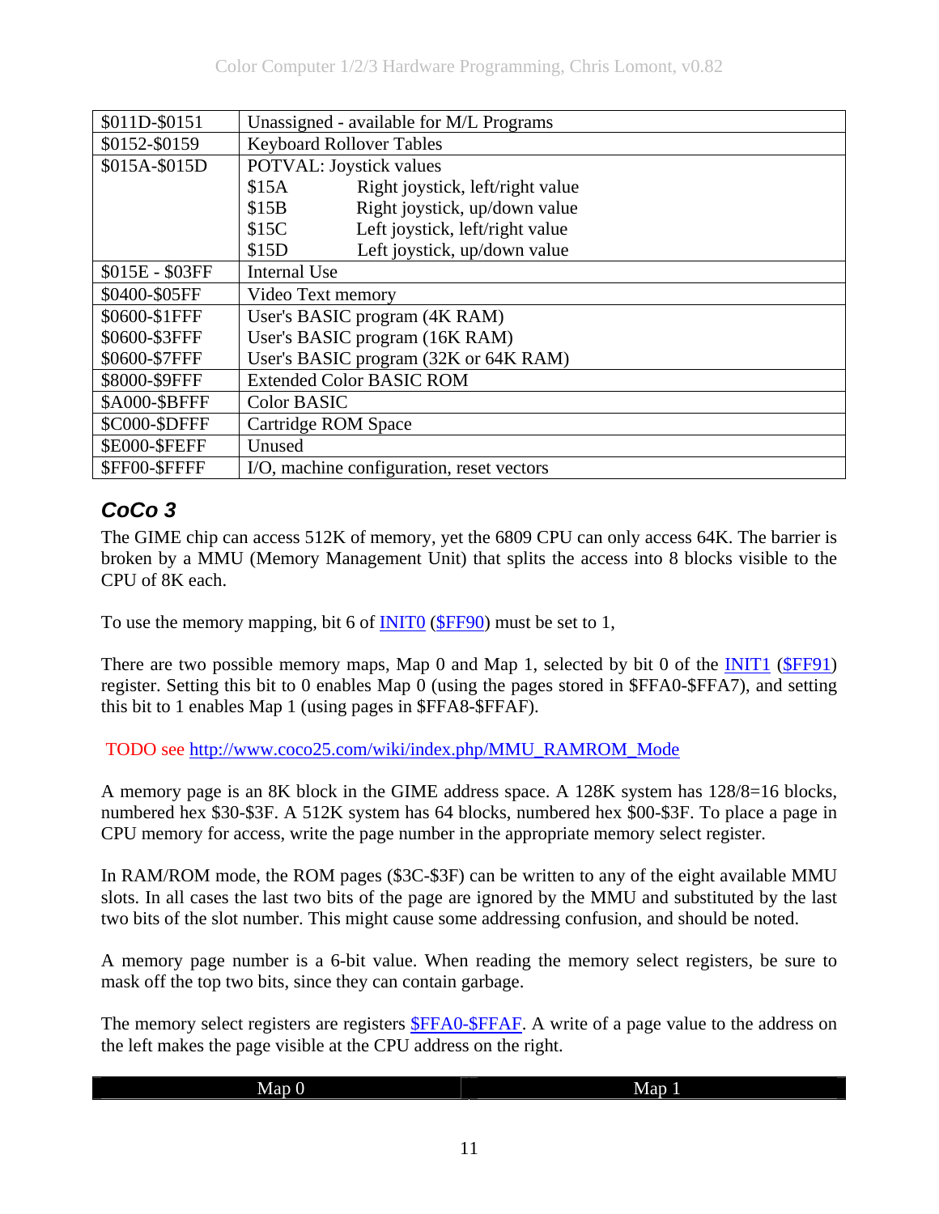| | |
|---|---|
| $011D-$0151 | Unassigned - available for M/L Programs |
| $0152-$0159 | Keyboard Rollover Tables |
| $015A-$015D | POTVAL: Joystick values<br>$15A Right joystick, left/right value<br>$15B Right joystick, up/down value<br>$15C Left joystick, left/right value<br>$15D Left joystick, up/down value |
| $015E - $03FF | Internal Use |
| $0400-$05FF | Video Text memory |
| $0600-$1FFF<br>$0600-$3FFF<br>$0600-$7FFF | User's BASIC program (4K RAM)<br>User's BASIC program (16K RAM)<br>User's BASIC program (32K or 64K RAM) |
| $8000-$9FFF | Extended Color BASIC ROM |
| $A000-$BFFF | Color BASIC |
| $C000-$DFFF | Cartridge ROM Space |
| $E000-$FEFF | Unused |
| $FF00-$FFFF | I/O, machine configuration, reset vectors |

## *CoCo 3*

The GIME chip can access 512K of memory, yet the 6809 CPU can only access 64K. The barrier is broken by a MMU (Memory Management Unit) that splits the access into 8 blocks visible to the CPU of 8K each.

To use the memory mapping, bit 6 of INIT0 ($FF90) must be set to 1,

There are two possible memory maps, Map 0 and Map 1, selected by bit 0 of the INIT1 ($FF91) register. Setting this bit to 0 enables Map 0 (using the pages stored in $FFA0-$FFA7), and setting this bit to 1 enables Map 1 (using pages in $FFA8-$FFAF).

TODO see http://www.coco25.com/wiki/index.php/MMU_RAMROM_Mode

A memory page is an 8K block in the GIME address space. A 128K system has 128/8=16 blocks, numbered hex $30-$3F. A 512K system has 64 blocks, numbered hex $00-$3F. To place a page in CPU memory for access, write the page number in the appropriate memory select register.

In RAM/ROM mode, the ROM pages ($3C-$3F) can be written to any of the eight available MMU slots. In all cases the last two bits of the page are ignored by the MMU and substituted by the last two bits of the slot number. This might cause some addressing confusion, and should be noted.

A memory page number is a 6-bit value. When reading the memory select registers, be sure to mask off the top two bits, since they can contain garbage.

The memory select registers are registers $FFA0-$FFAF. A write of a page value to the address on the left makes the page visible at the CPU address on the right.

| Map 0 | Map 1 |
|---|---|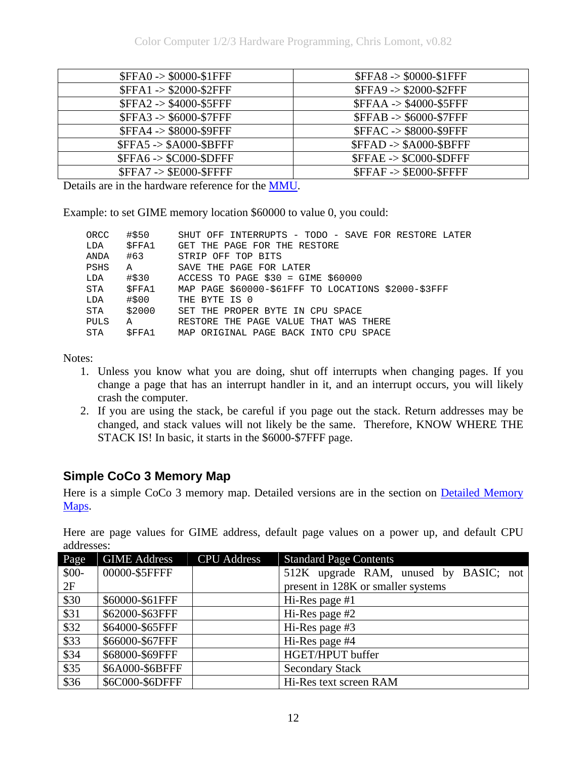| $FFA0 -> $0000-$1FFF | $FFA8 -> $0000-$1FFF |
|---|---|
| $FFA1 -> $2000-$2FFF | $FFA9 -> $2000-$2FFF |
| $FFA2 -> $4000-$5FFF | $FFAA -> $4000-$5FFF |
| $FFA3 -> $6000-$7FFF | $FFAB -> $6000-$7FFF |
| $FFA4 -> $8000-$9FFF | $FFAC -> $8000-$9FFF |
| $FFA5 -> $A000-$BFFF | $FFAD -> $A000-$BFFF |
| $FFA6 -> $C000-$DFFF | $FFAE -> $C000-$DFFF |
| $FFA7 -> $E000-$FFFF | $FFAF -> $E000-$FFFF |

Details are in the hardware reference for the MMU.

Example: to set GIME memory location $60000 to value 0, you could:

```
ORCC   #$50     SHUT OFF INTERRUPTS - TODO - SAVE FOR RESTORE LATER
LDA    $FFA1    GET THE PAGE FOR THE RESTORE
ANDA   #63      STRIP OFF TOP BITS
PSHS   A        SAVE THE PAGE FOR LATER
LDA    #$30     ACCESS TO PAGE $30 = GIME $60000
STA    $FFA1    MAP PAGE $60000-$61FFF TO LOCATIONS $2000-$3FFF
LDA    #$00     THE BYTE IS 0
STA    $2000    SET THE PROPER BYTE IN CPU SPACE
PULS   A        RESTORE THE PAGE VALUE THAT WAS THERE
STA    $FFA1    MAP ORIGINAL PAGE BACK INTO CPU SPACE
```

Notes:

1. Unless you know what you are doing, shut off interrupts when changing pages. If you change a page that has an interrupt handler in it, and an interrupt occurs, you will likely crash the computer.
2. If you are using the stack, be careful if you page out the stack. Return addresses may be changed, and stack values will not likely be the same. Therefore, KNOW WHERE THE STACK IS! In basic, it starts in the $6000-$7FFF page.

## Simple CoCo 3 Memory Map

Here is a simple CoCo 3 memory map. Detailed versions are in the section on Detailed Memory Maps.

Here are page values for GIME address, default page values on a power up, and default CPU addresses:

| Page | GIME Address | CPU Address | Standard Page Contents |
|---|---|---|---|
| $00-2F | 00000-$5FFFF | | 512K upgrade RAM, unused by BASIC; not present in 128K or smaller systems |
| $30 | $60000-$61FFF | | Hi-Res page #1 |
| $31 | $62000-$63FFF | | Hi-Res page #2 |
| $32 | $64000-$65FFF | | Hi-Res page #3 |
| $33 | $66000-$67FFF | | Hi-Res page #4 |
| $34 | $68000-$69FFF | | HGET/HPUT buffer |
| $35 | $6A000-$6BFFF | | Secondary Stack |
| $36 | $6C000-$6DFFF | | Hi-Res text screen RAM |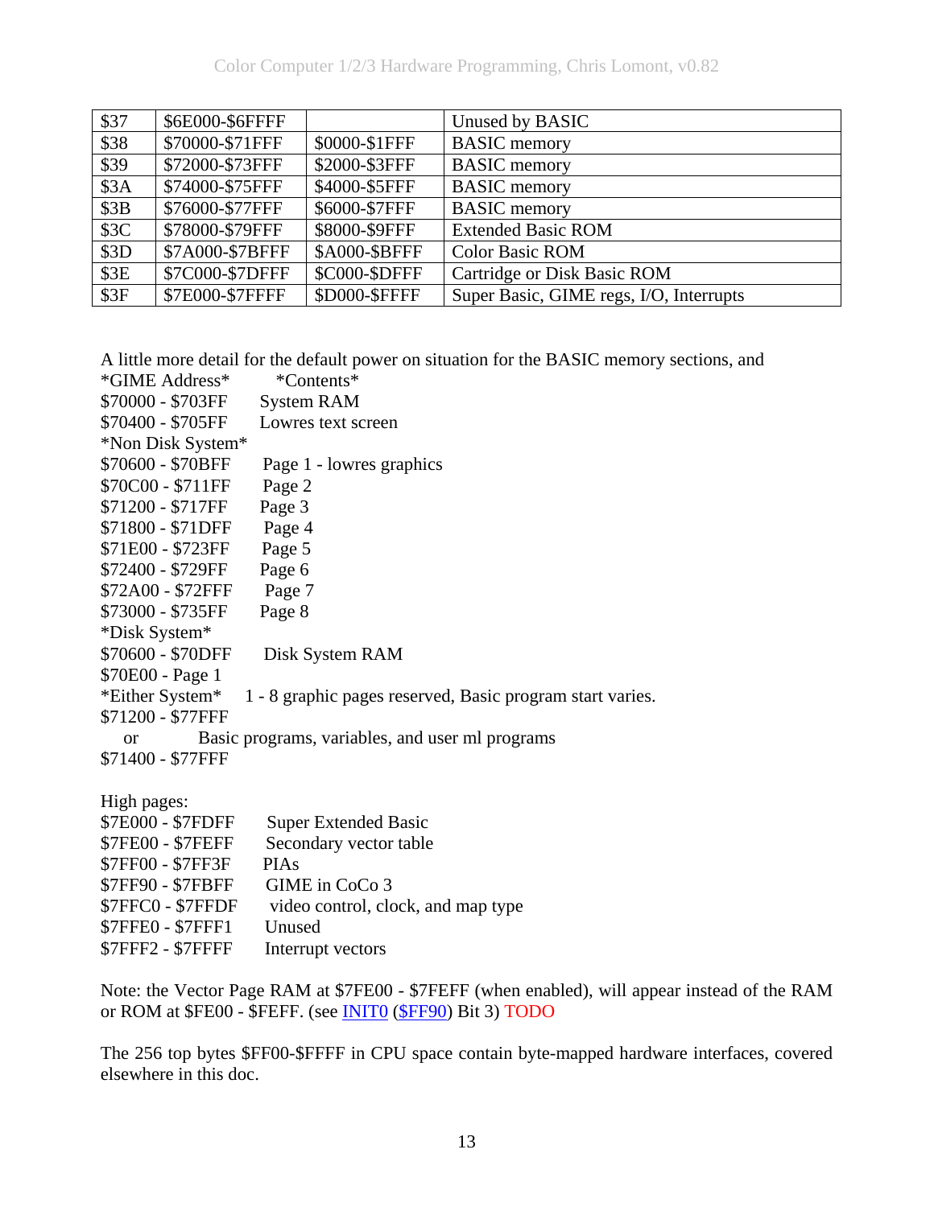| $37 | $6E000-$6FFFF | | Unused by BASIC |
|---|---|---|---|
| $38 | $70000-$71FFF | $0000-$1FFF | BASIC memory |
| $39 | $72000-$73FFF | $2000-$3FFF | BASIC memory |
| $3A | $74000-$75FFF | $4000-$5FFF | BASIC memory |
| $3B | $76000-$77FFF | $6000-$7FFF | BASIC memory |
| $3C | $78000-$79FFF | $8000-$9FFF | Extended Basic ROM |
| $3D | $7A000-$7BFFF | $A000-$BFFF | Color Basic ROM |
| $3E | $7C000-$7DFFF | $C000-$DFFF | Cartridge or Disk Basic ROM |
| $3F | $7E000-$7FFFF | $D000-$FFFF | Super Basic, GIME regs, I/O, Interrupts |

A little more detail for the default power on situation for the BASIC memory sections, and

*GIME Address* *Contents*
$70000 - $703FF System RAM
$70400 - $705FF Lowres text screen
*Non Disk System*
$70600 - $70BFF Page 1 - lowres graphics
$70C00 - $711FF Page 2
$71200 - $717FF Page 3
$71800 - $71DFF Page 4
$71E00 - $723FF Page 5
$72400 - $729FF Page 6
$72A00 - $72FFF Page 7
$73000 - $735FF Page 8
*Disk System*
$70600 - $70DFF Disk System RAM
$70E00 - Page 1
*Either System* 1 - 8 graphic pages reserved, Basic program start varies.
$71200 - $77FFF
or Basic programs, variables, and user ml programs
$71400 - $77FFF

High pages:
$7E000 - $7FDFF Super Extended Basic
$7FE00 - $7FEFF Secondary vector table
$7FF00 - $7FF3F PIAs
$7FF90 - $7FFBF GIME in CoCo 3
$7FFC0 - $7FFDF video control, clock, and map type
$7FFE0 - $7FFF1 Unused
$7FFF2 - $7FFFF Interrupt vectors

Note: the Vector Page RAM at $7FE00 - $7FEFF (when enabled), will appear instead of the RAM or ROM at $FE00 - $FEFF. (see INIT0 ($FF90) Bit 3) TODO

The 256 top bytes $FF00-$FFFF in CPU space contain byte-mapped hardware interfaces, covered elsewhere in this doc.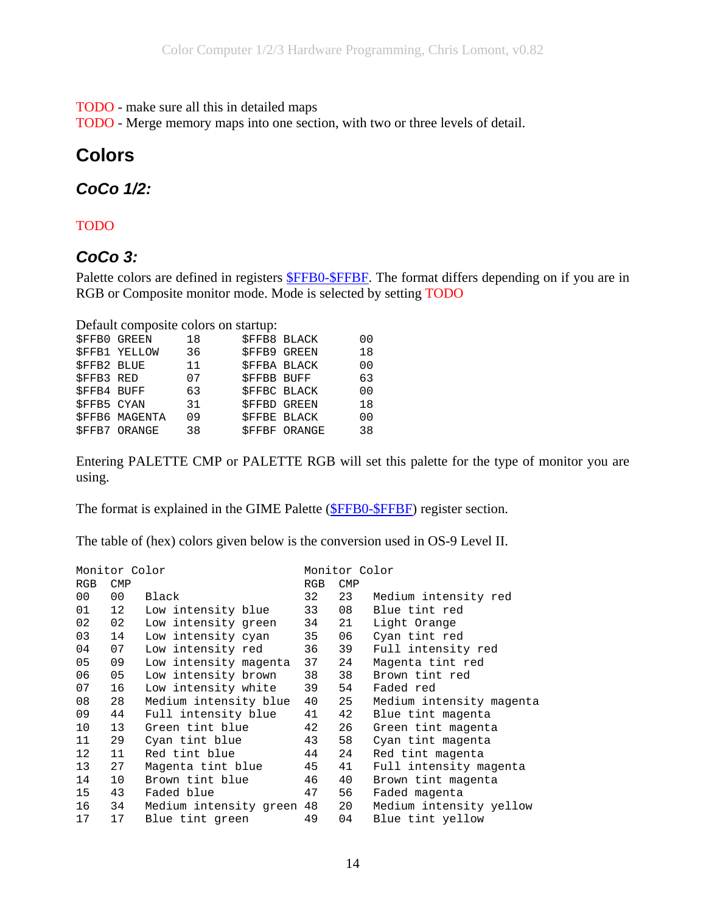TODO - make sure all this in detailed maps
TODO - Merge memory maps into one section, with two or three levels of detail.

## Colors

### *CoCo 1/2:*

TODO

### *CoCo 3:*

Palette colors are defined in registers $FFB0-$FFBF. The format differs depending on if you are in RGB or Composite monitor mode. Mode is selected by setting TODO

Default composite colors on startup:

```
$FFB0 GREEN     18      $FFB8 BLACK     00
$FFB1 YELLOW    36      $FFB9 GREEN     18
$FFB2 BLUE      11      $FFBA BLACK     00
$FFB3 RED       07      $FFBB BUFF      63
$FFB4 BUFF      63      $FFBC BLACK     00
$FFB5 CYAN      31      $FFBD GREEN     18
$FFB6 MAGENTA   09      $FFBE BLACK     00
$FFB7 ORANGE    38      $FFBF ORANGE    38
```

Entering PALETTE CMP or PALETTE RGB will set this palette for the type of monitor you are using.

The format is explained in the GIME Palette ($FFB0-$FFBF) register section.

The table of (hex) colors given below is the conversion used in OS-9 Level II.

```
Monitor Color                     Monitor Color
RGB  CMP                          RGB  CMP
00   00   Black                   32   23   Medium intensity red
01   12   Low intensity blue      33   08   Blue tint red
02   02   Low intensity green     34   21   Light Orange
03   14   Low intensity cyan      35   06   Cyan tint red
04   07   Low intensity red       36   39   Full intensity red
05   09   Low intensity magenta   37   24   Magenta tint red
06   05   Low intensity brown     38   38   Brown tint red
07   16   Low intensity white     39   54   Faded red
08   28   Medium intensity blue   40   25   Medium intensity magenta
09   44   Full intensity blue     41   42   Blue tint magenta
10   13   Green tint blue         42   26   Green tint magenta
11   29   Cyan tint blue          43   58   Cyan tint magenta
12   11   Red tint blue           44   24   Red tint magenta
13   27   Magenta tint blue       45   41   Full intensity magenta
14   10   Brown tint blue         46   40   Brown tint magenta
15   43   Faded blue              47   56   Faded magenta
16   34   Medium intensity green  48   20   Medium intensity yellow
17   17   Blue tint green         49   04   Blue tint yellow
```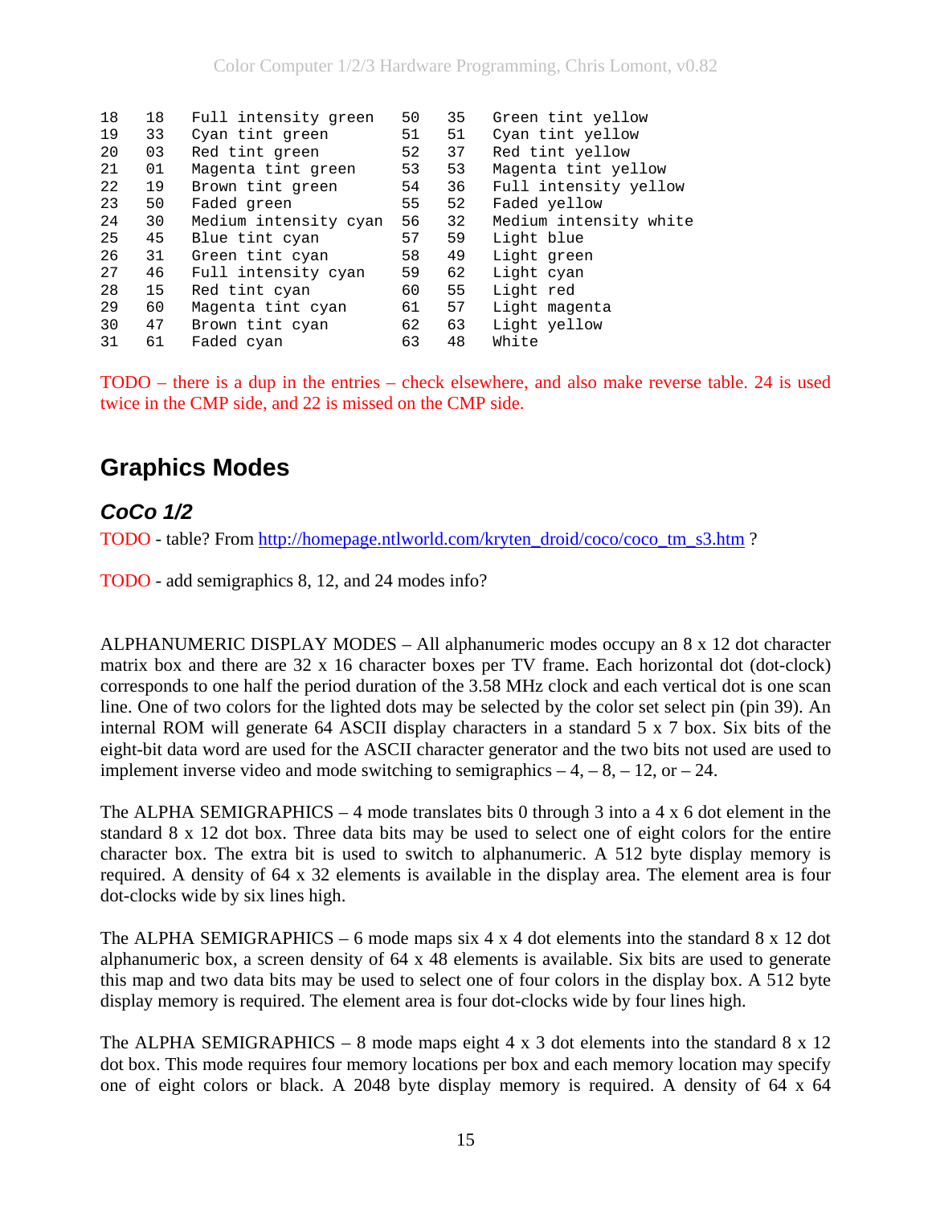```
18   18   Full intensity green    50   35   Green tint yellow
19   33   Cyan tint green         51   51   Cyan tint yellow
20   03   Red tint green          52   37   Red tint yellow
21   01   Magenta tint green      53   53   Magenta tint yellow
22   19   Brown tint green        54   36   Full intensity yellow
23   50   Faded green             55   52   Faded yellow
24   30   Medium intensity cyan   56   32   Medium intensity white
25   45   Blue tint cyan          57   59   Light blue
26   31   Green tint cyan         58   49   Light green
27   46   Full intensity cyan     59   62   Light cyan
28   15   Red tint cyan           60   55   Light red
29   60   Magenta tint cyan       61   57   Light magenta
30   47   Brown tint cyan         62   63   Light yellow
31   61   Faded cyan              63   48   White
```

TODO – there is a dup in the entries – check elsewhere, and also make reverse table. 24 is used twice in the CMP side, and 22 is missed on the CMP side.

# Graphics Modes

## *CoCo 1/2*

TODO - table? From http://homepage.ntlworld.com/kryten_droid/coco/coco_tm_s3.htm ?

TODO - add semigraphics 8, 12, and 24 modes info?

ALPHANUMERIC DISPLAY MODES – All alphanumeric modes occupy an 8 x 12 dot character matrix box and there are 32 x 16 character boxes per TV frame. Each horizontal dot (dot-clock) corresponds to one half the period duration of the 3.58 MHz clock and each vertical dot is one scan line. One of two colors for the lighted dots may be selected by the color set select pin (pin 39). An internal ROM will generate 64 ASCII display characters in a standard 5 x 7 box. Six bits of the eight-bit data word are used for the ASCII character generator and the two bits not used are used to implement inverse video and mode switching to semigraphics – 4, – 8, – 12, or – 24.

The ALPHA SEMIGRAPHICS – 4 mode translates bits 0 through 3 into a 4 x 6 dot element in the standard 8 x 12 dot box. Three data bits may be used to select one of eight colors for the entire character box. The extra bit is used to switch to alphanumeric. A 512 byte display memory is required. A density of 64 x 32 elements is available in the display area. The element area is four dot-clocks wide by six lines high.

The ALPHA SEMIGRAPHICS – 6 mode maps six 4 x 4 dot elements into the standard 8 x 12 dot alphanumeric box, a screen density of 64 x 48 elements is available. Six bits are used to generate this map and two data bits may be used to select one of four colors in the display box. A 512 byte display memory is required. The element area is four dot-clocks wide by four lines high.

The ALPHA SEMIGRAPHICS – 8 mode maps eight 4 x 3 dot elements into the standard 8 x 12 dot box. This mode requires four memory locations per box and each memory location may specify one of eight colors or black. A 2048 byte display memory is required. A density of 64 x 64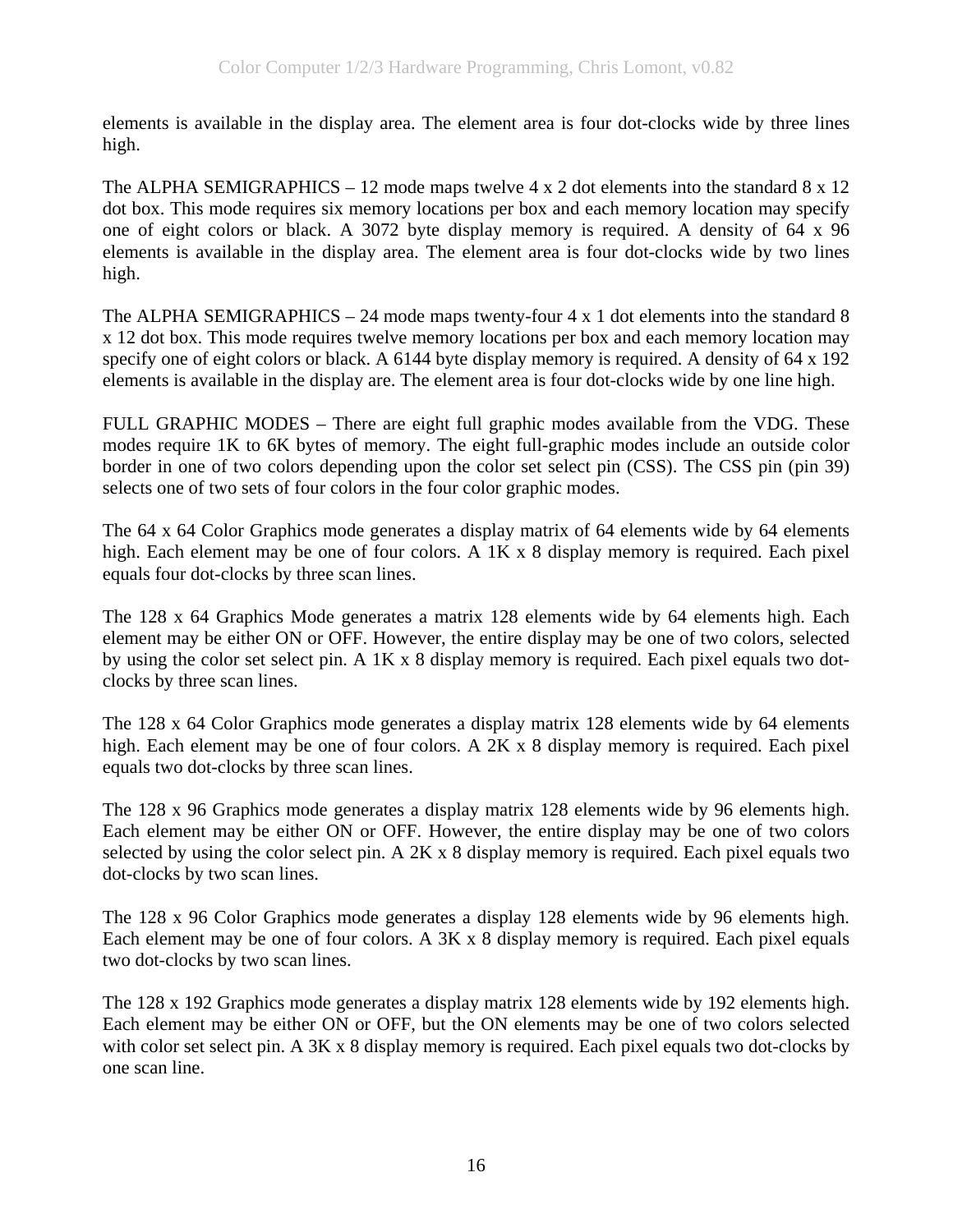elements is available in the display area. The element area is four dot-clocks wide by three lines high.

The ALPHA SEMIGRAPHICS – 12 mode maps twelve 4 x 2 dot elements into the standard 8 x 12 dot box. This mode requires six memory locations per box and each memory location may specify one of eight colors or black. A 3072 byte display memory is required. A density of 64 x 96 elements is available in the display area. The element area is four dot-clocks wide by two lines high.

The ALPHA SEMIGRAPHICS – 24 mode maps twenty-four 4 x 1 dot elements into the standard 8 x 12 dot box. This mode requires twelve memory locations per box and each memory location may specify one of eight colors or black. A 6144 byte display memory is required. A density of 64 x 192 elements is available in the display are. The element area is four dot-clocks wide by one line high.

FULL GRAPHIC MODES – There are eight full graphic modes available from the VDG. These modes require 1K to 6K bytes of memory. The eight full-graphic modes include an outside color border in one of two colors depending upon the color set select pin (CSS). The CSS pin (pin 39) selects one of two sets of four colors in the four color graphic modes.

The 64 x 64 Color Graphics mode generates a display matrix of 64 elements wide by 64 elements high. Each element may be one of four colors. A 1K x 8 display memory is required. Each pixel equals four dot-clocks by three scan lines.

The 128 x 64 Graphics Mode generates a matrix 128 elements wide by 64 elements high. Each element may be either ON or OFF. However, the entire display may be one of two colors, selected by using the color set select pin. A 1K x 8 display memory is required. Each pixel equals two dot-clocks by three scan lines.

The 128 x 64 Color Graphics mode generates a display matrix 128 elements wide by 64 elements high. Each element may be one of four colors. A 2K x 8 display memory is required. Each pixel equals two dot-clocks by three scan lines.

The 128 x 96 Graphics mode generates a display matrix 128 elements wide by 96 elements high. Each element may be either ON or OFF. However, the entire display may be one of two colors selected by using the color select pin. A 2K x 8 display memory is required. Each pixel equals two dot-clocks by two scan lines.

The 128 x 96 Color Graphics mode generates a display 128 elements wide by 96 elements high. Each element may be one of four colors. A 3K x 8 display memory is required. Each pixel equals two dot-clocks by two scan lines.

The 128 x 192 Graphics mode generates a display matrix 128 elements wide by 192 elements high. Each element may be either ON or OFF, but the ON elements may be one of two colors selected with color set select pin. A 3K x 8 display memory is required. Each pixel equals two dot-clocks by one scan line.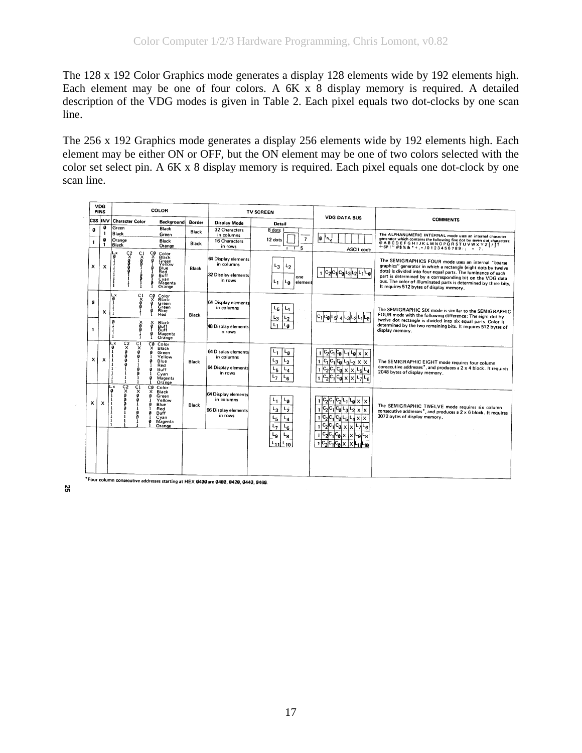The 128 x 192 Color Graphics mode generates a display 128 elements wide by 192 elements high. Each element may be one of four colors. A 6K x 8 display memory is required. A detailed description of the VDG modes is given in Table 2. Each pixel equals two dot-clocks by one scan line.

The 256 x 192 Graphics mode generates a display 256 elements wide by 192 elements high. Each element may be either ON or OFF, but the ON element may be one of two colors selected with the color set select pin. A 6K x 8 display memory is required. Each pixel equals one dot-clock by one scan line.

| VDG PINS | | COLOR | | | TV SCREEN | | VDG DATA BUS | COMMENTS |
|---|---|---|---|---|---|---|---|---|
| CSS | INV | Character Color | Background | Border | Display Mode | Detail | | |
| 0 | 0 | Green | Black | Black | 32 Characters in columns | 8 dots, 12 dots, 7, 5 | 0 I N V ... ASCII code | The ALPHANUMERIC INTERNAL mode uses an internal character generator which contains the following five dot by seven dot characters: @ A B C D E F G H I J K L M N O P Q R S T U V W X Y Z [ / ] ↑ ← SP ! " # $ % & ' ( ) * + , - . / 0 1 2 3 4 5 6 7 8 9 : ; < = > ? |
| 0 | 1 | Black | Green | | | | | |
| 1 | 0 | Orange | Black | Black | 16 Characters in rows | | | |
| 1 | 1 | Black | Orange | | | | | |
| X | X | Lx C2 C1 C0 Color: 0 X X X Black; 1 0 0 0 Green; 1 0 0 1 Yellow; 1 0 1 0 Blue; 1 0 1 1 Red; 1 1 0 0 Buff; 1 1 0 1 Cyan; 1 1 1 0 Magenta; 1 1 1 1 Orange | | Black | 64 Display elements in columns; 32 Display elements in rows | L3 L2 / L1 L0 (one element) | 1 C2 C1 C0 L3 L2 L1 L0 | The SEMIGRAPHICS FOUR mode uses an internal "coarse graphics" generator in which a rectangle (eight dots by twelve dots) is divided into four equal parts. The luminance of each part is determined by a corresponding bit on the VDG data bus. The color of illuminated parts is determined by three bits. It requires 512 bytes of display memory. |
| 0 | X | Lx C1 C0 Color: 0 X X Black; 1 0 0 Green; 1 0 1 Blue; 1 1 0 Yellow... 1 1 1 Red | | Black | 64 Display elements in columns | L5 L4 / L3 L2 / L1 L0 | C1 C0 L5 L4 L3 L2 L1 L0 | The SEMIGRAPHIC SIX mode is similar to the SEMIGRAPHIC FOUR mode with the following difference: The eight dot by twelve dot rectangle is divided into six equal parts. Color is determined by the two remaining bits. It requires 512 bytes of display memory. |
| 1 | | 0 X X Black; 1 0 0 Buff; 1 0 1 Buff... 1 1 0 Magenta; 1 1 1 Orange | | | 48 Display elements in rows | | | |
| X | X | Lx C2 C1 C0 Color: 0 X X X Black; 1 0 0 0 Green; 1 0 0 1 Yellow; 1 0 1 0 Blue; 1 0 1 1 Red; 1 1 0 0 Buff; 1 1 0 1 Cyan; 1 1 1 0 Magenta; 1 1 1 1 Orange | | Black | 64 Display elements in columns; 64 Display elements in rows | L1 L0 / L3 L2 / L5 L4 / L7 L6 | 1 C2 C1 C0 L1 L0 X X; 1 C1 C1 C0 L3 L2 X X; 1 C2 C1 C0 X X L5 L4; 1 C2 C1 C0 X X L7 L6 | The SEMIGRAPHIC EIGHT mode requires four column consecutive addresses*, and produces a 2 x 4 block. It requires 2048 bytes of display memory. |
| X | X | Lx C2 C1 C0 Color: 0 X X X Black; 1 0 0 0 Green; 1 0 0 1 Yellow; 1 0 1 0 Blue; 1 0 1 1 Red; 1 1 0 0 Buff; 1 1 0 1 Cyan; 1 1 1 0 Magenta; 1 1 1 1 Orange | | Black | 64 Display elements in columns; 96 Display elements in rows | L1 L0 / L3 L2 / L5 L4 / L7 L6 / L9 L8 / L11 L10 | 1 C2 C1 C2 L1 L0 X X; 1 C2 C1 C0 L3 L2 X X; 1 C2 C1 C0 L5 L4 X X; 1 C2 C1 C0 X X L7 L6; 1 C2 C1 C0 X X L9 L8; 1 C2 C1 C0 X X L11 L10 | The SEMIGRAPHIC TWELVE mode requires six column consecutive addresses*, and produces a 2 x 6 block. It requires 3072 bytes of display memory. |

*Four column consecutive addresses starting at HEX 0400 are 0400, 0420, 0440, 0460.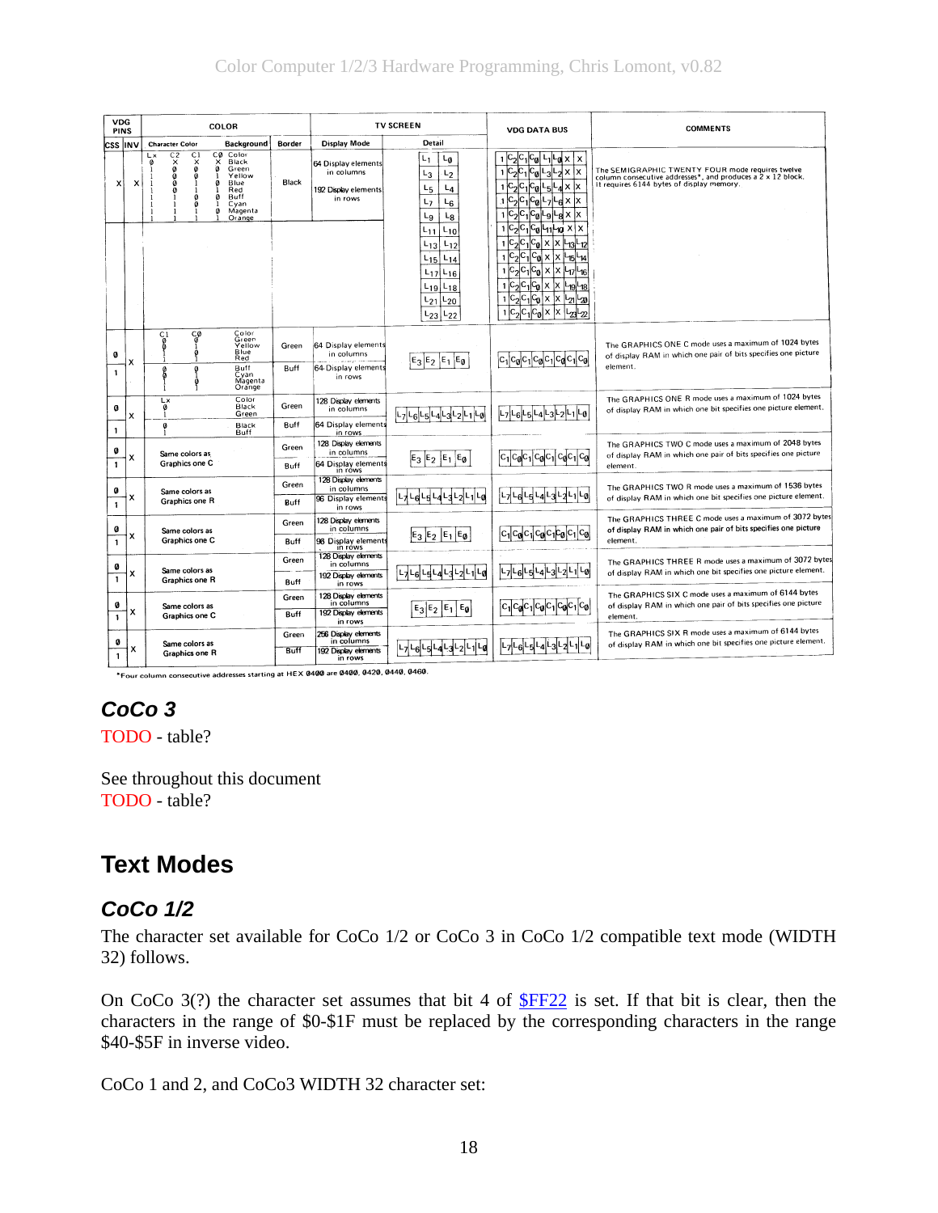| VDG PINS | | COLOR | | | TV SCREEN | | VDG DATA BUS | COMMENTS |
|---|---|---|---|---|---|---|---|---|
| CSS | INV | Character Color | Background | Border | Display Mode | Detail | | |
| X | X | Lx C2 C1 C0 Color: Ø X X X Black; 1 Ø Ø Ø Green; 1 Ø Ø 1 Yellow; 1 Ø 1 Ø Blue; 1 Ø 1 1 Red; 1 1 Ø Ø Buff; 1 1 Ø 1 Cyan; 1 1 1 Ø Magenta; 1 1 1 1 Orange | | Black | 64 Display elements in columns; 192 Display elements in rows | $L_1\ L_0$ / $L_3\ L_2$ / $L_5\ L_4$ / $L_7\ L_6$ / $L_9\ L_8$ / $L_{11}\ L_{10}$ / $L_{13}\ L_{12}$ / $L_{15}\ L_{14}$ / $L_{17}\ L_{16}$ / $L_{19}\ L_{18}$ / $L_{21}\ L_{20}$ / $L_{23}\ L_{22}$ | 1 $C_2 C_1 C_0 L_1 L_0$ X X / 1 $C_2 C_1 C_0 L_3 L_2$ X X / 1 $C_2 C_1 C_0 L_5 L_4$ X X / 1 $C_2 C_1 C_0 L_7 L_6$ X X / 1 $C_2 C_1 C_0 L_9 L_8$ X X / 1 $C_2 C_1 C_0 L_{11} L_{10}$ X X / 1 $C_2 C_1 C_0$ X X $L_{13} L_{12}$ / 1 $C_2 C_1 C_0$ X X $L_{15} L_{14}$ / 1 $C_2 C_1 C_0$ X X $L_{17} L_{16}$ / 1 $C_2 C_1 C_0$ X X $L_{19} L_{18}$ / 1 $C_2 C_1 C_0$ X X $L_{21} L_{20}$ / 1 $C_2 C_1 C_0$ X X $L_{23} L_{22}$ | The SEMIGRAPHIC TWENTY FOUR mode requires twelve column consecutive addresses*, and produces a 2 x 12 block. It requires 6144 bytes of display memory. |
| Ø | X | C1 C0 Color: Ø Ø Green; Ø 1 Yellow; 1 Ø Blue; 1 1 Red | | Green | 64 Display elements in columns | $E_3\ E_2\ E_1\ E_0$ | $C_1 C_0 C_1 C_0 C_1 C_0 C_1 C_0$ | The GRAPHICS ONE C mode uses a maximum of 1024 bytes of display RAM in which one pair of bits specifies one picture element. |
| 1 | | Ø Ø Buff; Ø 1 Cyan; 1 Ø Magenta; 1 1 Orange | | Buff | 64 Display elements in rows | | | |
| Ø | X | Lx Color: Ø Black; 1 Green | | Green | 128 Display elements in columns | $L_7 L_6 L_5 L_4 L_3 L_2 L_1 L_0$ | $L_7 L_6 L_5 L_4 L_3 L_2 L_1 L_0$ | The GRAPHICS ONE R mode uses a maximum of 1024 bytes of display RAM in which one bit specifies one picture element. |
| 1 | | Ø Black; 1 Buff | | Buff | 64 Display elements in rows | | | |
| Ø | X | Same colors as Graphics one C | | Green | 128 Display elements in columns | $E_3\ E_2\ E_1\ E_0$ | $C_1 C_0 C_1 C_0 C_1 C_0 C_1 C_0$ | The GRAPHICS TWO C mode uses a maximum of 2048 bytes of display RAM in which one pair of bits specifies one picture element. |
| 1 | | | | Buff | 64 Display elements in rows | | | |
| Ø | X | Same colors as Graphics one R | | Green | 128 Display elements in columns | $L_7 L_6 L_5 L_4 L_3 L_2 L_1 L_0$ | $L_7 L_6 L_5 L_4 L_3 L_2 L_1 L_0$ | The GRAPHICS TWO R mode uses a maximum of 1536 bytes of display RAM in which one bit specifies one picture element. |
| 1 | | | | Buff | 96 Display elements in rows | | | |
| Ø | X | Same colors as Graphics one C | | Green | 128 Display elements in columns | $E_3\ E_2\ E_1\ E_0$ | $C_1 C_0 C_1 C_0 C_1 C_0 C_1 C_0$ | The GRAPHICS THREE C mode uses a maximum of 3072 bytes of display RAM in which one pair of bits specifies one picture element. |
| 1 | | | | Buff | 96 Display elements in rows | | | |
| Ø | X | Same colors as Graphics one R | | Green | 128 Display elements in columns | $L_7 L_6 L_5 L_4 L_3 L_2 L_1 L_0$ | $L_7 L_6 L_5 L_4 L_3 L_2 L_1 L_0$ | The GRAPHICS THREE R mode uses a maximum of 3072 bytes of display RAM in which one bit specifies one picture element. |
| 1 | | | | Buff | 192 Display elements in rows | | | |
| Ø | X | Same colors as Graphics one C | | Green | 128 Display elements in columns | $E_3\ E_2\ E_1\ E_0$ | $C_1 C_0 C_1 C_0 C_1 C_0 C_1 C_0$ | The GRAPHICS SIX C mode uses a maximum of 6144 bytes of display RAM in which one pair of bits specifies one picture element. |
| 1 | | | | Buff | 192 Display elements in rows | | | |
| Ø | X | Same colors as Graphics one R | | Green | 256 Display elements in columns | $L_7 L_6 L_5 L_4 L_3 L_2 L_1 L_0$ | $L_7 L_6 L_5 L_4 L_3 L_2 L_1 L_0$ | The GRAPHICS SIX R mode uses a maximum of 6144 bytes of display RAM in which one bit specifies one picture element. |
| 1 | | | | Buff | 192 Display elements in rows | | | |

*Four column consecutive addresses starting at HEX Ø4ØØ are Ø4ØØ, Ø42Ø, Ø44Ø, Ø46Ø.

### *CoCo 3*

TODO - table?

See throughout this document
TODO - table?

## Text Modes

### *CoCo 1/2*

The character set available for CoCo 1/2 or CoCo 3 in CoCo 1/2 compatible text mode (WIDTH 32) follows.

On CoCo 3(?) the character set assumes that bit 4 of $FF22 is set. If that bit is clear, then the characters in the range of $0-$1F must be replaced by the corresponding characters in the range $40-$5F in inverse video.

CoCo 1 and 2, and CoCo3 WIDTH 32 character set: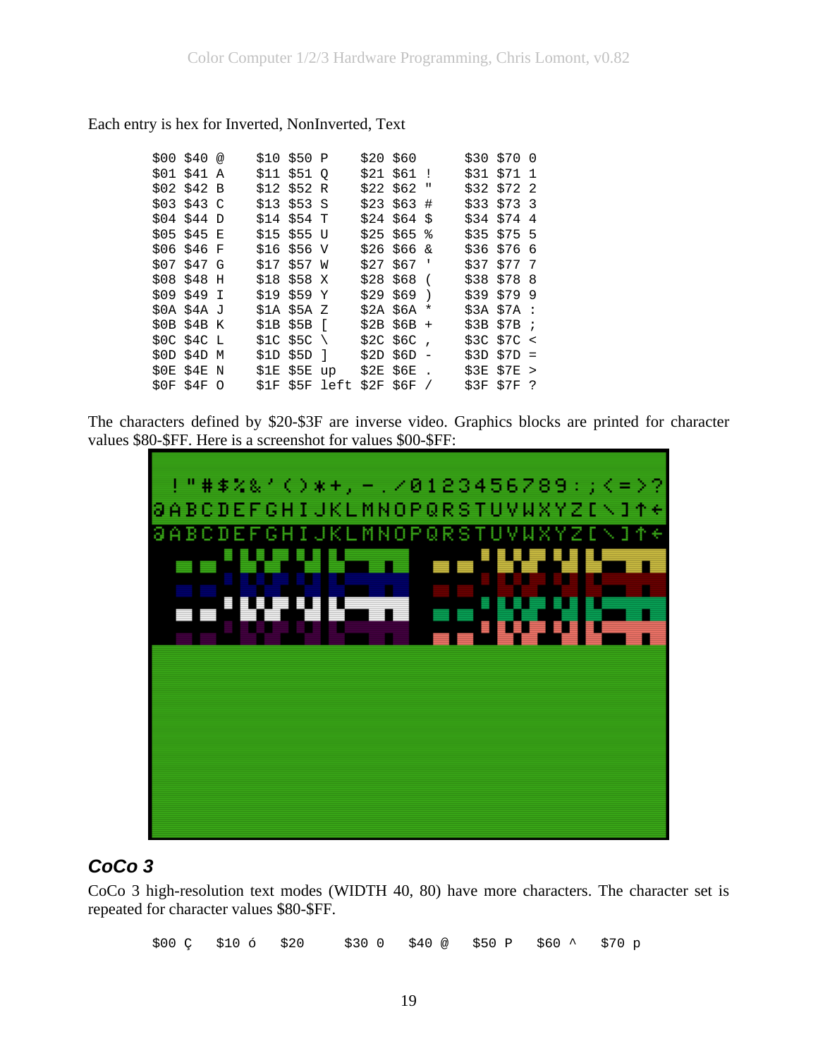Each entry is hex for Inverted, NonInverted, Text

```
$00 $40 @    $10 $50 P    $20 $60      $30 $70 0
$01 $41 A    $11 $51 Q    $21 $61 !    $31 $71 1
$02 $42 B    $12 $52 R    $22 $62 "    $32 $72 2
$03 $43 C    $13 $53 S    $23 $63 #    $33 $73 3
$04 $44 D    $14 $54 T    $24 $64 $    $34 $74 4
$05 $45 E    $15 $55 U    $25 $65 %    $35 $75 5
$06 $46 F    $16 $56 V    $26 $66 &    $36 $76 6
$07 $47 G    $17 $57 W    $27 $67 '    $37 $77 7
$08 $48 H    $18 $58 X    $28 $68 (    $38 $78 8
$09 $49 I    $19 $59 Y    $29 $69 )    $39 $79 9
$0A $4A J    $1A $5A Z    $2A $6A *    $3A $7A :
$0B $4B K    $1B $5B [    $2B $6B +    $3B $7B ;
$0C $4C L    $1C $5C \    $2C $6C ,    $3C $7C <
$0D $4D M    $1D $5D ]    $2D $6D -    $3D $7D =
$0E $4E N    $1E $5E up   $2E $6E .    $3E $7E >
$0F $4F O    $1F $5F left $2F $6F /    $3F $7F ?
```

The characters defined by $20-$3F are inverse video. Graphics blocks are printed for character values $80-$FF. Here is a screenshot for values $00-$FF:

## CoCo 3

CoCo 3 high-resolution text modes (WIDTH 40, 80) have more characters. The character set is repeated for character values $80-$FF.

```
$00 Ç    $10 ó    $20      $30 0    $40 @    $50 P    $60 ^    $70 p
```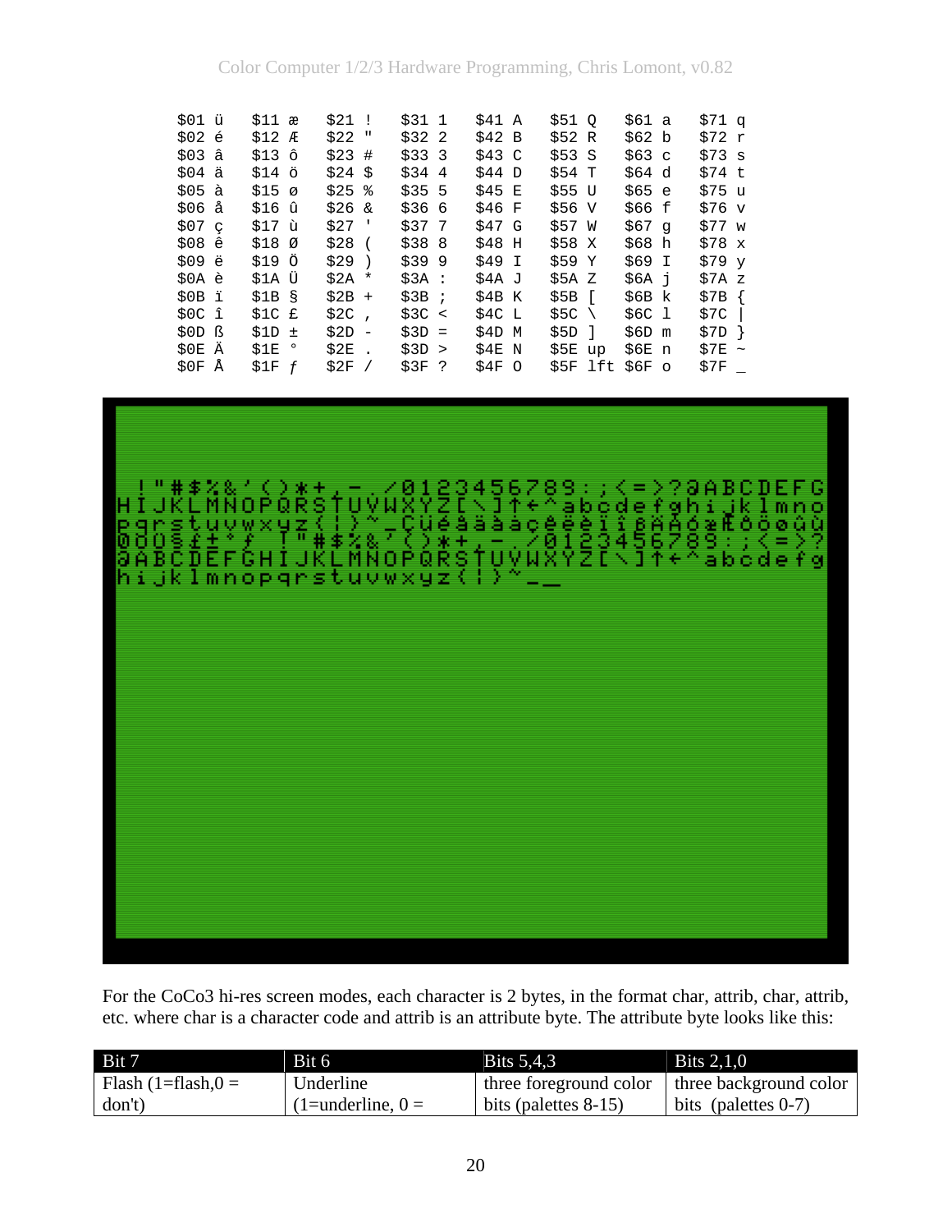| | | | | | | | |
|---|---|---|---|---|---|---|---|
| $01 ü | $11 æ | $21 ! | $31 1 | $41 A | $51 Q | $61 a | $71 q |
| $02 é | $12 Æ | $22 " | $32 2 | $42 B | $52 R | $62 b | $72 r |
| $03 â | $13 ô | $23 # | $33 3 | $43 C | $53 S | $63 c | $73 s |
| $04 ä | $14 ö | $24 $ | $34 4 | $44 D | $54 T | $64 d | $74 t |
| $05 à | $15 ø | $25 % | $35 5 | $45 E | $55 U | $65 e | $75 u |
| $06 å | $16 û | $26 & | $36 6 | $46 F | $56 V | $66 f | $76 v |
| $07 ç | $17 ù | $27 ' | $37 7 | $47 G | $57 W | $67 g | $77 w |
| $08 ê | $18 Ø | $28 ( | $38 8 | $48 H | $58 X | $68 h | $78 x |
| $09 ë | $19 Ö | $29 ) | $39 9 | $49 I | $59 Y | $69 I | $79 y |
| $0A è | $1A Ü | $2A * | $3A : | $4A J | $5A Z | $6A j | $7A z |
| $0B ï | $1B § | $2B + | $3B ; | $4B K | $5B [ | $6B k | $7B { |
| $0C î | $1C £ | $2C , | $3C < | $4C L | $5C \ | $6C l | $7C \| |
| $0D ß | $1D ± | $2D - | $3D = | $4D M | $5D ] | $6D m | $7D } |
| $0E Ä | $1E ° | $2E . | $3D > | $4E N | $5E up | $6E n | $7E ~ |
| $0F Å | $1F ƒ | $2F / | $3F ? | $4F O | $5F lft | $6F o | $7F _ |

For the CoCo3 hi-res screen modes, each character is 2 bytes, in the format char, attrib, char, attrib, etc. where char is a character code and attrib is an attribute byte. The attribute byte looks like this:

| Bit 7 | Bit 6 | Bits 5,4,3 | Bits 2,1,0 |
|---|---|---|---|
| Flash (1=flash,0 = don't) | Underline (1=underline, 0 = | three foreground color bits (palettes 8-15) | three background color bits (palettes 0-7) |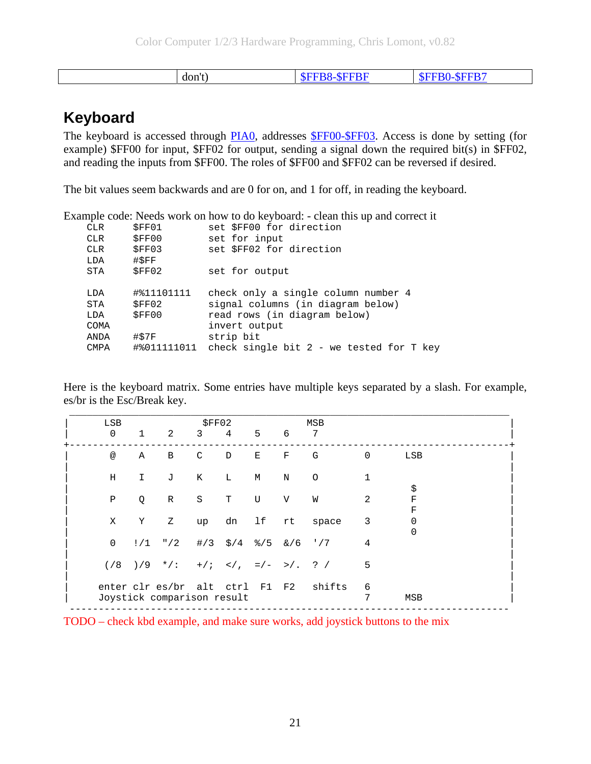| | don't) | $FFB8-$FFBF | $FFB0-$FFB7 |
|---|---|---|---|

## Keyboard

The keyboard is accessed through PIA0, addresses $FF00-$FF03. Access is done by setting (for example) $FF00 for input, $FF02 for output, sending a signal down the required bit(s) in $FF02, and reading the inputs from $FF00. The roles of $FF00 and $FF02 can be reversed if desired.

The bit values seem backwards and are 0 for on, and 1 for off, in reading the keyboard.

Example code: Needs work on how to do keyboard: - clean this up and correct it

```
CLR     $FF01         set $FF00 for direction
CLR     $FF00         set for input
CLR     $FF03         set $FF02 for direction
LDA     #$FF
STA     $FF02         set for output

LDA     #%11101111    check only a single column number 4
STA     $FF02         signal columns (in diagram below)
LDA     $FF00         read rows (in diagram below)
COMA                  invert output
ANDA    #$7F          strip bit
CMPA    #%011111011   check single bit 2 - we tested for T key
```

Here is the keyboard matrix. Some entries have multiple keys separated by a slash. For example, es/br is the Esc/Break key.

```
 ____________________________________________________________________________
|      LSB              $FF02             MSB                                 |
|       0    1    2    3    4    5    6    7                                  |
+-----------------------------------------------------------------------------+
|       @    A    B    C    D    E    F    G          0       LSB             |
|                                                                             |
|       H    I    J    K    L    M    N    O          1                       |
|                                                                $           |
|       P    Q    R    S    T    U    V    W          2          F           |
|                                                                F           |
|       X    Y    Z    up   dn   lf   rt   space      3          0           |
|                                                                0           |
|       0   !/1  "/2  #/3  $/4  %/5  &/6  '/7        4                       |
|                                                                             |
|      (/8  )/9  */:  +/;  </,  =/-  >/.  ? /        5                       |
|                                                                             |
|     enter clr es/br  alt  ctrl  F1  F2   shifts     6                       |
|     Joystick comparison result                     7       MSB             |
 -----------------------------------------------------------------------------
```

TODO – check kbd example, and make sure works, add joystick buttons to the mix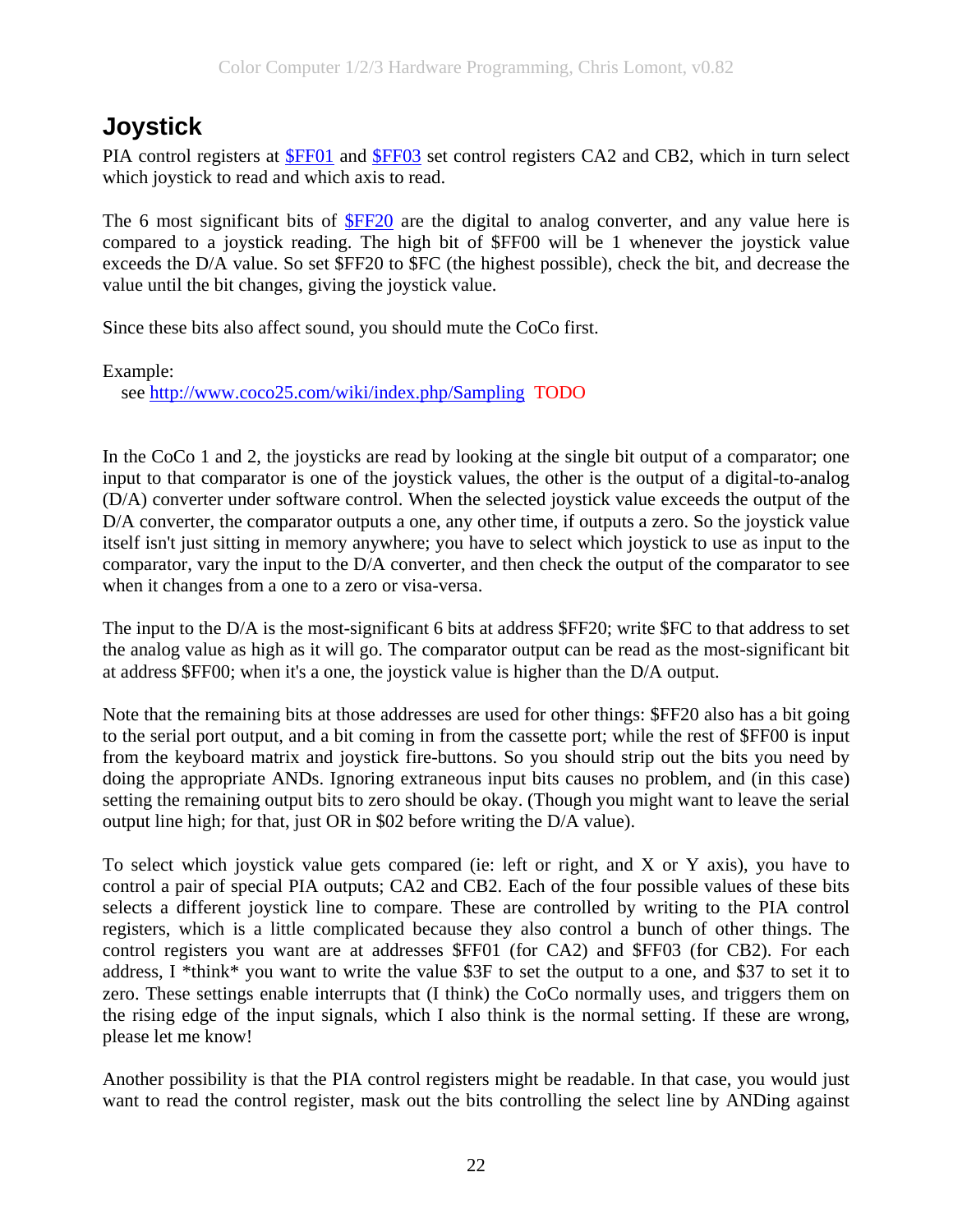## Joystick

PIA control registers at [$FF01](#) and [$FF03](#) set control registers CA2 and CB2, which in turn select which joystick to read and which axis to read.

The 6 most significant bits of [$FF20](#) are the digital to analog converter, and any value here is compared to a joystick reading. The high bit of $FF00 will be 1 whenever the joystick value exceeds the D/A value. So set $FF20 to $FC (the highest possible), check the bit, and decrease the value until the bit changes, giving the joystick value.

Since these bits also affect sound, you should mute the CoCo first.

Example:
   see http://www.coco25.com/wiki/index.php/Sampling  TODO

In the CoCo 1 and 2, the joysticks are read by looking at the single bit output of a comparator; one input to that comparator is one of the joystick values, the other is the output of a digital-to-analog (D/A) converter under software control. When the selected joystick value exceeds the output of the D/A converter, the comparator outputs a one, any other time, if outputs a zero. So the joystick value itself isn't just sitting in memory anywhere; you have to select which joystick to use as input to the comparator, vary the input to the D/A converter, and then check the output of the comparator to see when it changes from a one to a zero or visa-versa.

The input to the D/A is the most-significant 6 bits at address $FF20; write $FC to that address to set the analog value as high as it will go. The comparator output can be read as the most-significant bit at address $FF00; when it's a one, the joystick value is higher than the D/A output.

Note that the remaining bits at those addresses are used for other things: $FF20 also has a bit going to the serial port output, and a bit coming in from the cassette port; while the rest of $FF00 is input from the keyboard matrix and joystick fire-buttons. So you should strip out the bits you need by doing the appropriate ANDs. Ignoring extraneous input bits causes no problem, and (in this case) setting the remaining output bits to zero should be okay. (Though you might want to leave the serial output line high; for that, just OR in $02 before writing the D/A value).

To select which joystick value gets compared (ie: left or right, and X or Y axis), you have to control a pair of special PIA outputs; CA2 and CB2. Each of the four possible values of these bits selects a different joystick line to compare. These are controlled by writing to the PIA control registers, which is a little complicated because they also control a bunch of other things. The control registers you want are at addresses $FF01 (for CA2) and $FF03 (for CB2). For each address, I *think* you want to write the value $3F to set the output to a one, and $37 to set it to zero. These settings enable interrupts that (I think) the CoCo normally uses, and triggers them on the rising edge of the input signals, which I also think is the normal setting. If these are wrong, please let me know!

Another possibility is that the PIA control registers might be readable. In that case, you would just want to read the control register, mask out the bits controlling the select line by ANDing against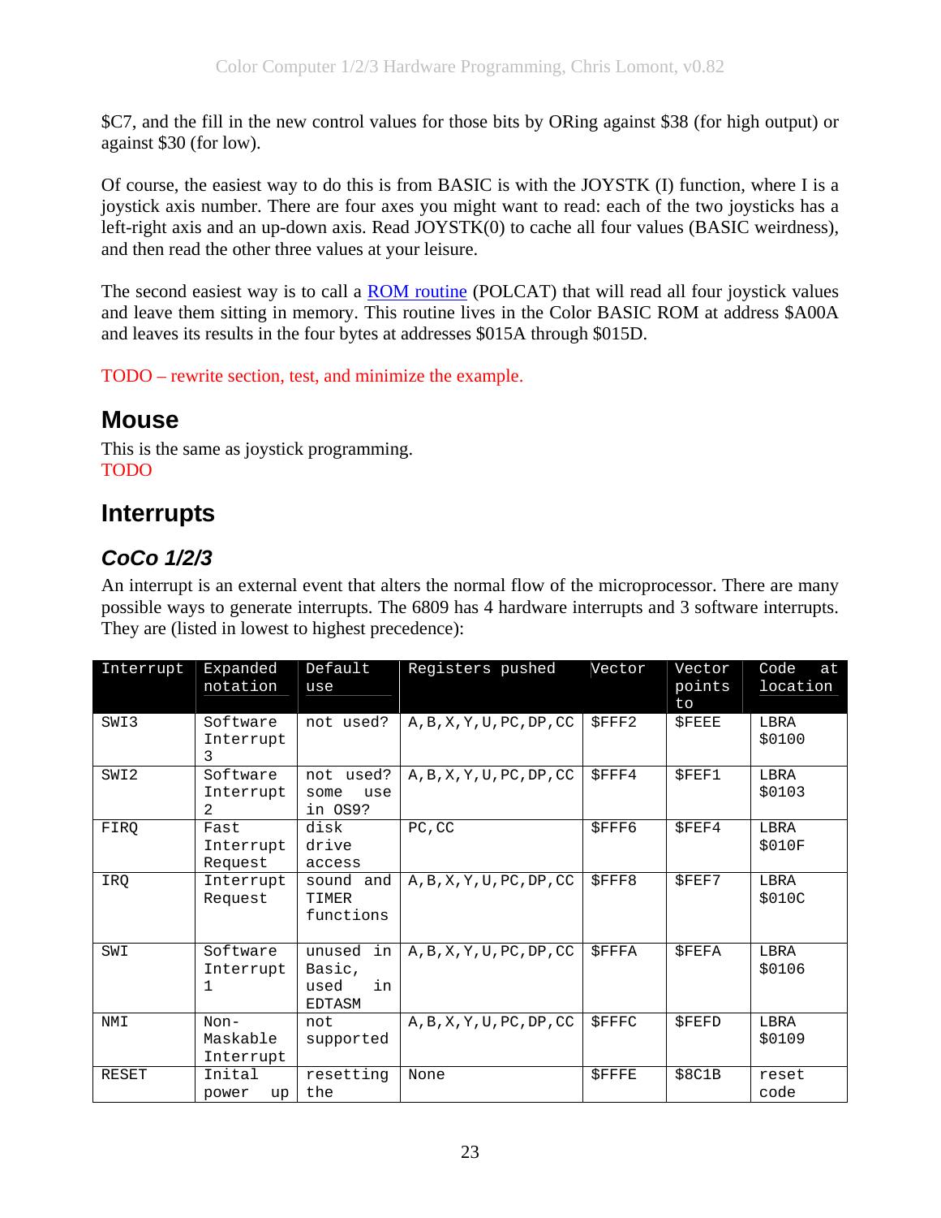$C7, and the fill in the new control values for those bits by ORing against $38 (for high output) or against $30 (for low).

Of course, the easiest way to do this is from BASIC is with the JOYSTK (I) function, where I is a joystick axis number. There are four axes you might want to read: each of the two joysticks has a left-right axis and an up-down axis. Read JOYSTK(0) to cache all four values (BASIC weirdness), and then read the other three values at your leisure.

The second easiest way is to call a ROM routine (POLCAT) that will read all four joystick values and leave them sitting in memory. This routine lives in the Color BASIC ROM at address $A00A and leaves its results in the four bytes at addresses $015A through $015D.

TODO – rewrite section, test, and minimize the example.

## Mouse

This is the same as joystick programming.
TODO

## Interrupts

### *CoCo 1/2/3*

An interrupt is an external event that alters the normal flow of the microprocessor. There are many possible ways to generate interrupts. The 6809 has 4 hardware interrupts and 3 software interrupts. They are (listed in lowest to highest precedence):

| Interrupt | Expanded notation | Default use | Registers pushed | Vector | Vector points to | Code at location |
|---|---|---|---|---|---|---|
| SWI3 | Software Interrupt 3 | not used? | A,B,X,Y,U,PC,DP,CC | $FFF2 | $FEEE | LBRA $0100 |
| SWI2 | Software Interrupt 2 | not used? some use in OS9? | A,B,X,Y,U,PC,DP,CC | $FFF4 | $FEF1 | LBRA $0103 |
| FIRQ | Fast Interrupt Request | disk drive access | PC,CC | $FFF6 | $FEF4 | LBRA $010F |
| IRQ | Interrupt Request | sound and TIMER functions | A,B,X,Y,U,PC,DP,CC | $FFF8 | $FEF7 | LBRA $010C |
| SWI | Software Interrupt 1 | unused in Basic, used in EDTASM | A,B,X,Y,U,PC,DP,CC | $FFFA | $FEFA | LBRA $0106 |
| NMI | Non-Maskable Interrupt | not supported | A,B,X,Y,U,PC,DP,CC | $FFFC | $FEFD | LBRA $0109 |
| RESET | Inital power up | resetting the | None | $FFFE | $8C1B | reset code |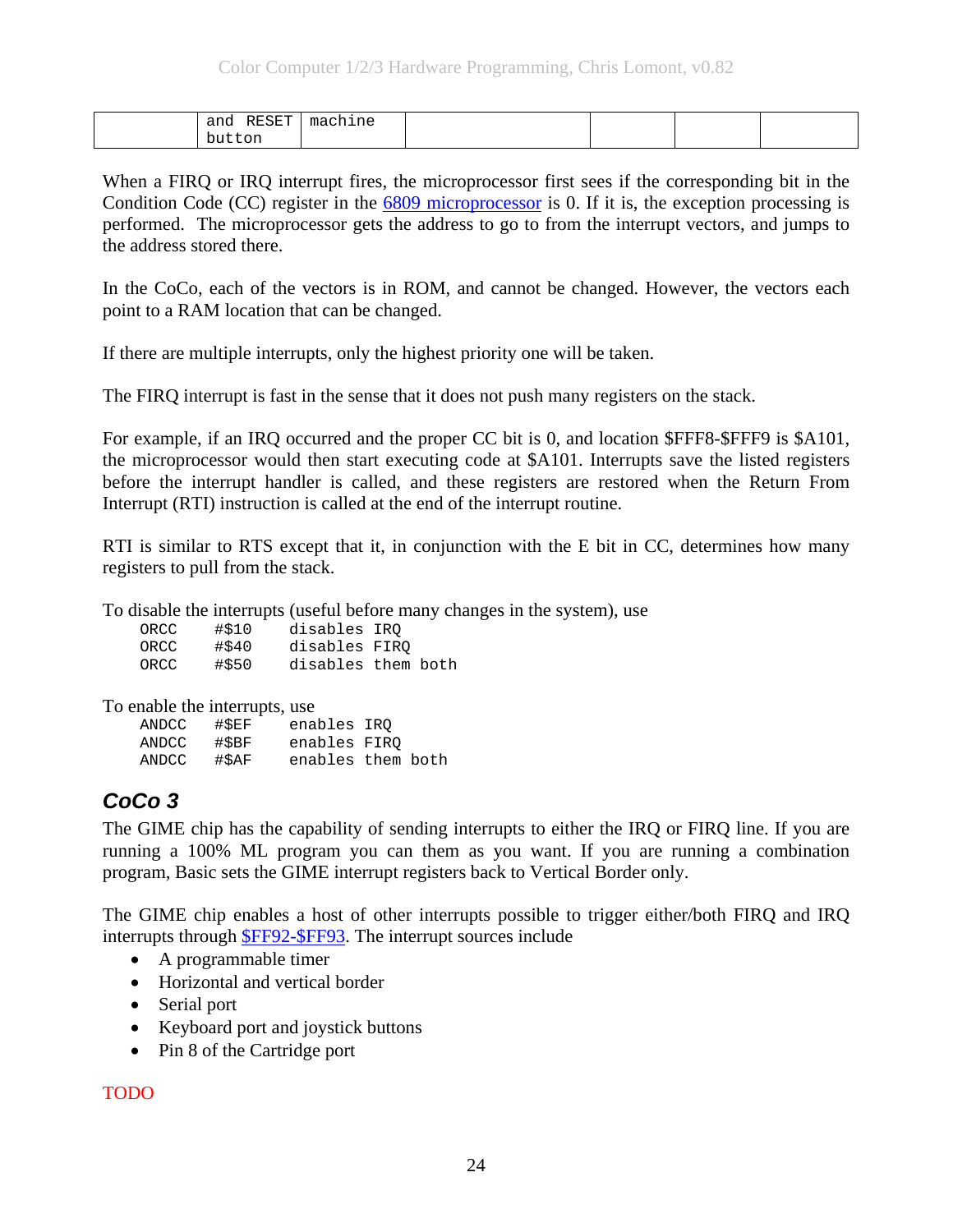|  | and RESET button | machine |  |  |  |  |
|---|---|---|---|---|---|---|

When a FIRQ or IRQ interrupt fires, the microprocessor first sees if the corresponding bit in the Condition Code (CC) register in the 6809 microprocessor is 0. If it is, the exception processing is performed. The microprocessor gets the address to go to from the interrupt vectors, and jumps to the address stored there.

In the CoCo, each of the vectors is in ROM, and cannot be changed. However, the vectors each point to a RAM location that can be changed.

If there are multiple interrupts, only the highest priority one will be taken.

The FIRQ interrupt is fast in the sense that it does not push many registers on the stack.

For example, if an IRQ occurred and the proper CC bit is 0, and location $FFF8-$FFF9 is $A101, the microprocessor would then start executing code at $A101. Interrupts save the listed registers before the interrupt handler is called, and these registers are restored when the Return From Interrupt (RTI) instruction is called at the end of the interrupt routine.

RTI is similar to RTS except that it, in conjunction with the E bit in CC, determines how many registers to pull from the stack.

To disable the interrupts (useful before many changes in the system), use

```
ORCC    #$10    disables IRQ
ORCC    #$40    disables FIRQ
ORCC    #$50    disables them both
```

To enable the interrupts, use

```
ANDCC   #$EF    enables IRQ
ANDCC   #$BF    enables FIRQ
ANDCC   #$AF    enables them both
```

## *CoCo 3*

The GIME chip has the capability of sending interrupts to either the IRQ or FIRQ line. If you are running a 100% ML program you can them as you want. If you are running a combination program, Basic sets the GIME interrupt registers back to Vertical Border only.

The GIME chip enables a host of other interrupts possible to trigger either/both FIRQ and IRQ interrupts through $FF92-$FF93. The interrupt sources include

- A programmable timer
- Horizontal and vertical border
- Serial port
- Keyboard port and joystick buttons
- Pin 8 of the Cartridge port

TODO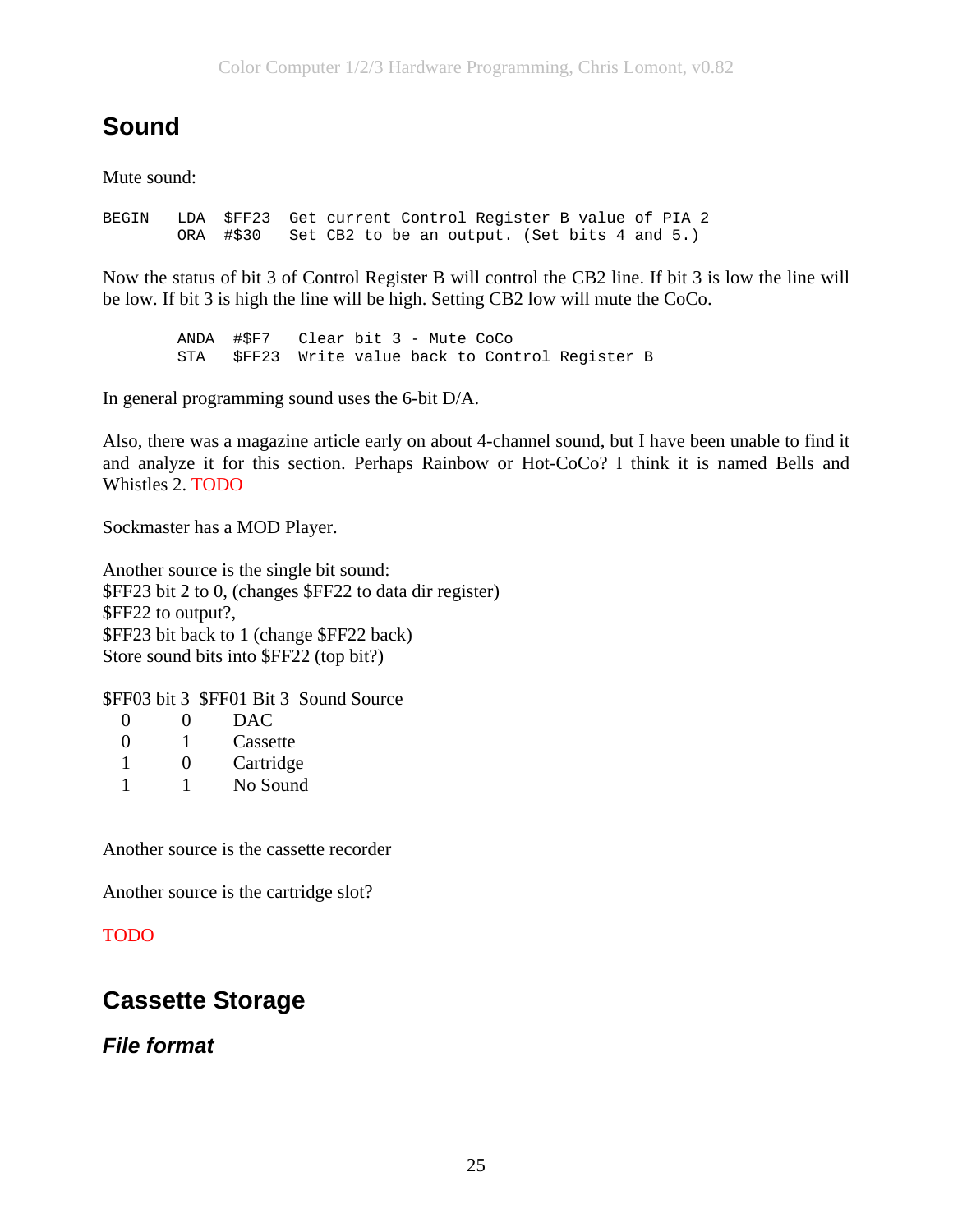# Sound

Mute sound:

```
BEGIN   LDA  $FF23  Get current Control Register B value of PIA 2
        ORA  #$30   Set CB2 to be an output. (Set bits 4 and 5.)
```

Now the status of bit 3 of Control Register B will control the CB2 line. If bit 3 is low the line will be low. If bit 3 is high the line will be high. Setting CB2 low will mute the CoCo.

```
        ANDA  #$F7   Clear bit 3 - Mute CoCo
        STA   $FF23  Write value back to Control Register B
```

In general programming sound uses the 6-bit D/A.

Also, there was a magazine article early on about 4-channel sound, but I have been unable to find it and analyze it for this section. Perhaps Rainbow or Hot-CoCo? I think it is named Bells and Whistles 2. TODO

Sockmaster has a MOD Player.

Another source is the single bit sound:
$FF23 bit 2 to 0, (changes $FF22 to data dir register)
$FF22 to output?,
$FF23 bit back to 1 (change $FF22 back)
Store sound bits into $FF22 (top bit?)

| $FF03 bit 3 | $FF01 Bit 3 | Sound Source |
|---|---|---|
| 0 | 0 | DAC |
| 0 | 1 | Cassette |
| 1 | 0 | Cartridge |
| 1 | 1 | No Sound |

Another source is the cassette recorder

Another source is the cartridge slot?

TODO

# Cassette Storage

## *File format*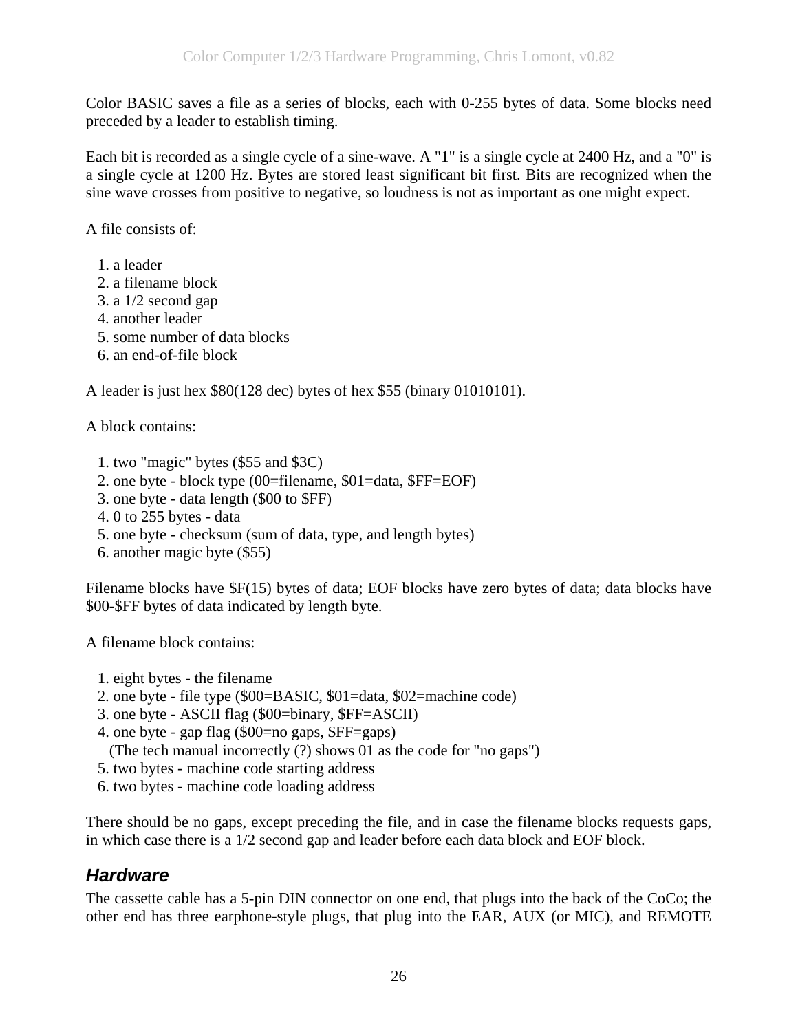Color BASIC saves a file as a series of blocks, each with 0-255 bytes of data. Some blocks need preceded by a leader to establish timing.

Each bit is recorded as a single cycle of a sine-wave. A "1" is a single cycle at 2400 Hz, and a "0" is a single cycle at 1200 Hz. Bytes are stored least significant bit first. Bits are recognized when the sine wave crosses from positive to negative, so loudness is not as important as one might expect.

A file consists of:

1. a leader
2. a filename block
3. a 1/2 second gap
4. another leader
5. some number of data blocks
6. an end-of-file block

A leader is just hex $80(128 dec) bytes of hex $55 (binary 01010101).

A block contains:

1. two "magic" bytes ($55 and $3C)
2. one byte - block type (00=filename, $01=data, $FF=EOF)
3. one byte - data length ($00 to $FF)
4. 0 to 255 bytes - data
5. one byte - checksum (sum of data, type, and length bytes)
6. another magic byte ($55)

Filename blocks have $F(15) bytes of data; EOF blocks have zero bytes of data; data blocks have $00-$FF bytes of data indicated by length byte.

A filename block contains:

1. eight bytes - the filename
2. one byte - file type ($00=BASIC, $01=data, $02=machine code)
3. one byte - ASCII flag ($00=binary, $FF=ASCII)
4. one byte - gap flag ($00=no gaps, $FF=gaps)
   (The tech manual incorrectly (?) shows 01 as the code for "no gaps")
5. two bytes - machine code starting address
6. two bytes - machine code loading address

There should be no gaps, except preceding the file, and in case the filename blocks requests gaps, in which case there is a 1/2 second gap and leader before each data block and EOF block.

## *Hardware*

The cassette cable has a 5-pin DIN connector on one end, that plugs into the back of the CoCo; the other end has three earphone-style plugs, that plug into the EAR, AUX (or MIC), and REMOTE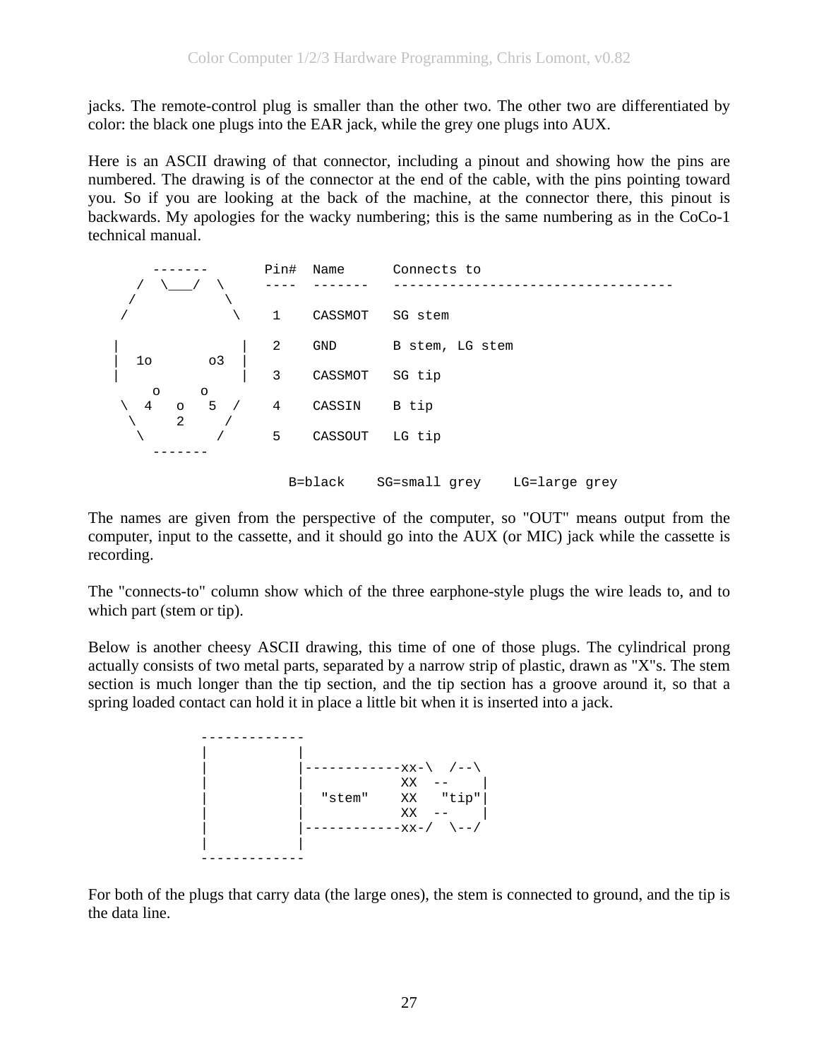jacks. The remote-control plug is smaller than the other two. The other two are differentiated by color: the black one plugs into the EAR jack, while the grey one plugs into AUX.

Here is an ASCII drawing of that connector, including a pinout and showing how the pins are numbered. The drawing is of the connector at the end of the cable, with the pins pointing toward you. So if you are looking at the back of the machine, at the connector there, this pinout is backwards. My apologies for the wacky numbering; this is the same numbering as in the CoCo-1 technical manual.

```
       -------        Pin#  Name      Connects to
     /  \___/  \      ----  -------   ----------------------------------
    /           \
   /             \     1    CASSMOT   SG stem

  |               |    2    GND       B stem, LG stem
  |  1o       o3  |
  |               |    3    CASSMOT   SG tip
      o     o
   \  4   o   5  /     4    CASSIN    B tip
    \     2     /
     \         /       5    CASSOUT   LG tip
       -------

                         B=black    SG=small grey    LG=large grey
```

The names are given from the perspective of the computer, so "OUT" means output from the computer, input to the cassette, and it should go into the AUX (or MIC) jack while the cassette is recording.

The "connects-to" column show which of the three earphone-style plugs the wire leads to, and to which part (stem or tip).

Below is another cheesy ASCII drawing, this time of one of those plugs. The cylindrical prong actually consists of two metal parts, separated by a narrow strip of plastic, drawn as "X"s. The stem section is much longer than the tip section, and the tip section has a groove around it, so that a spring loaded contact can hold it in place a little bit when it is inserted into a jack.

```
-------------
|           |
|           |------------xx-\  /--\
|           |            XX  --    |
|           |  "stem"    XX   "tip"|
|           |            XX  --    |
|           |------------xx-/  \--/
|           |
-------------
```

For both of the plugs that carry data (the large ones), the stem is connected to ground, and the tip is the data line.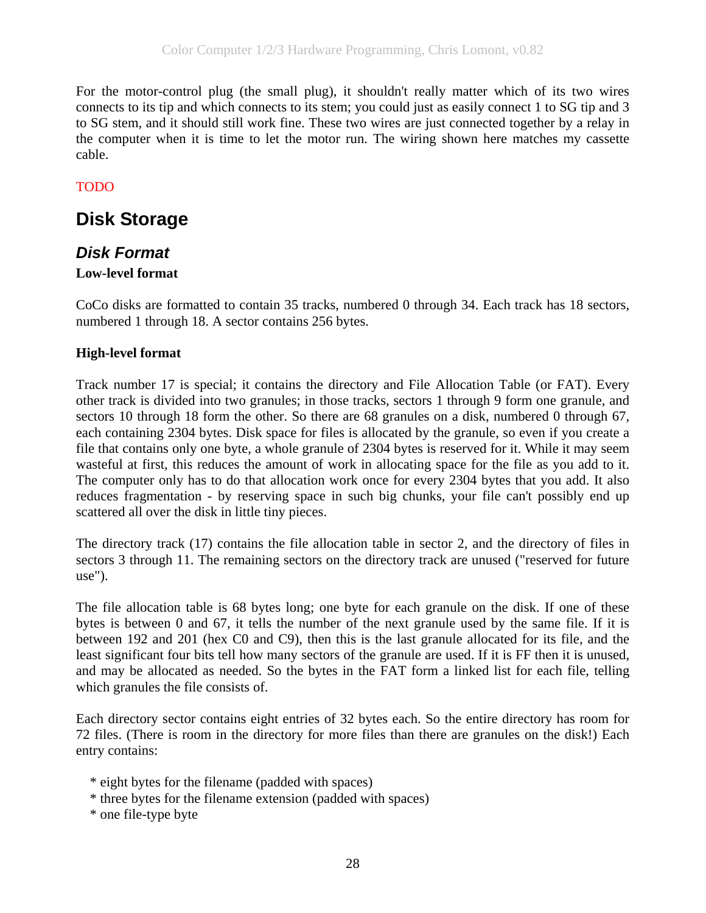For the motor-control plug (the small plug), it shouldn't really matter which of its two wires connects to its tip and which connects to its stem; you could just as easily connect 1 to SG tip and 3 to SG stem, and it should still work fine. These two wires are just connected together by a relay in the computer when it is time to let the motor run. The wiring shown here matches my cassette cable.

TODO

# Disk Storage

## *Disk Format*

### Low-level format

CoCo disks are formatted to contain 35 tracks, numbered 0 through 34. Each track has 18 sectors, numbered 1 through 18. A sector contains 256 bytes.

### High-level format

Track number 17 is special; it contains the directory and File Allocation Table (or FAT). Every other track is divided into two granules; in those tracks, sectors 1 through 9 form one granule, and sectors 10 through 18 form the other. So there are 68 granules on a disk, numbered 0 through 67, each containing 2304 bytes. Disk space for files is allocated by the granule, so even if you create a file that contains only one byte, a whole granule of 2304 bytes is reserved for it. While it may seem wasteful at first, this reduces the amount of work in allocating space for the file as you add to it. The computer only has to do that allocation work once for every 2304 bytes that you add. It also reduces fragmentation - by reserving space in such big chunks, your file can't possibly end up scattered all over the disk in little tiny pieces.

The directory track (17) contains the file allocation table in sector 2, and the directory of files in sectors 3 through 11. The remaining sectors on the directory track are unused ("reserved for future use").

The file allocation table is 68 bytes long; one byte for each granule on the disk. If one of these bytes is between 0 and 67, it tells the number of the next granule used by the same file. If it is between 192 and 201 (hex C0 and C9), then this is the last granule allocated for its file, and the least significant four bits tell how many sectors of the granule are used. If it is FF then it is unused, and may be allocated as needed. So the bytes in the FAT form a linked list for each file, telling which granules the file consists of.

Each directory sector contains eight entries of 32 bytes each. So the entire directory has room for 72 files. (There is room in the directory for more files than there are granules on the disk!) Each entry contains:

* eight bytes for the filename (padded with spaces)
* three bytes for the filename extension (padded with spaces)
* one file-type byte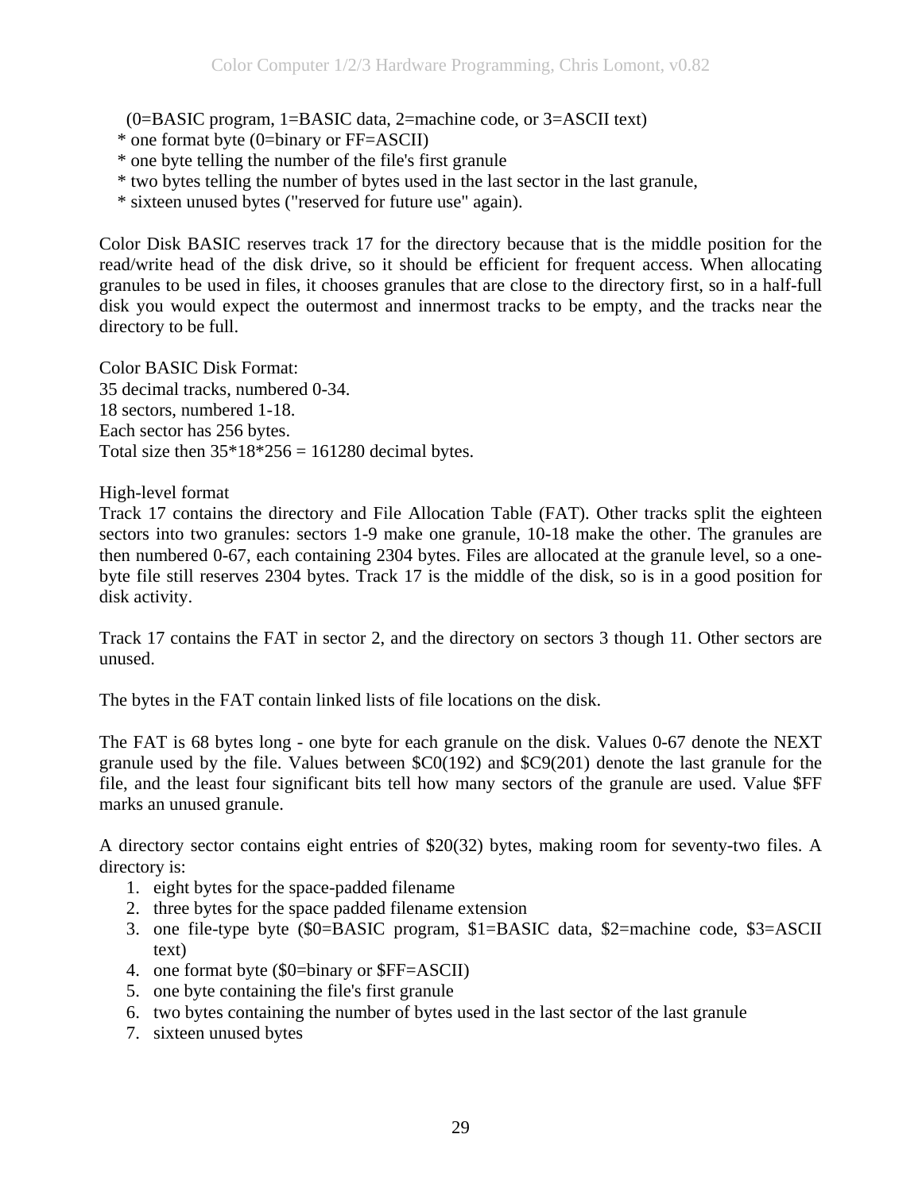(0=BASIC program, 1=BASIC data, 2=machine code, or 3=ASCII text)
* one format byte (0=binary or FF=ASCII)
* one byte telling the number of the file's first granule
* two bytes telling the number of bytes used in the last sector in the last granule,
* sixteen unused bytes ("reserved for future use" again).

Color Disk BASIC reserves track 17 for the directory because that is the middle position for the read/write head of the disk drive, so it should be efficient for frequent access. When allocating granules to be used in files, it chooses granules that are close to the directory first, so in a half-full disk you would expect the outermost and innermost tracks to be empty, and the tracks near the directory to be full.

Color BASIC Disk Format:
35 decimal tracks, numbered 0-34.
18 sectors, numbered 1-18.
Each sector has 256 bytes.
Total size then 35*18*256 = 161280 decimal bytes.

High-level format
Track 17 contains the directory and File Allocation Table (FAT). Other tracks split the eighteen sectors into two granules: sectors 1-9 make one granule, 10-18 make the other. The granules are then numbered 0-67, each containing 2304 bytes. Files are allocated at the granule level, so a one-byte file still reserves 2304 bytes. Track 17 is the middle of the disk, so is in a good position for disk activity.

Track 17 contains the FAT in sector 2, and the directory on sectors 3 though 11. Other sectors are unused.

The bytes in the FAT contain linked lists of file locations on the disk.

The FAT is 68 bytes long - one byte for each granule on the disk. Values 0-67 denote the NEXT granule used by the file. Values between $C0(192) and $C9(201) denote the last granule for the file, and the least four significant bits tell how many sectors of the granule are used. Value $FF marks an unused granule.

A directory sector contains eight entries of $20(32) bytes, making room for seventy-two files. A directory is:

1. eight bytes for the space-padded filename
2. three bytes for the space padded filename extension
3. one file-type byte ($0=BASIC program, $1=BASIC data, $2=machine code, $3=ASCII text)
4. one format byte ($0=binary or $FF=ASCII)
5. one byte containing the file's first granule
6. two bytes containing the number of bytes used in the last sector of the last granule
7. sixteen unused bytes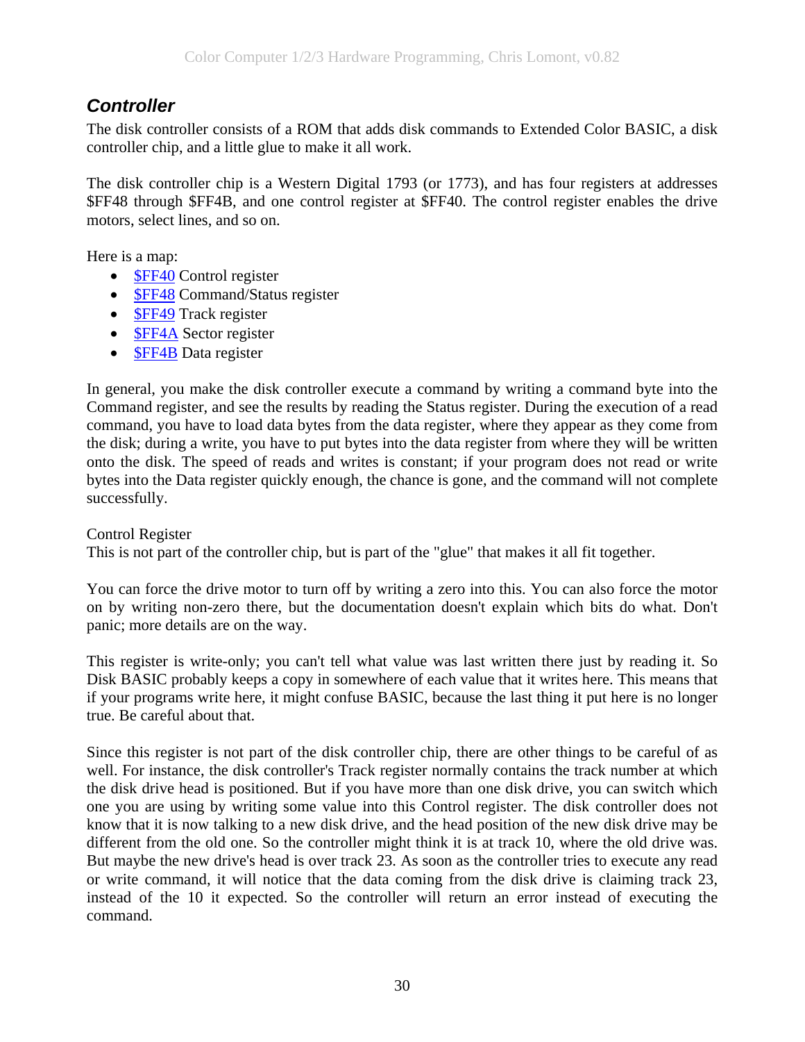## *Controller*

The disk controller consists of a ROM that adds disk commands to Extended Color BASIC, a disk controller chip, and a little glue to make it all work.

The disk controller chip is a Western Digital 1793 (or 1773), and has four registers at addresses $FF48 through $FF4B, and one control register at $FF40. The control register enables the drive motors, select lines, and so on.

Here is a map:

- $FF40 Control register
- $FF48 Command/Status register
- $FF49 Track register
- $FF4A Sector register
- $FF4B Data register

In general, you make the disk controller execute a command by writing a command byte into the Command register, and see the results by reading the Status register. During the execution of a read command, you have to load data bytes from the data register, where they appear as they come from the disk; during a write, you have to put bytes into the data register from where they will be written onto the disk. The speed of reads and writes is constant; if your program does not read or write bytes into the Data register quickly enough, the chance is gone, and the command will not complete successfully.

Control Register
This is not part of the controller chip, but is part of the "glue" that makes it all fit together.

You can force the drive motor to turn off by writing a zero into this. You can also force the motor on by writing non-zero there, but the documentation doesn't explain which bits do what. Don't panic; more details are on the way.

This register is write-only; you can't tell what value was last written there just by reading it. So Disk BASIC probably keeps a copy in somewhere of each value that it writes here. This means that if your programs write here, it might confuse BASIC, because the last thing it put here is no longer true. Be careful about that.

Since this register is not part of the disk controller chip, there are other things to be careful of as well. For instance, the disk controller's Track register normally contains the track number at which the disk drive head is positioned. But if you have more than one disk drive, you can switch which one you are using by writing some value into this Control register. The disk controller does not know that it is now talking to a new disk drive, and the head position of the new disk drive may be different from the old one. So the controller might think it is at track 10, where the old drive was. But maybe the new drive's head is over track 23. As soon as the controller tries to execute any read or write command, it will notice that the data coming from the disk drive is claiming track 23, instead of the 10 it expected. So the controller will return an error instead of executing the command.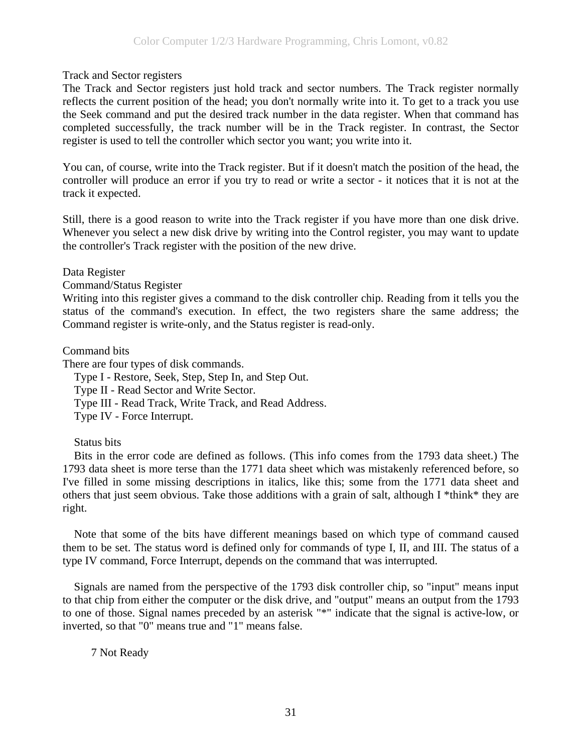### Track and Sector registers

The Track and Sector registers just hold track and sector numbers. The Track register normally reflects the current position of the head; you don't normally write into it. To get to a track you use the Seek command and put the desired track number in the data register. When that command has completed successfully, the track number will be in the Track register. In contrast, the Sector register is used to tell the controller which sector you want; you write into it.

You can, of course, write into the Track register. But if it doesn't match the position of the head, the controller will produce an error if you try to read or write a sector - it notices that it is not at the track it expected.

Still, there is a good reason to write into the Track register if you have more than one disk drive. Whenever you select a new disk drive by writing into the Control register, you may want to update the controller's Track register with the position of the new drive.

### Data Register

### Command/Status Register

Writing into this register gives a command to the disk controller chip. Reading from it tells you the status of the command's execution. In effect, the two registers share the same address; the Command register is write-only, and the Status register is read-only.

### Command bits

There are four types of disk commands.

- Type I - Restore, Seek, Step, Step In, and Step Out.
- Type II - Read Sector and Write Sector.
- Type III - Read Track, Write Track, and Read Address.
- Type IV - Force Interrupt.

#### Status bits

Bits in the error code are defined as follows. (This info comes from the 1793 data sheet.) The 1793 data sheet is more terse than the 1771 data sheet which was mistakenly referenced before, so I've filled in some missing descriptions in italics, like this; some from the 1771 data sheet and others that just seem obvious. Take those additions with a grain of salt, although I *think* they are right.

Note that some of the bits have different meanings based on which type of command caused them to be set. The status word is defined only for commands of type I, II, and III. The status of a type IV command, Force Interrupt, depends on the command that was interrupted.

Signals are named from the perspective of the 1793 disk controller chip, so "input" means input to that chip from either the computer or the disk drive, and "output" means an output from the 1793 to one of those. Signal names preceded by an asterisk "*" indicate that the signal is active-low, or inverted, so that "0" means true and "1" means false.

7 Not Ready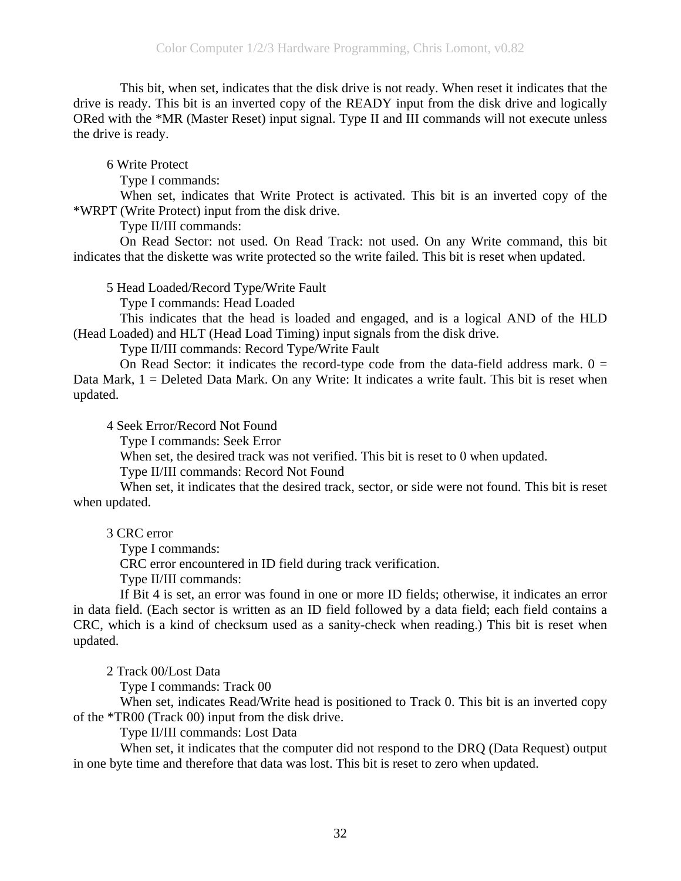This bit, when set, indicates that the disk drive is not ready. When reset it indicates that the drive is ready. This bit is an inverted copy of the READY input from the disk drive and logically ORed with the *MR (Master Reset) input signal. Type II and III commands will not execute unless the drive is ready.

6 Write Protect

Type I commands:

When set, indicates that Write Protect is activated. This bit is an inverted copy of the *WRPT (Write Protect) input from the disk drive.

Type II/III commands:

On Read Sector: not used. On Read Track: not used. On any Write command, this bit indicates that the diskette was write protected so the write failed. This bit is reset when updated.

5 Head Loaded/Record Type/Write Fault

Type I commands: Head Loaded

This indicates that the head is loaded and engaged, and is a logical AND of the HLD (Head Loaded) and HLT (Head Load Timing) input signals from the disk drive.

Type II/III commands: Record Type/Write Fault

On Read Sector: it indicates the record-type code from the data-field address mark. 0 = Data Mark, 1 = Deleted Data Mark. On any Write: It indicates a write fault. This bit is reset when updated.

4 Seek Error/Record Not Found

Type I commands: Seek Error

When set, the desired track was not verified. This bit is reset to 0 when updated.

Type II/III commands: Record Not Found

When set, it indicates that the desired track, sector, or side were not found. This bit is reset when updated.

3 CRC error

Type I commands:

CRC error encountered in ID field during track verification.

Type II/III commands:

If Bit 4 is set, an error was found in one or more ID fields; otherwise, it indicates an error in data field. (Each sector is written as an ID field followed by a data field; each field contains a CRC, which is a kind of checksum used as a sanity-check when reading.) This bit is reset when updated.

2 Track 00/Lost Data

Type I commands: Track 00

When set, indicates Read/Write head is positioned to Track 0. This bit is an inverted copy of the *TR00 (Track 00) input from the disk drive.

Type II/III commands: Lost Data

When set, it indicates that the computer did not respond to the DRQ (Data Request) output in one byte time and therefore that data was lost. This bit is reset to zero when updated.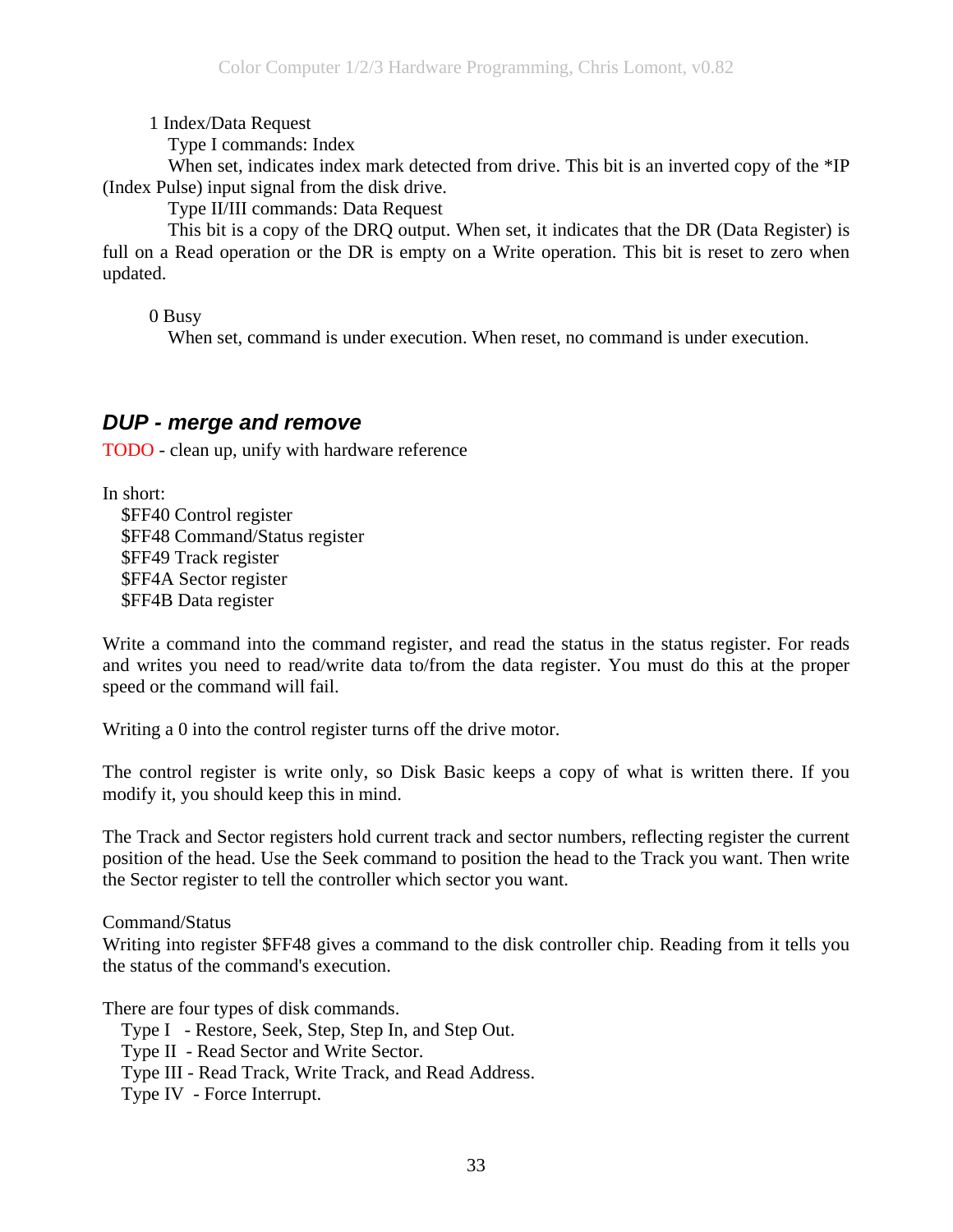1 Index/Data Request

Type I commands: Index

When set, indicates index mark detected from drive. This bit is an inverted copy of the *IP (Index Pulse) input signal from the disk drive.

Type II/III commands: Data Request

This bit is a copy of the DRQ output. When set, it indicates that the DR (Data Register) is full on a Read operation or the DR is empty on a Write operation. This bit is reset to zero when updated.

0 Busy

When set, command is under execution. When reset, no command is under execution.

## *DUP - merge and remove*

TODO - clean up, unify with hardware reference

In short:

- $FF40 Control register
- $FF48 Command/Status register
- $FF49 Track register
- $FF4A Sector register
- $FF4B Data register

Write a command into the command register, and read the status in the status register. For reads and writes you need to read/write data to/from the data register. You must do this at the proper speed or the command will fail.

Writing a 0 into the control register turns off the drive motor.

The control register is write only, so Disk Basic keeps a copy of what is written there. If you modify it, you should keep this in mind.

The Track and Sector registers hold current track and sector numbers, reflecting register the current position of the head. Use the Seek command to position the head to the Track you want. Then write the Sector register to tell the controller which sector you want.

Command/Status

Writing into register $FF48 gives a command to the disk controller chip. Reading from it tells you the status of the command's execution.

There are four types of disk commands.

- Type I - Restore, Seek, Step, Step In, and Step Out.
- Type II - Read Sector and Write Sector.
- Type III - Read Track, Write Track, and Read Address.
- Type IV - Force Interrupt.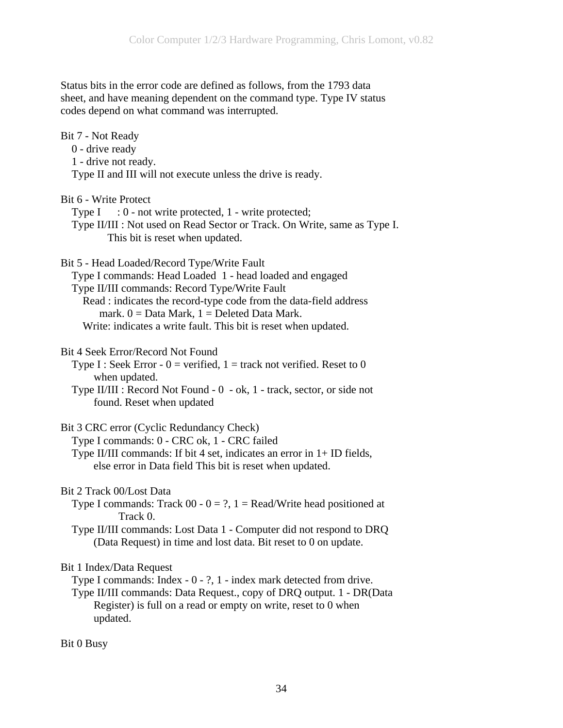Status bits in the error code are defined as follows, from the 1793 data sheet, and have meaning dependent on the command type. Type IV status codes depend on what command was interrupted.

Bit 7 - Not Ready
   0 - drive ready
   1 - drive not ready.
   Type II and III will not execute unless the drive is ready.

Bit 6 - Write Protect
   Type I : 0 - not write protected, 1 - write protected;
   Type II/III : Not used on Read Sector or Track. On Write, same as Type I. This bit is reset when updated.

Bit 5 - Head Loaded/Record Type/Write Fault
   Type I commands: Head Loaded 1 - head loaded and engaged
   Type II/III commands: Record Type/Write Fault
      Read : indicates the record-type code from the data-field address mark. 0 = Data Mark, 1 = Deleted Data Mark.
      Write: indicates a write fault. This bit is reset when updated.

Bit 4 Seek Error/Record Not Found
   Type I : Seek Error - 0 = verified, 1 = track not verified. Reset to 0 when updated.
   Type II/III : Record Not Found - 0 - ok, 1 - track, sector, or side not found. Reset when updated

Bit 3 CRC error (Cyclic Redundancy Check)
   Type I commands: 0 - CRC ok, 1 - CRC failed
   Type II/III commands: If bit 4 set, indicates an error in 1+ ID fields, else error in Data field This bit is reset when updated.

Bit 2 Track 00/Lost Data
   Type I commands: Track 00 - 0 = ?, 1 = Read/Write head positioned at Track 0.
   Type II/III commands: Lost Data 1 - Computer did not respond to DRQ (Data Request) in time and lost data. Bit reset to 0 on update.

Bit 1 Index/Data Request
   Type I commands: Index - 0 - ?, 1 - index mark detected from drive.
   Type II/III commands: Data Request., copy of DRQ output. 1 - DR(Data Register) is full on a read or empty on write, reset to 0 when updated.

Bit 0 Busy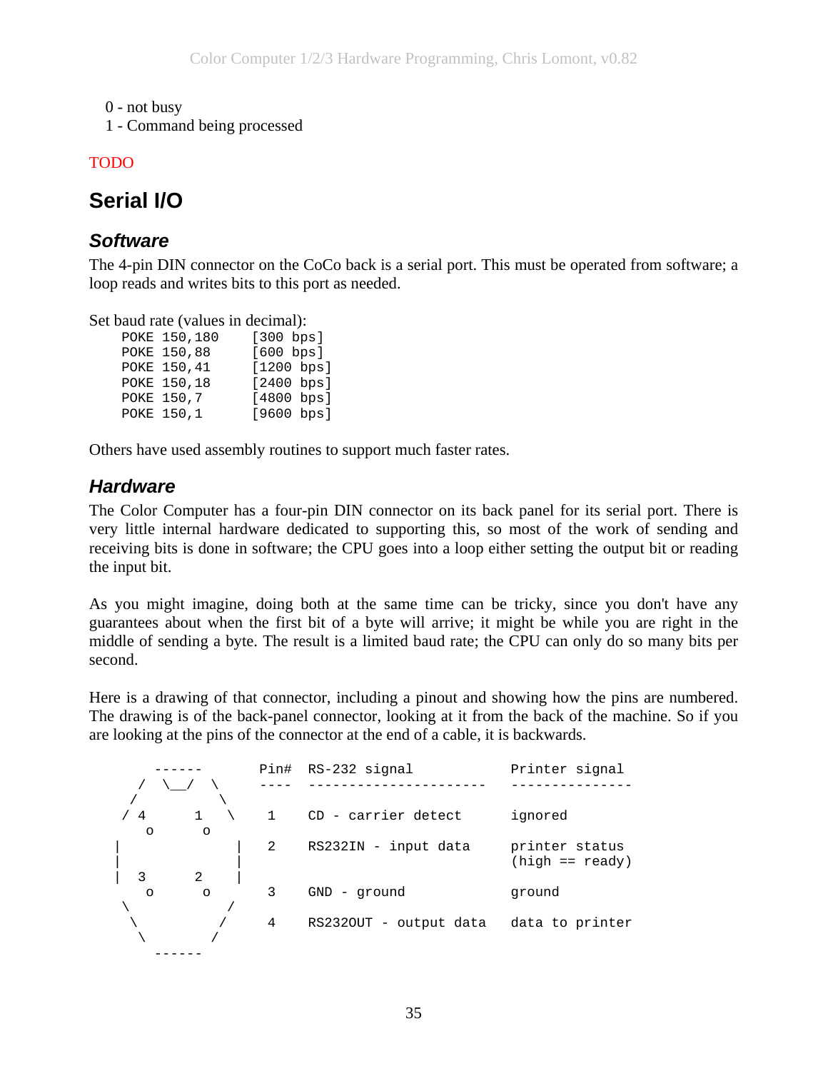0 - not busy
1 - Command being processed

TODO

## Serial I/O

### *Software*

The 4-pin DIN connector on the CoCo back is a serial port. This must be operated from software; a loop reads and writes bits to this port as needed.

Set baud rate (values in decimal):

```
POKE 150,180    [300 bps]
POKE 150,88     [600 bps]
POKE 150,41     [1200 bps]
POKE 150,18     [2400 bps]
POKE 150,7      [4800 bps]
POKE 150,1      [9600 bps]
```

Others have used assembly routines to support much faster rates.

### *Hardware*

The Color Computer has a four-pin DIN connector on its back panel for its serial port. There is very little internal hardware dedicated to supporting this, so most of the work of sending and receiving bits is done in software; the CPU goes into a loop either setting the output bit or reading the input bit.

As you might imagine, doing both at the same time can be tricky, since you don't have any guarantees about when the first bit of a byte will arrive; it might be while you are right in the middle of sending a byte. The result is a limited baud rate; the CPU can only do so many bits per second.

Here is a drawing of that connector, including a pinout and showing how the pins are numbered. The drawing is of the back-panel connector, looking at it from the back of the machine. So if you are looking at the pins of the connector at the end of a cable, it is backwards.

```
     ------         Pin#  RS-232 signal           Printer signal
   /  \__/  \       ----  ----------------------  ---------------
  /          \
 / 4       1   \     1    CD - carrier detect     ignored
    o       o
|               |    2    RS232IN - input data    printer status
|               |                                 (high == ready)
|  3       2    |
    o       o        3    GND - ground            ground
 \            /
  \          /       4    RS232OUT - output data  data to printer
   \        /
     ------
```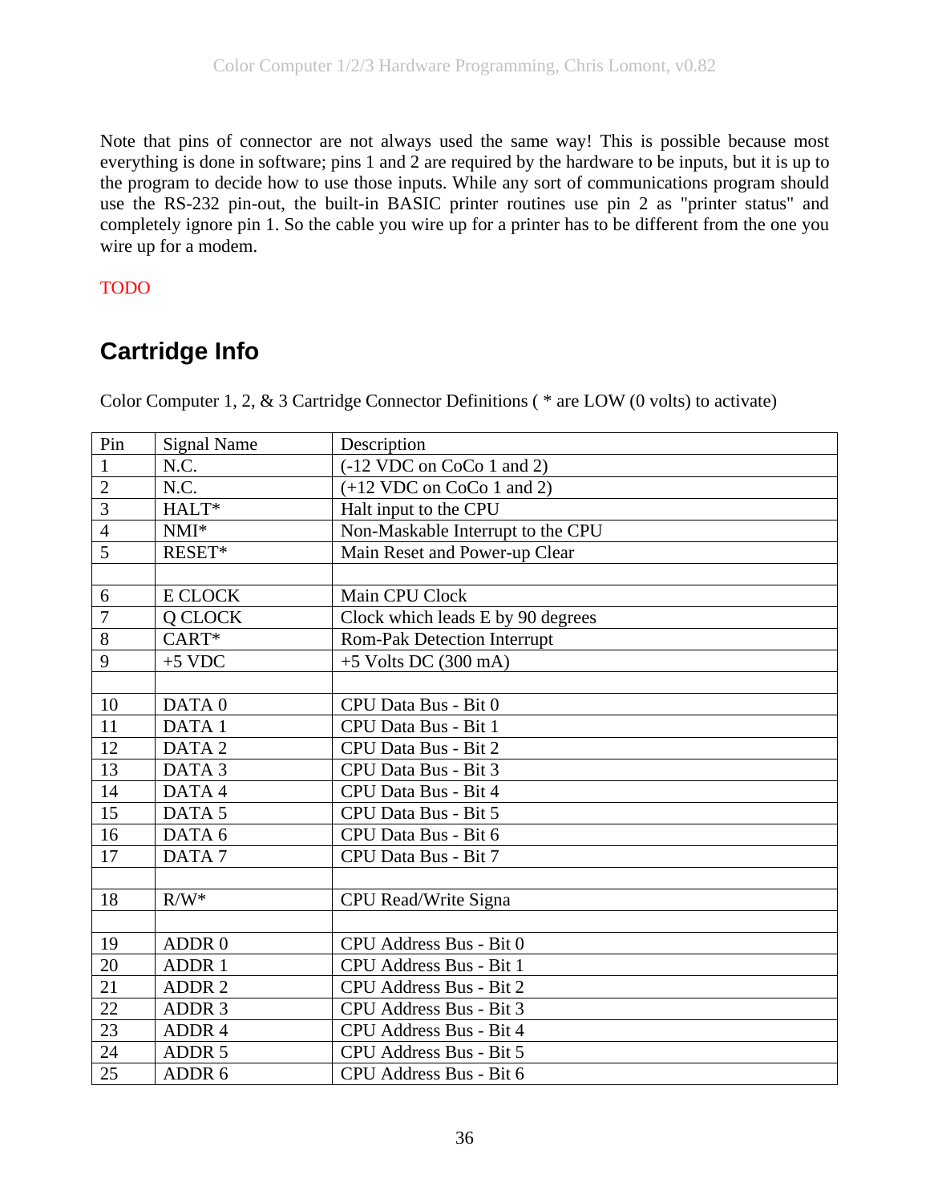Note that pins of connector are not always used the same way! This is possible because most everything is done in software; pins 1 and 2 are required by the hardware to be inputs, but it is up to the program to decide how to use those inputs. While any sort of communications program should use the RS-232 pin-out, the built-in BASIC printer routines use pin 2 as "printer status" and completely ignore pin 1. So the cable you wire up for a printer has to be different from the one you wire up for a modem.

TODO

## Cartridge Info

Color Computer 1, 2, & 3 Cartridge Connector Definitions ( * are LOW (0 volts) to activate)

| Pin | Signal Name | Description |
|---|---|---|
| 1 | N.C. | (-12 VDC on CoCo 1 and 2) |
| 2 | N.C. | (+12 VDC on CoCo 1 and 2) |
| 3 | HALT* | Halt input to the CPU |
| 4 | NMI* | Non-Maskable Interrupt to the CPU |
| 5 | RESET* | Main Reset and Power-up Clear |
| | | |
| 6 | E CLOCK | Main CPU Clock |
| 7 | Q CLOCK | Clock which leads E by 90 degrees |
| 8 | CART* | Rom-Pak Detection Interrupt |
| 9 | +5 VDC | +5 Volts DC (300 mA) |
| | | |
| 10 | DATA 0 | CPU Data Bus - Bit 0 |
| 11 | DATA 1 | CPU Data Bus - Bit 1 |
| 12 | DATA 2 | CPU Data Bus - Bit 2 |
| 13 | DATA 3 | CPU Data Bus - Bit 3 |
| 14 | DATA 4 | CPU Data Bus - Bit 4 |
| 15 | DATA 5 | CPU Data Bus - Bit 5 |
| 16 | DATA 6 | CPU Data Bus - Bit 6 |
| 17 | DATA 7 | CPU Data Bus - Bit 7 |
| | | |
| 18 | R/W* | CPU Read/Write Signa |
| | | |
| 19 | ADDR 0 | CPU Address Bus - Bit 0 |
| 20 | ADDR 1 | CPU Address Bus - Bit 1 |
| 21 | ADDR 2 | CPU Address Bus - Bit 2 |
| 22 | ADDR 3 | CPU Address Bus - Bit 3 |
| 23 | ADDR 4 | CPU Address Bus - Bit 4 |
| 24 | ADDR 5 | CPU Address Bus - Bit 5 |
| 25 | ADDR 6 | CPU Address Bus - Bit 6 |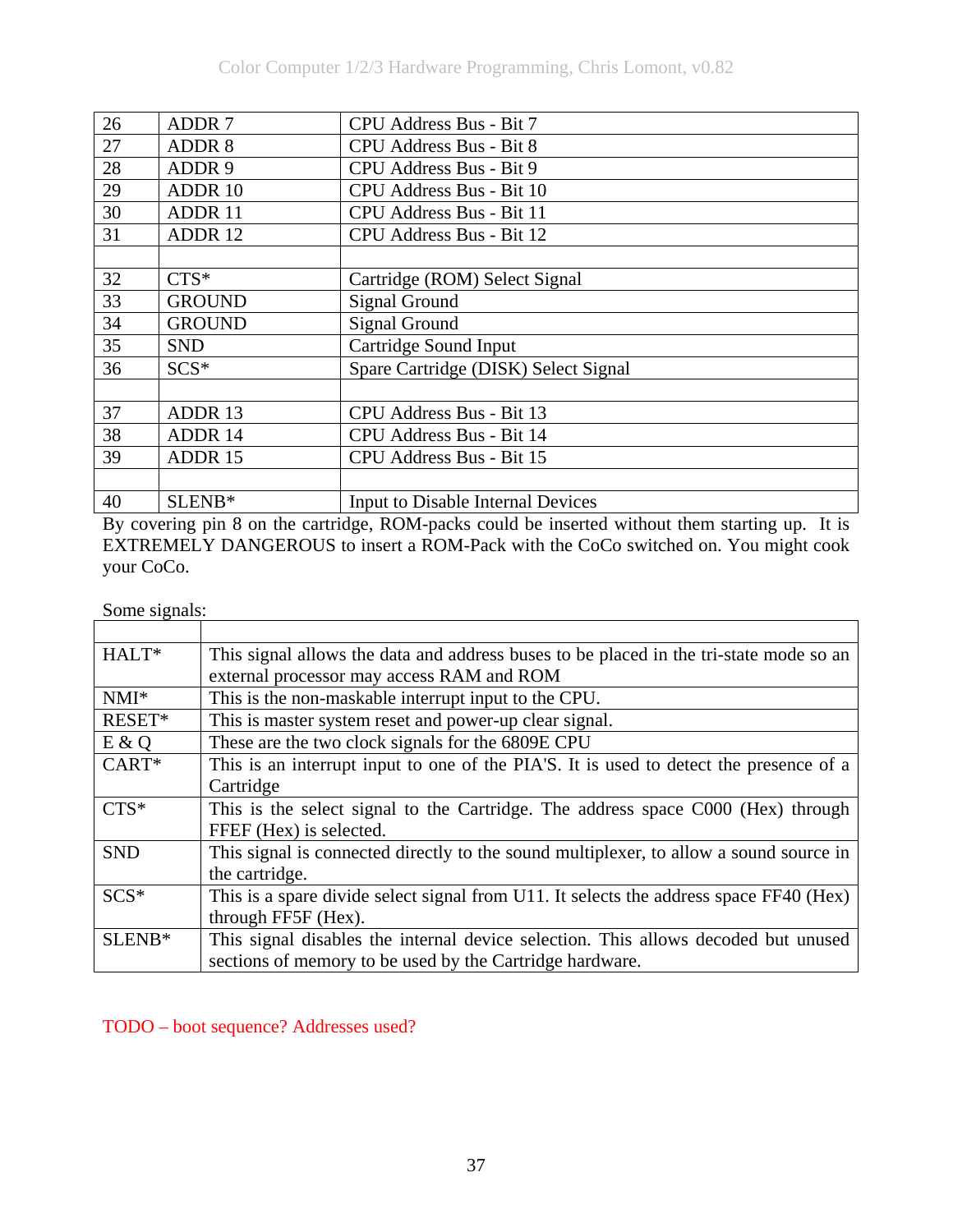| | | |
|---|---|---|
| 26 | ADDR 7 | CPU Address Bus - Bit 7 |
| 27 | ADDR 8 | CPU Address Bus - Bit 8 |
| 28 | ADDR 9 | CPU Address Bus - Bit 9 |
| 29 | ADDR 10 | CPU Address Bus - Bit 10 |
| 30 | ADDR 11 | CPU Address Bus - Bit 11 |
| 31 | ADDR 12 | CPU Address Bus - Bit 12 |
| | | |
| 32 | CTS* | Cartridge (ROM) Select Signal |
| 33 | GROUND | Signal Ground |
| 34 | GROUND | Signal Ground |
| 35 | SND | Cartridge Sound Input |
| 36 | SCS* | Spare Cartridge (DISK) Select Signal |
| | | |
| 37 | ADDR 13 | CPU Address Bus - Bit 13 |
| 38 | ADDR 14 | CPU Address Bus - Bit 14 |
| 39 | ADDR 15 | CPU Address Bus - Bit 15 |
| | | |
| 40 | SLENB* | Input to Disable Internal Devices |

By covering pin 8 on the cartridge, ROM-packs could be inserted without them starting up. It is EXTREMELY DANGEROUS to insert a ROM-Pack with the CoCo switched on. You might cook your CoCo.

Some signals:

| | |
|---|---|
| HALT* | This signal allows the data and address buses to be placed in the tri-state mode so an external processor may access RAM and ROM |
| NMI* | This is the non-maskable interrupt input to the CPU. |
| RESET* | This is master system reset and power-up clear signal. |
| E & Q | These are the two clock signals for the 6809E CPU |
| CART* | This is an interrupt input to one of the PIA'S. It is used to detect the presence of a Cartridge |
| CTS* | This is the select signal to the Cartridge. The address space C000 (Hex) through FFEF (Hex) is selected. |
| SND | This signal is connected directly to the sound multiplexer, to allow a sound source in the cartridge. |
| SCS* | This is a spare divide select signal from U11. It selects the address space FF40 (Hex) through FF5F (Hex). |
| SLENB* | This signal disables the internal device selection. This allows decoded but unused sections of memory to be used by the Cartridge hardware. |

TODO – boot sequence? Addresses used?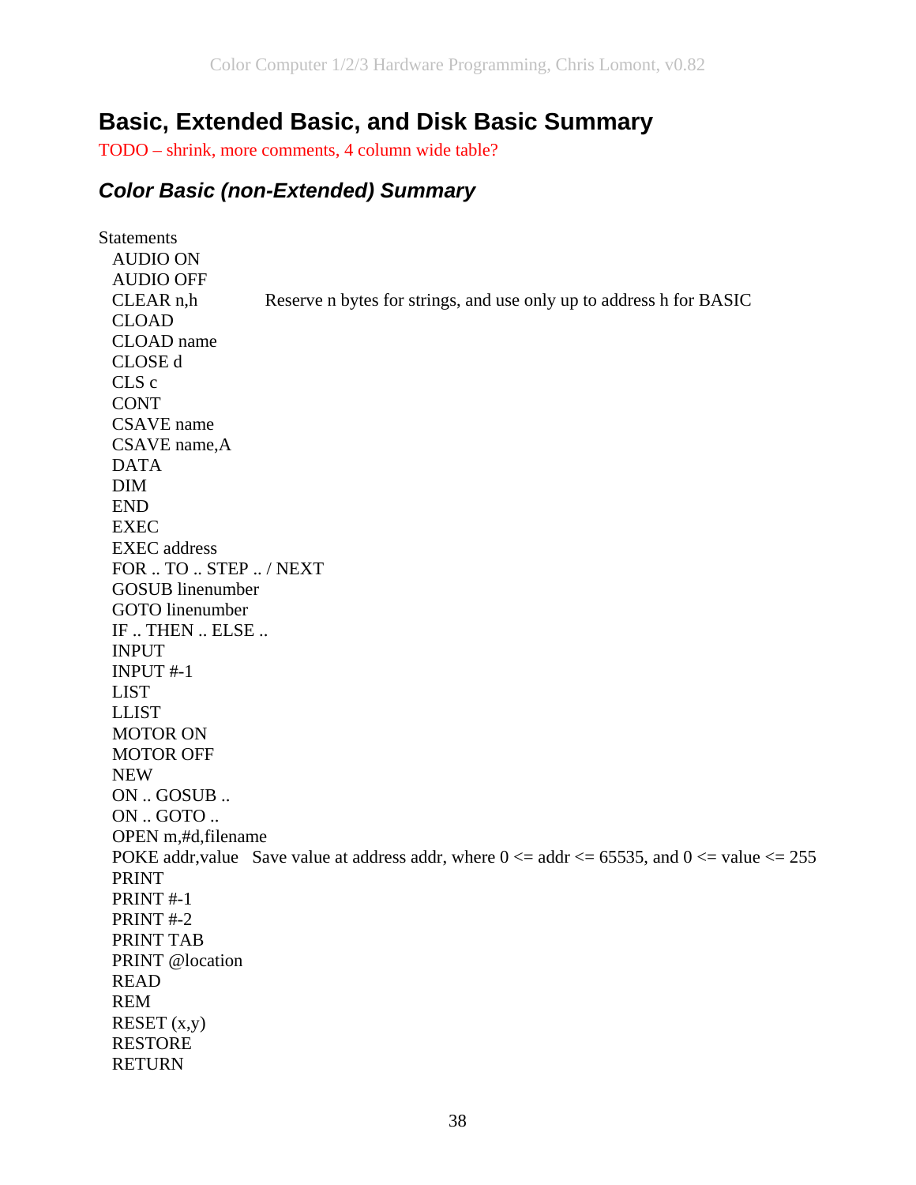# Basic, Extended Basic, and Disk Basic Summary

TODO – shrink, more comments, 4 column wide table?

## *Color Basic (non-Extended) Summary*

Statements

AUDIO ON
AUDIO OFF
CLEAR n,h	Reserve n bytes for strings, and use only up to address h for BASIC
CLOAD
CLOAD name
CLOSE d
CLS c
CONT
CSAVE name
CSAVE name,A
DATA
DIM
END
EXEC
EXEC address
FOR .. TO .. STEP .. / NEXT
GOSUB linenumber
GOTO linenumber
IF .. THEN .. ELSE ..
INPUT
INPUT #-1
LIST
LLIST
MOTOR ON
MOTOR OFF
NEW
ON .. GOSUB ..
ON .. GOTO ..
OPEN m,#d,filename
POKE addr,value	Save value at address addr, where 0 <= addr <= 65535, and 0 <= value <= 255
PRINT
PRINT #-1
PRINT #-2
PRINT TAB
PRINT @location
READ
REM
RESET (x,y)
RESTORE
RETURN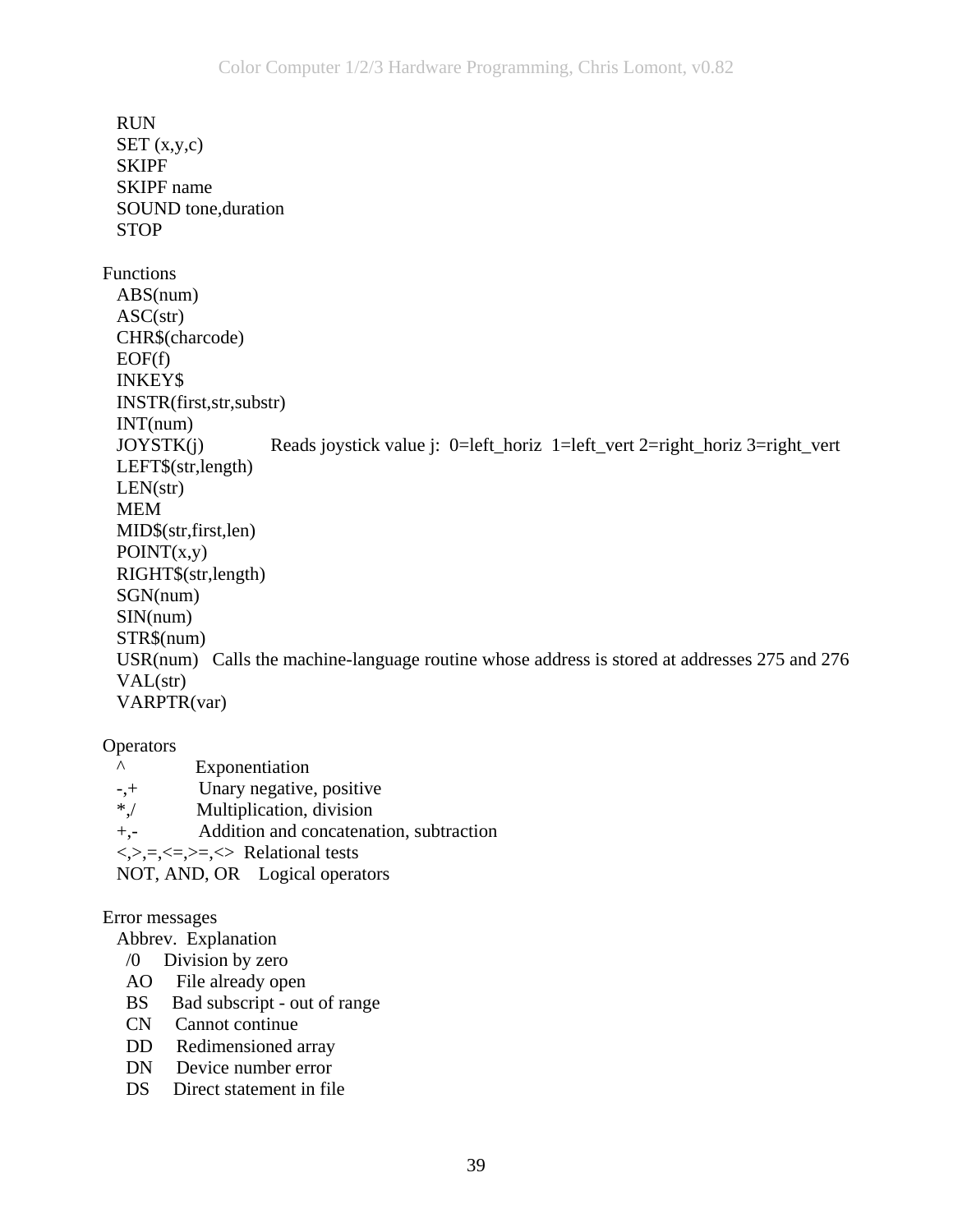RUN
SET (x,y,c)
SKIPF
SKIPF name
SOUND tone,duration
STOP

Functions

ABS(num)
ASC(str)
CHR$(charcode)
EOF(f)
INKEY$
INSTR(first,str,substr)
INT(num)
JOYSTK(j) Reads joystick value j: 0=left_horiz 1=left_vert 2=right_horiz 3=right_vert
LEFT$(str,length)
LEN(str)
MEM
MID$(str,first,len)
POINT(x,y)
RIGHT$(str,length)
SGN(num)
SIN(num)
STR$(num)
USR(num) Calls the machine-language routine whose address is stored at addresses 275 and 276
VAL(str)
VARPTR(var)

Operators

| Operator | Description |
|---|---|
| ^ | Exponentiation |
| -,+ | Unary negative, positive |
| *,/ | Multiplication, division |
| +,- | Addition and concatenation, subtraction |
| <,>,=,<=,>=,<> | Relational tests |
| NOT, AND, OR | Logical operators |

Error messages

| Abbrev. | Explanation |
|---|---|
| /0 | Division by zero |
| AO | File already open |
| BS | Bad subscript - out of range |
| CN | Cannot continue |
| DD | Redimensioned array |
| DN | Device number error |
| DS | Direct statement in file |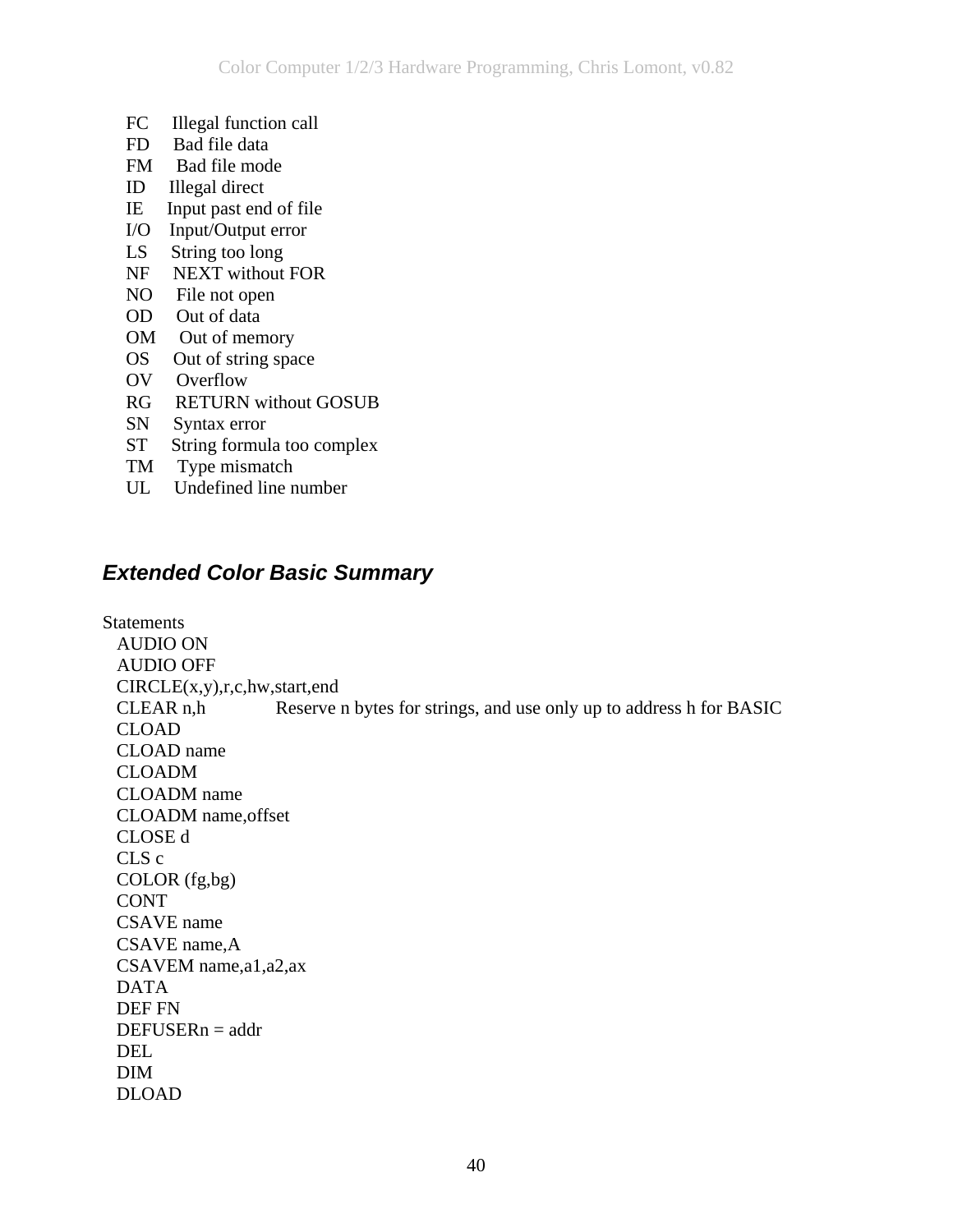FC Illegal function call
FD Bad file data
FM Bad file mode
ID Illegal direct
IE Input past end of file
I/O Input/Output error
LS String too long
NF NEXT without FOR
NO File not open
OD Out of data
OM Out of memory
OS Out of string space
OV Overflow
RG RETURN without GOSUB
SN Syntax error
ST String formula too complex
TM Type mismatch
UL Undefined line number

## *Extended Color Basic Summary*

Statements

AUDIO ON
AUDIO OFF
CIRCLE(x,y),r,c,hw,start,end
CLEAR n,h Reserve n bytes for strings, and use only up to address h for BASIC
CLOAD
CLOAD name
CLOADM
CLOADM name
CLOADM name,offset
CLOSE d
CLS c
COLOR (fg,bg)
CONT
CSAVE name
CSAVE name,A
CSAVEM name,a1,a2,ax
DATA
DEF FN
DEFUSERn = addr
DEL
DIM
DLOAD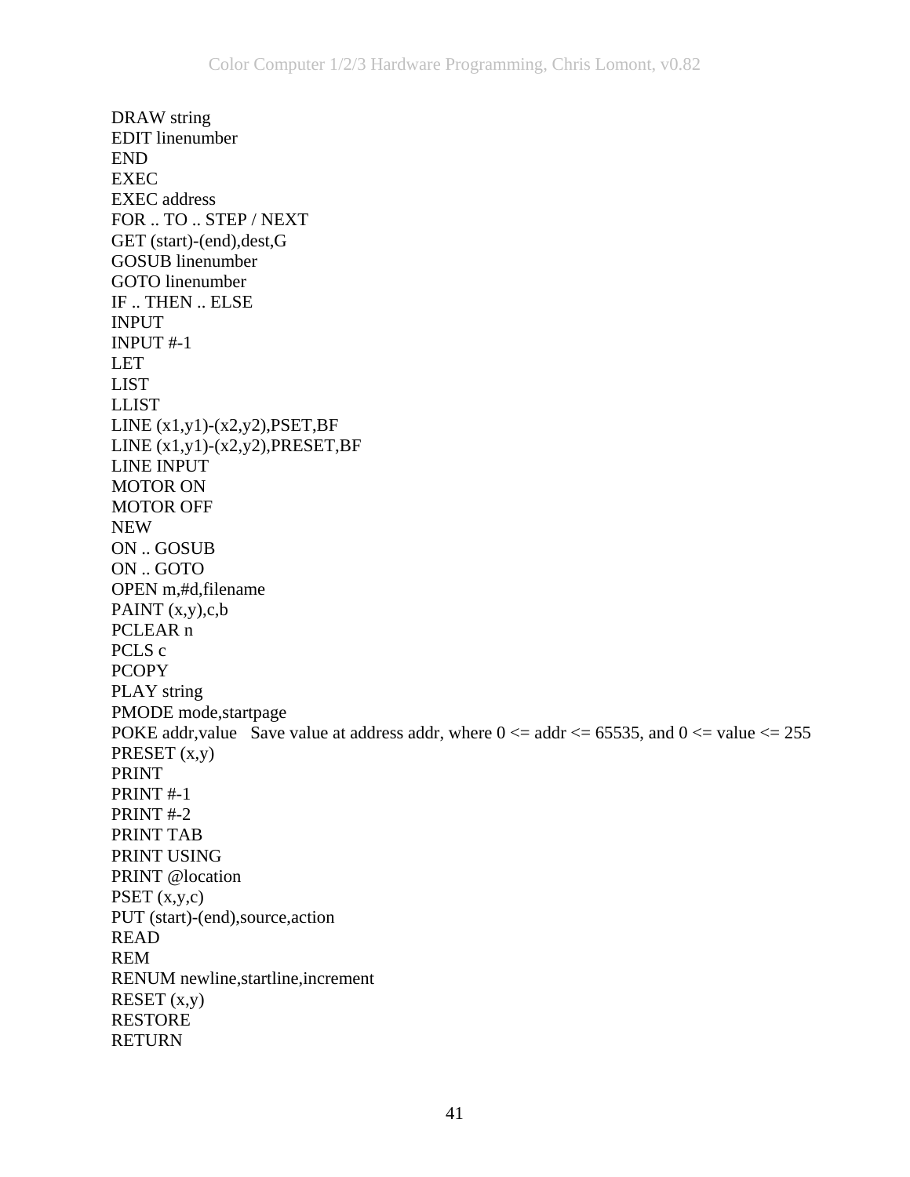DRAW string  
EDIT linenumber  
END  
EXEC  
EXEC address  
FOR .. TO .. STEP / NEXT  
GET (start)-(end),dest,G  
GOSUB linenumber  
GOTO linenumber  
IF .. THEN .. ELSE  
INPUT  
INPUT #-1  
LET  
LIST  
LLIST  
LINE (x1,y1)-(x2,y2),PSET,BF  
LINE (x1,y1)-(x2,y2),PRESET,BF  
LINE INPUT  
MOTOR ON  
MOTOR OFF  
NEW  
ON .. GOSUB  
ON .. GOTO  
OPEN m,#d,filename  
PAINT (x,y),c,b  
PCLEAR n  
PCLS c  
PCOPY  
PLAY string  
PMODE mode,startpage  
POKE addr,value   Save value at address addr, where 0 <= addr <= 65535, and 0 <= value <= 255  
PRESET (x,y)  
PRINT  
PRINT #-1  
PRINT #-2  
PRINT TAB  
PRINT USING  
PRINT @location  
PSET (x,y,c)  
PUT (start)-(end),source,action  
READ  
REM  
RENUM newline,startline,increment  
RESET (x,y)  
RESTORE  
RETURN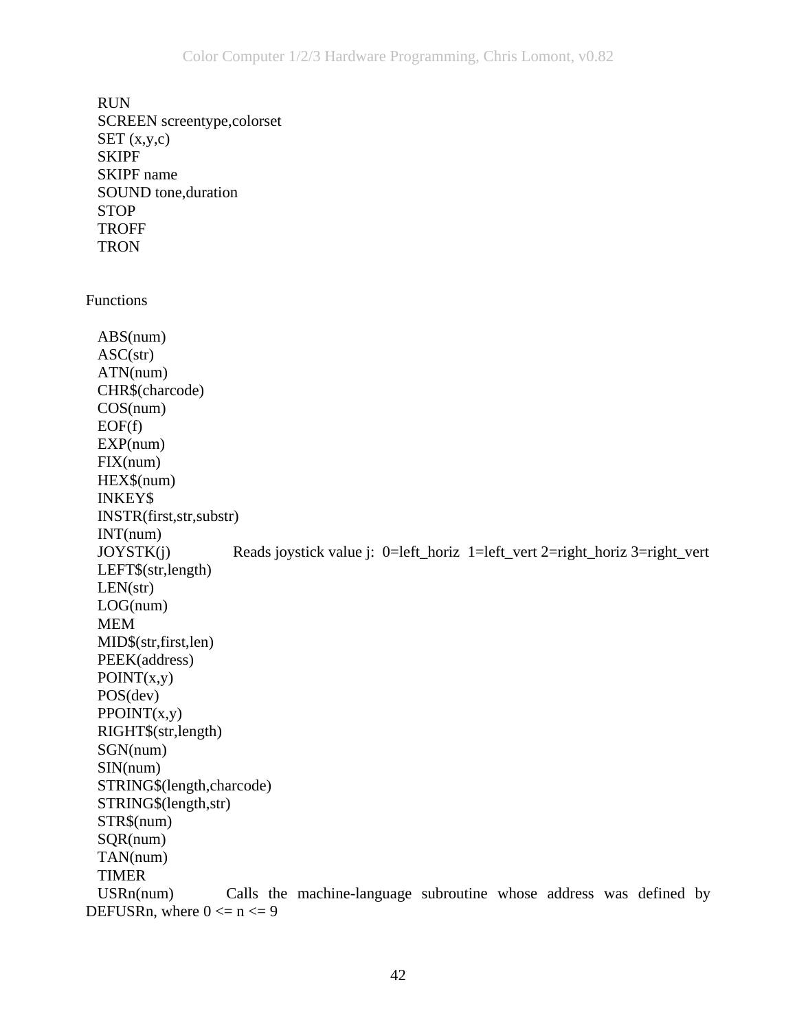RUN
SCREEN screentype,colorset
SET (x,y,c)
SKIPF
SKIPF name
SOUND tone,duration
STOP
TROFF
TRON

Functions

ABS(num)
ASC(str)
ATN(num)
CHR$(charcode)
COS(num)
EOF(f)
EXP(num)
FIX(num)
HEX$(num)
INKEY$
INSTR(first,str,substr)
INT(num)
JOYSTK(j) Reads joystick value j: 0=left_horiz 1=left_vert 2=right_horiz 3=right_vert
LEFT$(str,length)
LEN(str)
LOG(num)
MEM
MID$(str,first,len)
PEEK(address)
POINT(x,y)
POS(dev)
PPOINT(x,y)
RIGHT$(str,length)
SGN(num)
SIN(num)
STRING$(length,charcode)
STRING$(length,str)
STR$(num)
SQR(num)
TAN(num)
TIMER
USRn(num) Calls the machine-language subroutine whose address was defined by DEFUSRn, where 0 <= n <= 9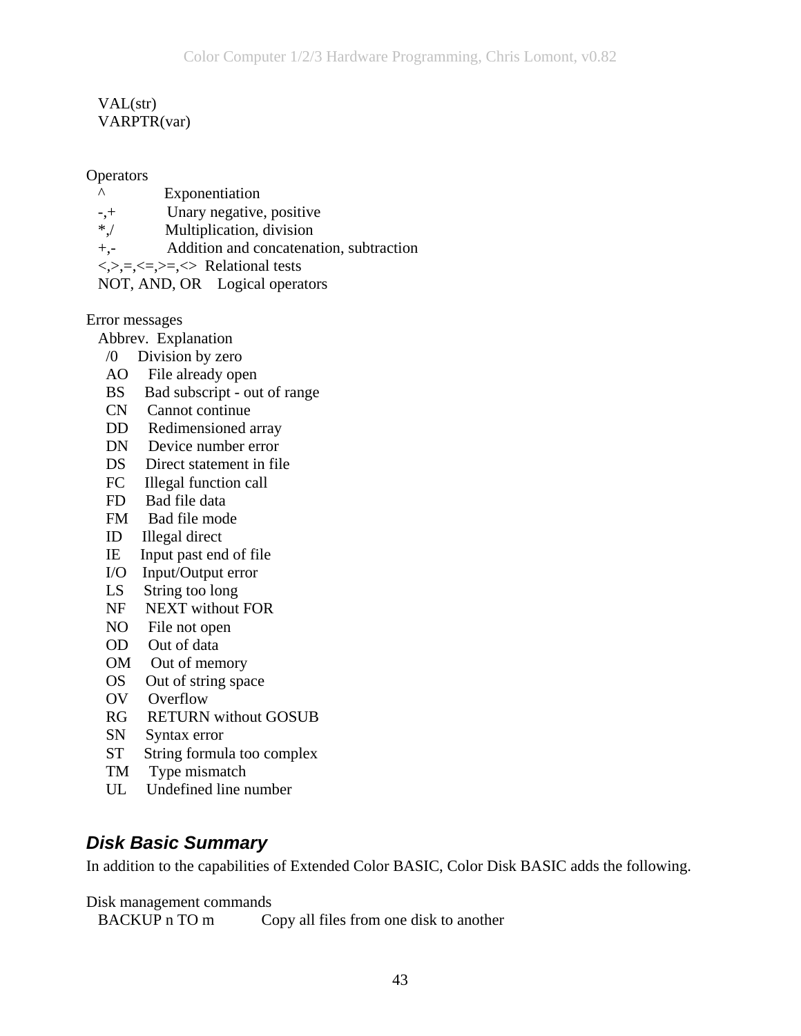VAL(str)
VARPTR(var)

Operators

| | |
|---|---|
| ^ | Exponentiation |
| -,+ | Unary negative, positive |
| *,/ | Multiplication, division |
| +,- | Addition and concatenation, subtraction |
| <,>,=,<=,>=,<> | Relational tests |
| NOT, AND, OR | Logical operators |

Error messages

| Abbrev. | Explanation |
|---|---|
| /0 | Division by zero |
| AO | File already open |
| BS | Bad subscript - out of range |
| CN | Cannot continue |
| DD | Redimensioned array |
| DN | Device number error |
| DS | Direct statement in file |
| FC | Illegal function call |
| FD | Bad file data |
| FM | Bad file mode |
| ID | Illegal direct |
| IE | Input past end of file |
| I/O | Input/Output error |
| LS | String too long |
| NF | NEXT without FOR |
| NO | File not open |
| OD | Out of data |
| OM | Out of memory |
| OS | Out of string space |
| OV | Overflow |
| RG | RETURN without GOSUB |
| SN | Syntax error |
| ST | String formula too complex |
| TM | Type mismatch |
| UL | Undefined line number |

## *Disk Basic Summary*

In addition to the capabilities of Extended Color BASIC, Color Disk BASIC adds the following.

Disk management commands

| | |
|---|---|
| BACKUP n TO m | Copy all files from one disk to another |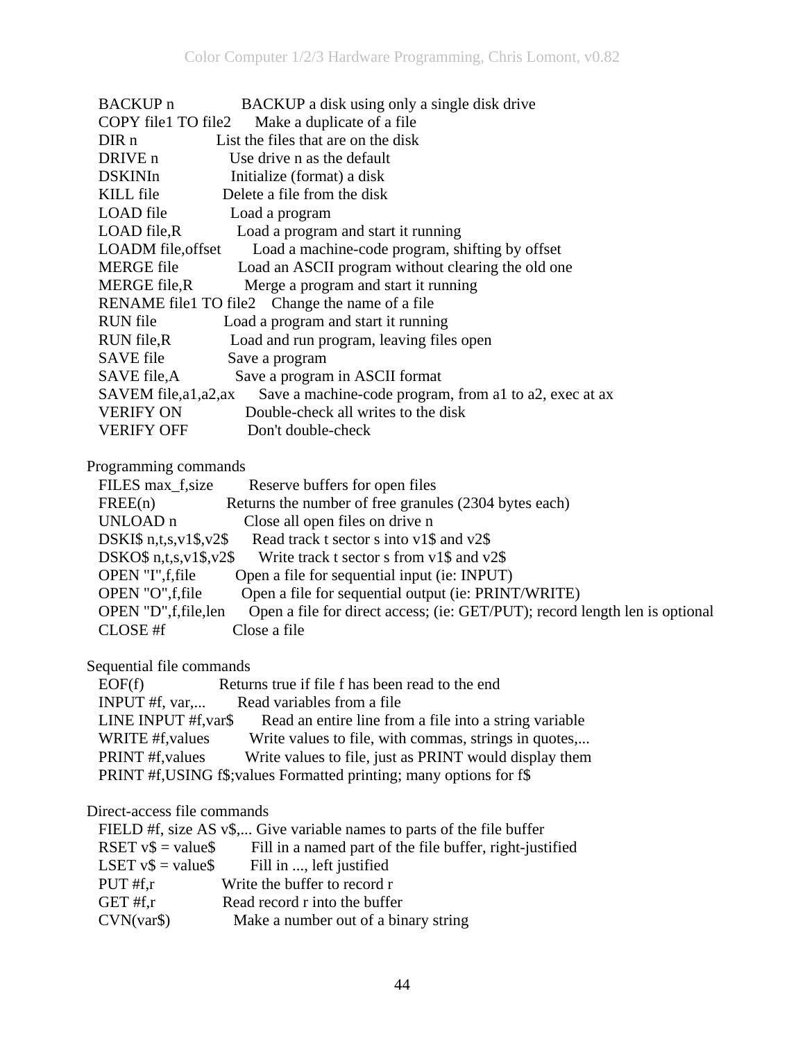```
BACKUP n              BACKUP a disk using only a single disk drive
COPY file1 TO file2   Make a duplicate of a file
DIR n                 List the files that are on the disk
DRIVE n               Use drive n as the default
DSKINIn               Initialize (format) a disk
KILL file             Delete a file from the disk
LOAD file             Load a program
LOAD file,R           Load a program and start it running
LOADM file,offset     Load a machine-code program, shifting by offset
MERGE file            Load an ASCII program without clearing the old one
MERGE file,R          Merge a program and start it running
RENAME file1 TO file2 Change the name of a file
RUN file              Load a program and start it running
RUN file,R            Load and run program, leaving files open
SAVE file             Save a program
SAVE file,A           Save a program in ASCII format
SAVEM file,a1,a2,ax   Save a machine-code program, from a1 to a2, exec at ax
VERIFY ON             Double-check all writes to the disk
VERIFY OFF            Don't double-check
```

Programming commands

```
FILES max_f,size      Reserve buffers for open files
FREE(n)               Returns the number of free granules (2304 bytes each)
UNLOAD n              Close all open files on drive n
DSKI$ n,t,s,v1$,v2$   Read track t sector s into v1$ and v2$
DSKO$ n,t,s,v1$,v2$   Write track t sector s from v1$ and v2$
OPEN "I",f,file       Open a file for sequential input (ie: INPUT)
OPEN "O",f,file       Open a file for sequential output (ie: PRINT/WRITE)
OPEN "D",f,file,len   Open a file for direct access; (ie: GET/PUT); record length len is optional
CLOSE #f              Close a file
```

Sequential file commands

```
EOF(f)                Returns true if file f has been read to the end
INPUT #f, var,...     Read variables from a file
LINE INPUT #f,var$    Read an entire line from a file into a string variable
WRITE #f,values       Write values to file, with commas, strings in quotes,...
PRINT #f,values       Write values to file, just as PRINT would display them
PRINT #f,USING f$;values Formatted printing; many options for f$
```

Direct-access file commands

```
FIELD #f, size AS v$,... Give variable names to parts of the file buffer
RSET v$ = value$      Fill in a named part of the file buffer, right-justified
LSET v$ = value$      Fill in ..., left justified
PUT #f,r              Write the buffer to record r
GET #f,r              Read record r into the buffer
CVN(var$)             Make a number out of a binary string
```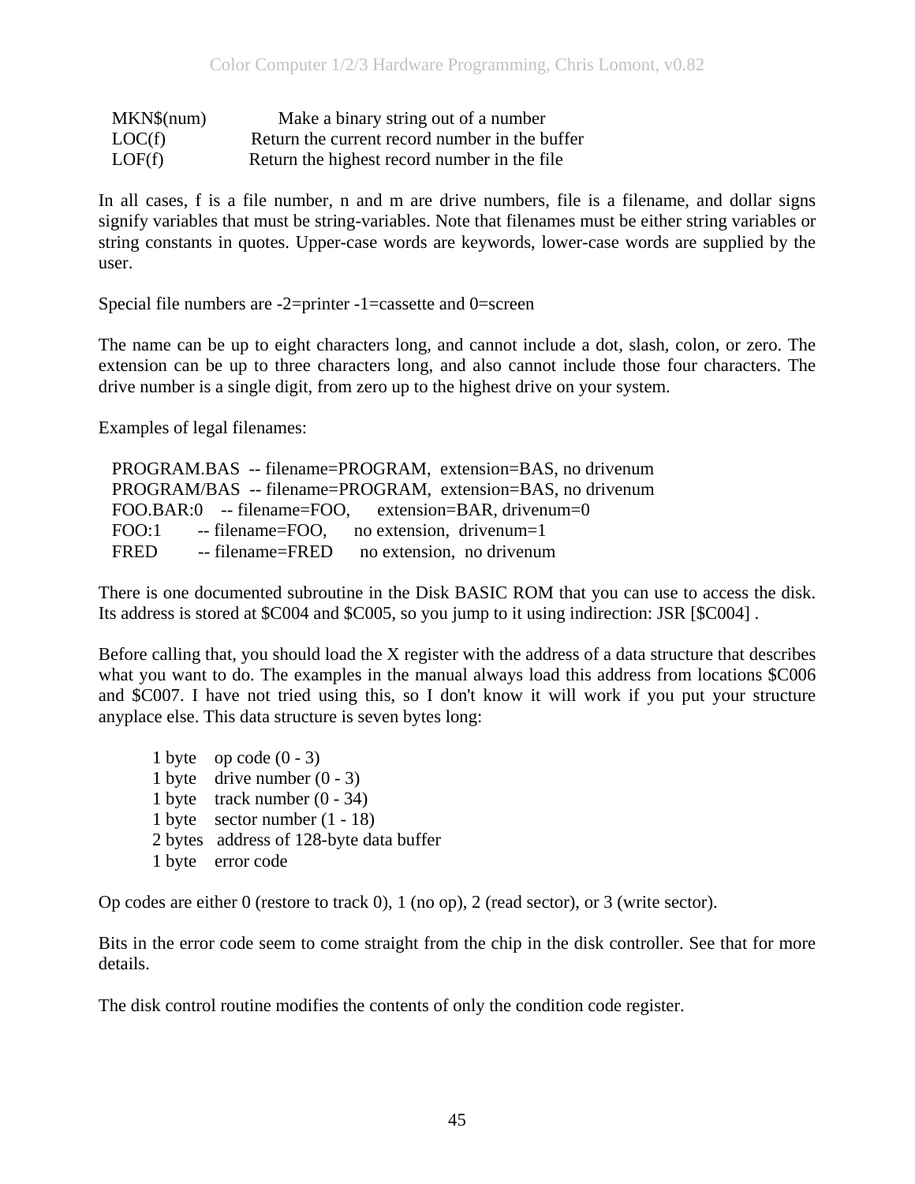```
MKN$(num)      Make a binary string out of a number
LOC(f)         Return the current record number in the buffer
LOF(f)         Return the highest record number in the file
```

In all cases, f is a file number, n and m are drive numbers, file is a filename, and dollar signs signify variables that must be string-variables. Note that filenames must be either string variables or string constants in quotes. Upper-case words are keywords, lower-case words are supplied by the user.

Special file numbers are -2=printer -1=cassette and 0=screen

The name can be up to eight characters long, and cannot include a dot, slash, colon, or zero. The extension can be up to three characters long, and also cannot include those four characters. The drive number is a single digit, from zero up to the highest drive on your system.

Examples of legal filenames:

```
PROGRAM.BAS  -- filename=PROGRAM,  extension=BAS, no drivenum
PROGRAM/BAS  -- filename=PROGRAM,  extension=BAS, no drivenum
FOO.BAR:0    -- filename=FOO,      extension=BAR, drivenum=0
FOO:1        -- filename=FOO,      no extension,  drivenum=1
FRED         -- filename=FRED      no extension,  no drivenum
```

There is one documented subroutine in the Disk BASIC ROM that you can use to access the disk. Its address is stored at $C004 and $C005, so you jump to it using indirection: JSR [$C004] .

Before calling that, you should load the X register with the address of a data structure that describes what you want to do. The examples in the manual always load this address from locations $C006 and $C007. I have not tried using this, so I don't know it will work if you put your structure anyplace else. This data structure is seven bytes long:

```
1 byte    op code (0 - 3)
1 byte    drive number (0 - 3)
1 byte    track number (0 - 34)
1 byte    sector number (1 - 18)
2 bytes   address of 128-byte data buffer
1 byte    error code
```

Op codes are either 0 (restore to track 0), 1 (no op), 2 (read sector), or 3 (write sector).

Bits in the error code seem to come straight from the chip in the disk controller. See that for more details.

The disk control routine modifies the contents of only the condition code register.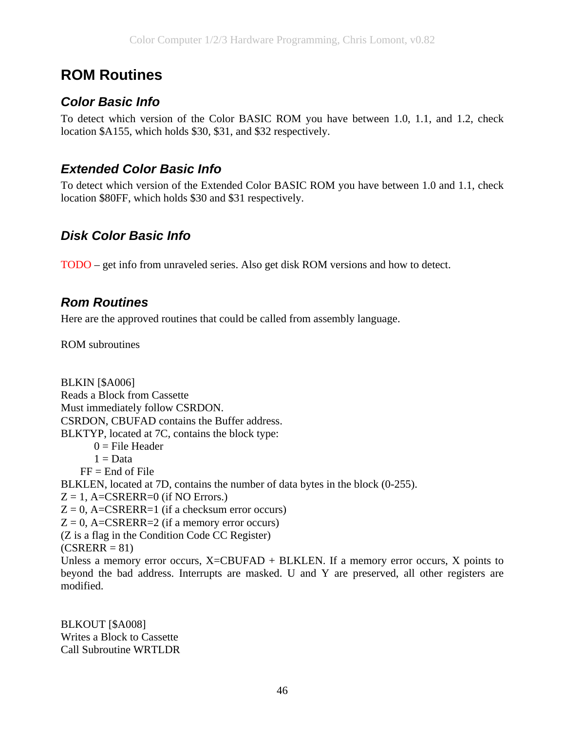# ROM Routines

## Color Basic Info

To detect which version of the Color BASIC ROM you have between 1.0, 1.1, and 1.2, check location $A155, which holds $30, $31, and $32 respectively.

## Extended Color Basic Info

To detect which version of the Extended Color BASIC ROM you have between 1.0 and 1.1, check location $80FF, which holds $30 and $31 respectively.

## Disk Color Basic Info

TODO – get info from unraveled series. Also get disk ROM versions and how to detect.

## Rom Routines

Here are the approved routines that could be called from assembly language.

ROM subroutines

BLKIN [$A006]
Reads a Block from Cassette
Must immediately follow CSRDON.
CSRDON, CBUFAD contains the Buffer address.
BLKTYP, located at 7C, contains the block type:

- 0 = File Header
- 1 = Data
- FF = End of File

BLKLEN, located at 7D, contains the number of data bytes in the block (0-255).
Z = 1, A=CSRERR=0 (if NO Errors.)
Z = 0, A=CSRERR=1 (if a checksum error occurs)
Z = 0, A=CSRERR=2 (if a memory error occurs)
(Z is a flag in the Condition Code CC Register)
(CSRERR = 81)
Unless a memory error occurs, X=CBUFAD + BLKLEN. If a memory error occurs, X points to beyond the bad address. Interrupts are masked. U and Y are preserved, all other registers are modified.

BLKOUT [$A008]
Writes a Block to Cassette
Call Subroutine WRTLDR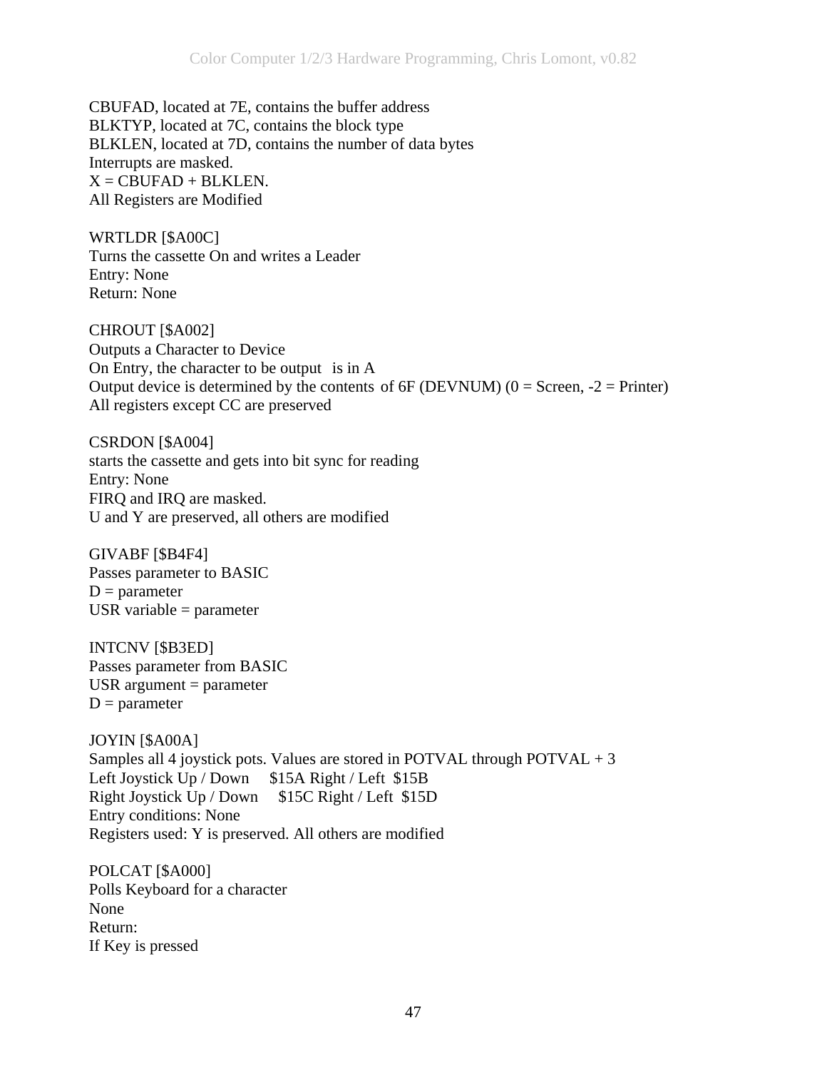CBUFAD, located at 7E, contains the buffer address
BLKTYP, located at 7C, contains the block type
BLKLEN, located at 7D, contains the number of data bytes
Interrupts are masked.
X = CBUFAD + BLKLEN.
All Registers are Modified

WRTLDR [$A00C]
Turns the cassette On and writes a Leader
Entry: None
Return: None

CHROUT [$A002]
Outputs a Character to Device
On Entry, the character to be output is in A
Output device is determined by the contents of 6F (DEVNUM) (0 = Screen, -2 = Printer)
All registers except CC are preserved

CSRDON [$A004]
starts the cassette and gets into bit sync for reading
Entry: None
FIRQ and IRQ are masked.
U and Y are preserved, all others are modified

GIVABF [$B4F4]
Passes parameter to BASIC
D = parameter
USR variable = parameter

INTCNV [$B3ED]
Passes parameter from BASIC
USR argument = parameter
D = parameter

JOYIN [$A00A]
Samples all 4 joystick pots. Values are stored in POTVAL through POTVAL + 3
Left Joystick Up / Down $15A Right / Left $15B
Right Joystick Up / Down $15C Right / Left $15D
Entry conditions: None
Registers used: Y is preserved. All others are modified

POLCAT [$A000]
Polls Keyboard for a character
None
Return:
If Key is pressed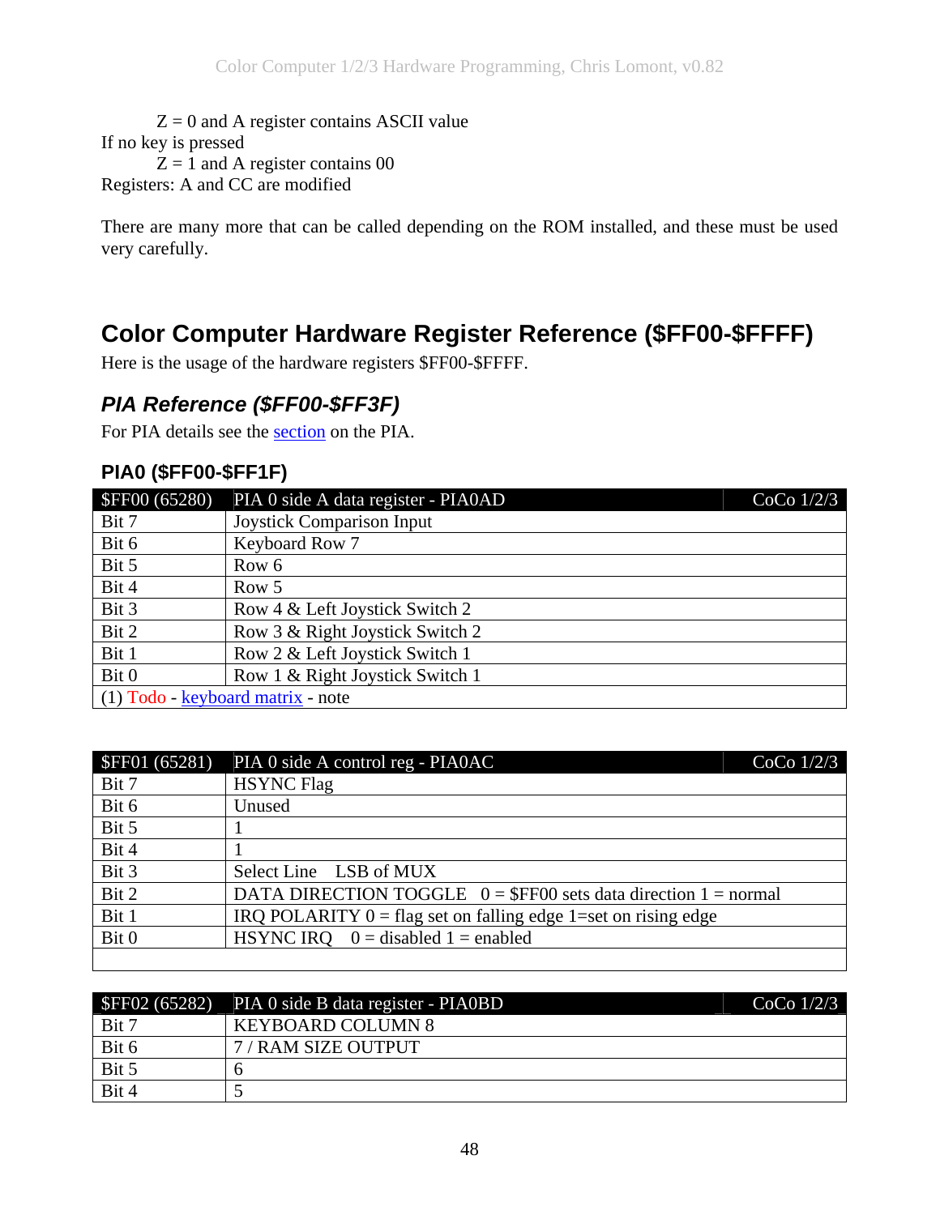Z = 0 and A register contains ASCII value
If no key is pressed
Z = 1 and A register contains 00
Registers: A and CC are modified

There are many more that can be called depending on the ROM installed, and these must be used very carefully.

# Color Computer Hardware Register Reference ($FF00-$FFFF)

Here is the usage of the hardware registers $FF00-$FFFF.

## *PIA Reference ($FF00-$FF3F)*

For PIA details see the section on the PIA.

### PIA0 ($FF00-$FF1F)

| $FF00 (65280) | PIA 0 side A data register - PIA0AD | CoCo 1/2/3 |
|---|---|---|
| Bit 7 | Joystick Comparison Input | |
| Bit 6 | Keyboard Row 7 | |
| Bit 5 | Row 6 | |
| Bit 4 | Row 5 | |
| Bit 3 | Row 4 & Left Joystick Switch 2 | |
| Bit 2 | Row 3 & Right Joystick Switch 2 | |
| Bit 1 | Row 2 & Left Joystick Switch 1 | |
| Bit 0 | Row 1 & Right Joystick Switch 1 | |
| (1) Todo - keyboard matrix - note | | |

| $FF01 (65281) | PIA 0 side A control reg - PIA0AC | CoCo 1/2/3 |
|---|---|---|
| Bit 7 | HSYNC Flag | |
| Bit 6 | Unused | |
| Bit 5 | 1 | |
| Bit 4 | 1 | |
| Bit 3 | Select Line LSB of MUX | |
| Bit 2 | DATA DIRECTION TOGGLE 0 = $FF00 sets data direction 1 = normal | |
| Bit 1 | IRQ POLARITY 0 = flag set on falling edge 1=set on rising edge | |
| Bit 0 | HSYNC IRQ 0 = disabled 1 = enabled | |
| | | |

| $FF02 (65282) | PIA 0 side B data register - PIA0BD | CoCo 1/2/3 |
|---|---|---|
| Bit 7 | KEYBOARD COLUMN 8 | |
| Bit 6 | 7 / RAM SIZE OUTPUT | |
| Bit 5 | 6 | |
| Bit 4 | 5 | |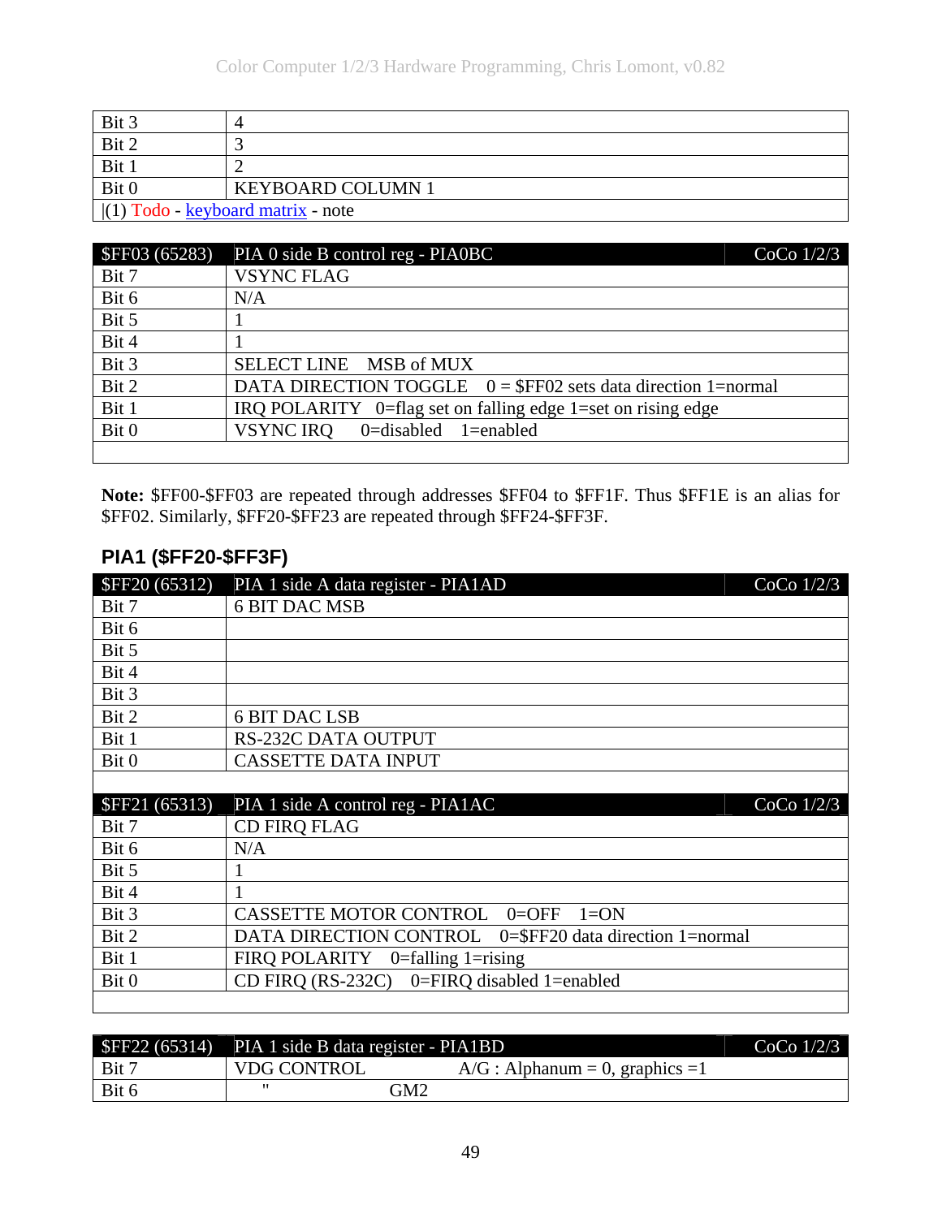| | |
|---|---|
| Bit 3 | 4 |
| Bit 2 | 3 |
| Bit 1 | 2 |
| Bit 0 | KEYBOARD COLUMN 1 |
| \|(1) Todo - keyboard matrix - note | |

| $FF03 (65283) | PIA 0 side B control reg - PIA0BC | CoCo 1/2/3 |
|---|---|---|
| Bit 7 | VSYNC FLAG | |
| Bit 6 | N/A | |
| Bit 5 | 1 | |
| Bit 4 | 1 | |
| Bit 3 | SELECT LINE MSB of MUX | |
| Bit 2 | DATA DIRECTION TOGGLE 0 = $FF02 sets data direction 1=normal | |
| Bit 1 | IRQ POLARITY 0=flag set on falling edge 1=set on rising edge | |
| Bit 0 | VSYNC IRQ 0=disabled 1=enabled | |
| | | |

**Note:** $FF00-$FF03 are repeated through addresses $FF04 to $FF1F. Thus $FF1E is an alias for $FF02. Similarly, $FF20-$FF23 are repeated through $FF24-$FF3F.

## PIA1 ($FF20-$FF3F)

| $FF20 (65312) | PIA 1 side A data register - PIA1AD | CoCo 1/2/3 |
|---|---|---|
| Bit 7 | 6 BIT DAC MSB | |
| Bit 6 | | |
| Bit 5 | | |
| Bit 4 | | |
| Bit 3 | | |
| Bit 2 | 6 BIT DAC LSB | |
| Bit 1 | RS-232C DATA OUTPUT | |
| Bit 0 | CASSETTE DATA INPUT | |
| | | |
| **$FF21 (65313)** | **PIA 1 side A control reg - PIA1AC** | **CoCo 1/2/3** |
| Bit 7 | CD FIRQ FLAG | |
| Bit 6 | N/A | |
| Bit 5 | 1 | |
| Bit 4 | 1 | |
| Bit 3 | CASSETTE MOTOR CONTROL 0=OFF 1=ON | |
| Bit 2 | DATA DIRECTION CONTROL 0=$FF20 data direction 1=normal | |
| Bit 1 | FIRQ POLARITY 0=falling 1=rising | |
| Bit 0 | CD FIRQ (RS-232C) 0=FIRQ disabled 1=enabled | |
| | | |

| $FF22 (65314) | PIA 1 side B data register - PIA1BD | CoCo 1/2/3 |
|---|---|---|
| Bit 7 | VDG CONTROL A/G : Alphanum = 0, graphics =1 | |
| Bit 6 | " GM2 | |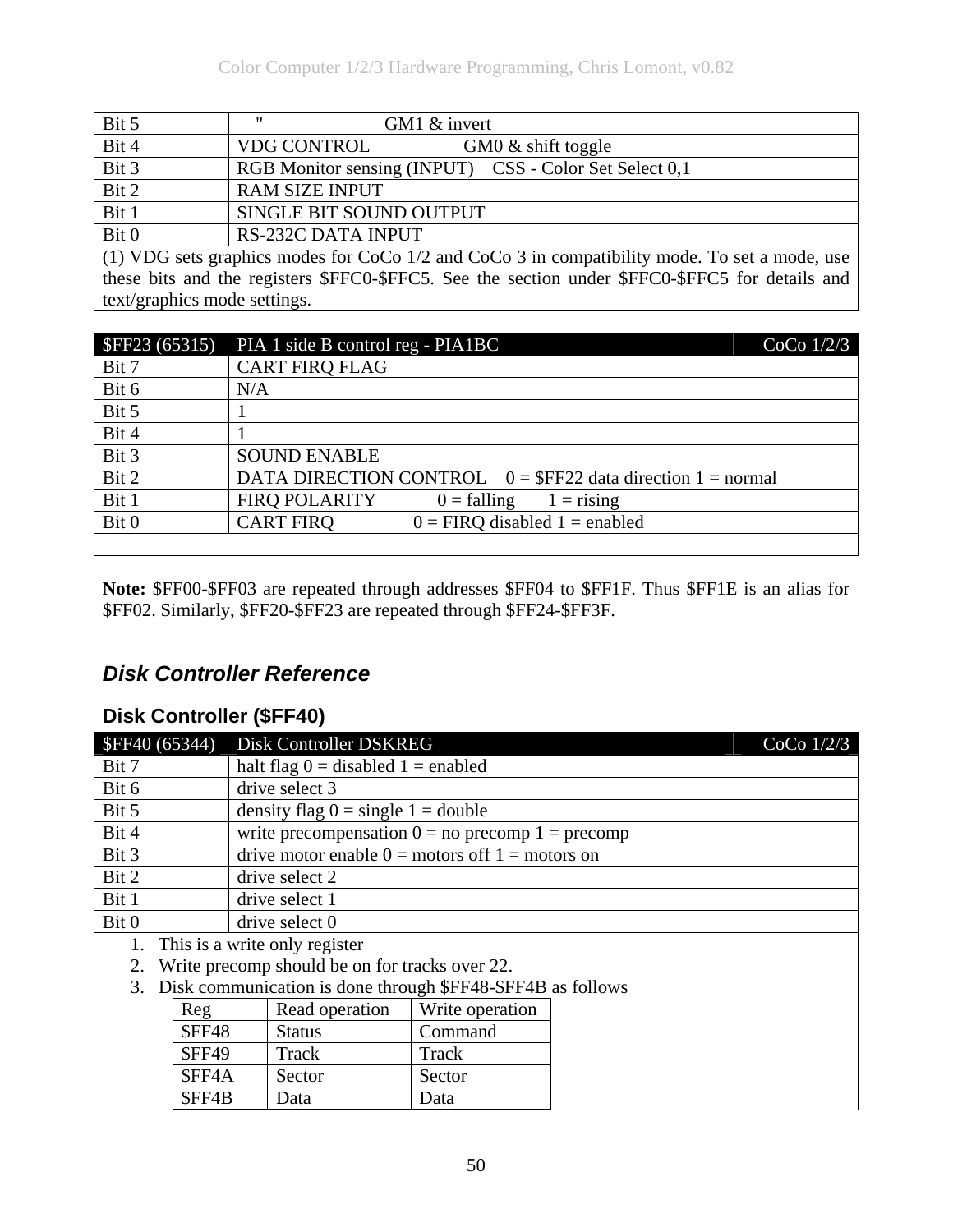| | | |
|---|---|---|
| Bit 5 | " | GM1 & invert |
| Bit 4 | VDG CONTROL | GM0 & shift toggle |
| Bit 3 | RGB Monitor sensing (INPUT) | CSS - Color Set Select 0,1 |
| Bit 2 | RAM SIZE INPUT | |
| Bit 1 | SINGLE BIT SOUND OUTPUT | |
| Bit 0 | RS-232C DATA INPUT | |

(1) VDG sets graphics modes for CoCo 1/2 and CoCo 3 in compatibility mode. To set a mode, use these bits and the registers $FFC0-$FFC5. See the section under $FFC0-$FFC5 for details and text/graphics mode settings.

| $FF23 (65315) | PIA 1 side B control reg - PIA1BC | CoCo 1/2/3 |
|---|---|---|
| Bit 7 | CART FIRQ FLAG | |
| Bit 6 | N/A | |
| Bit 5 | 1 | |
| Bit 4 | 1 | |
| Bit 3 | SOUND ENABLE | |
| Bit 2 | DATA DIRECTION CONTROL 0 = $FF22 data direction 1 = normal | |
| Bit 1 | FIRQ POLARITY 0 = falling 1 = rising | |
| Bit 0 | CART FIRQ 0 = FIRQ disabled 1 = enabled | |

**Note:** $FF00-$FF03 are repeated through addresses $FF04 to $FF1F. Thus $FF1E is an alias for $FF02. Similarly, $FF20-$FF23 are repeated through $FF24-$FF3F.

## *Disk Controller Reference*

### Disk Controller ($FF40)

| $FF40 (65344) | Disk Controller DSKREG | CoCo 1/2/3 |
|---|---|---|
| Bit 7 | halt flag 0 = disabled 1 = enabled | |
| Bit 6 | drive select 3 | |
| Bit 5 | density flag 0 = single 1 = double | |
| Bit 4 | write precompensation 0 = no precomp 1 = precomp | |
| Bit 3 | drive motor enable 0 = motors off 1 = motors on | |
| Bit 2 | drive select 2 | |
| Bit 1 | drive select 1 | |
| Bit 0 | drive select 0 | |

1. This is a write only register
2. Write precomp should be on for tracks over 22.
3. Disk communication is done through $FF48-$FF4B as follows

| Reg | Read operation | Write operation |
|---|---|---|
| $FF48 | Status | Command |
| $FF49 | Track | Track |
| $FF4A | Sector | Sector |
| $FF4B | Data | Data |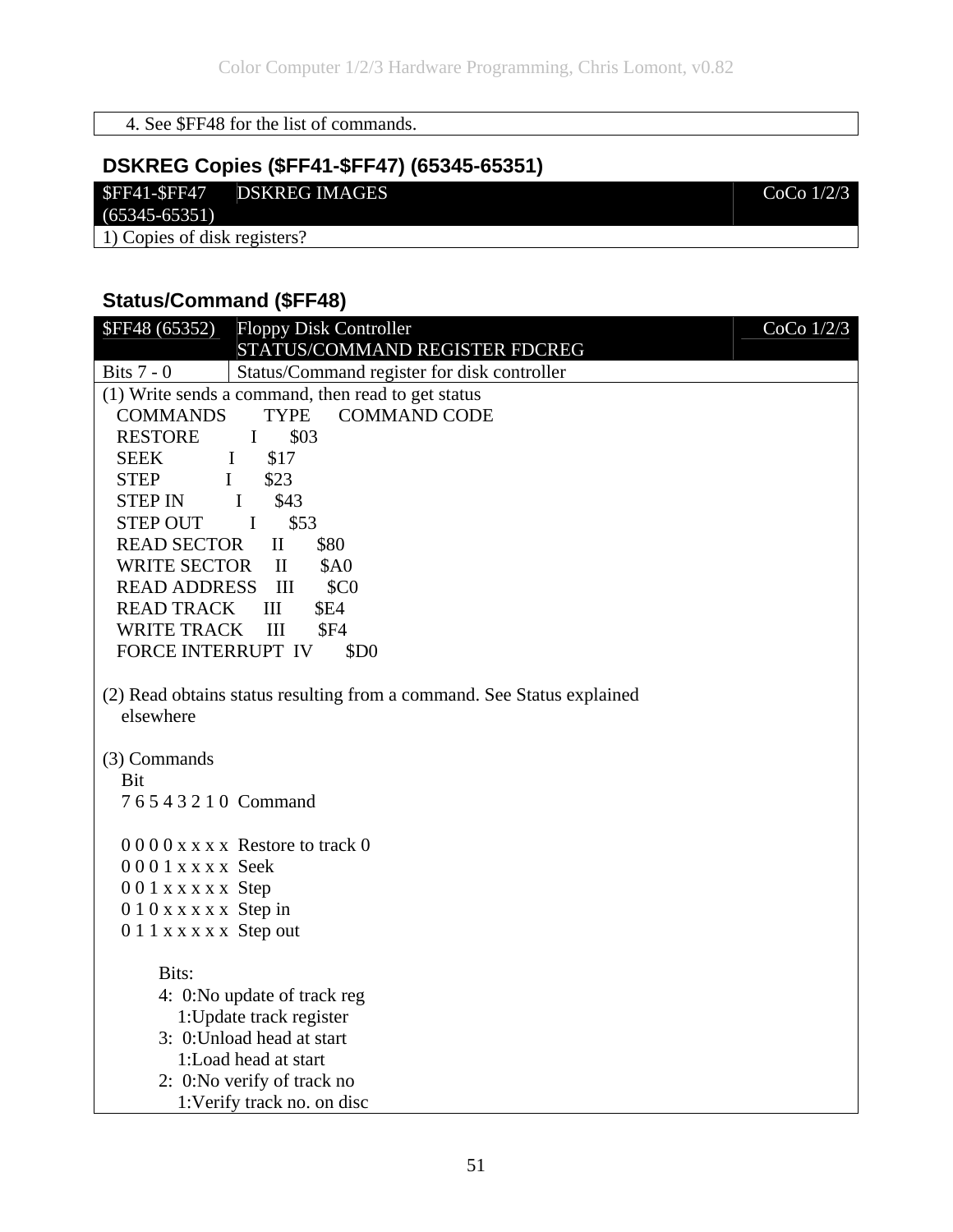| 4. See $FF48 for the list of commands. |
|---|

## DSKREG Copies ($FF41-$FF47) (65345-65351)

| $FF41-$FF47 (65345-65351) | DSKREG IMAGES | CoCo 1/2/3 |
|---|---|---|
| 1) Copies of disk registers? | | |

## Status/Command ($FF48)

| $FF48 (65352) | Floppy Disk Controller STATUS/COMMAND REGISTER FDCREG | CoCo 1/2/3 |
|---|---|---|
| Bits 7 - 0 | Status/Command register for disk controller | |

(1) Write sends a command, then read to get status

```
COMMANDS        TYPE    COMMAND CODE
RESTORE          I       $03
SEEK             I       $17
STEP             I       $23
STEP IN          I       $43
STEP OUT         I       $53
READ SECTOR      II      $80
WRITE SECTOR     II      $A0
READ ADDRESS     III     $C0
READ TRACK       III     $E4
WRITE TRACK      III     $F4
FORCE INTERRUPT  IV      $D0
```

(2) Read obtains status resulting from a command. See Status explained elsewhere

(3) Commands

```
Bit
7 6 5 4 3 2 1 0  Command

0 0 0 0 x x x x  Restore to track 0
0 0 0 1 x x x x  Seek
0 0 1 x x x x x  Step
0 1 0 x x x x x  Step in
0 1 1 x x x x x  Step out

    Bits:
    4:  0:No update of track reg
        1:Update track register
    3:  0:Unload head at start
        1:Load head at start
    2:  0:No verify of track no
        1:Verify track no. on disc
```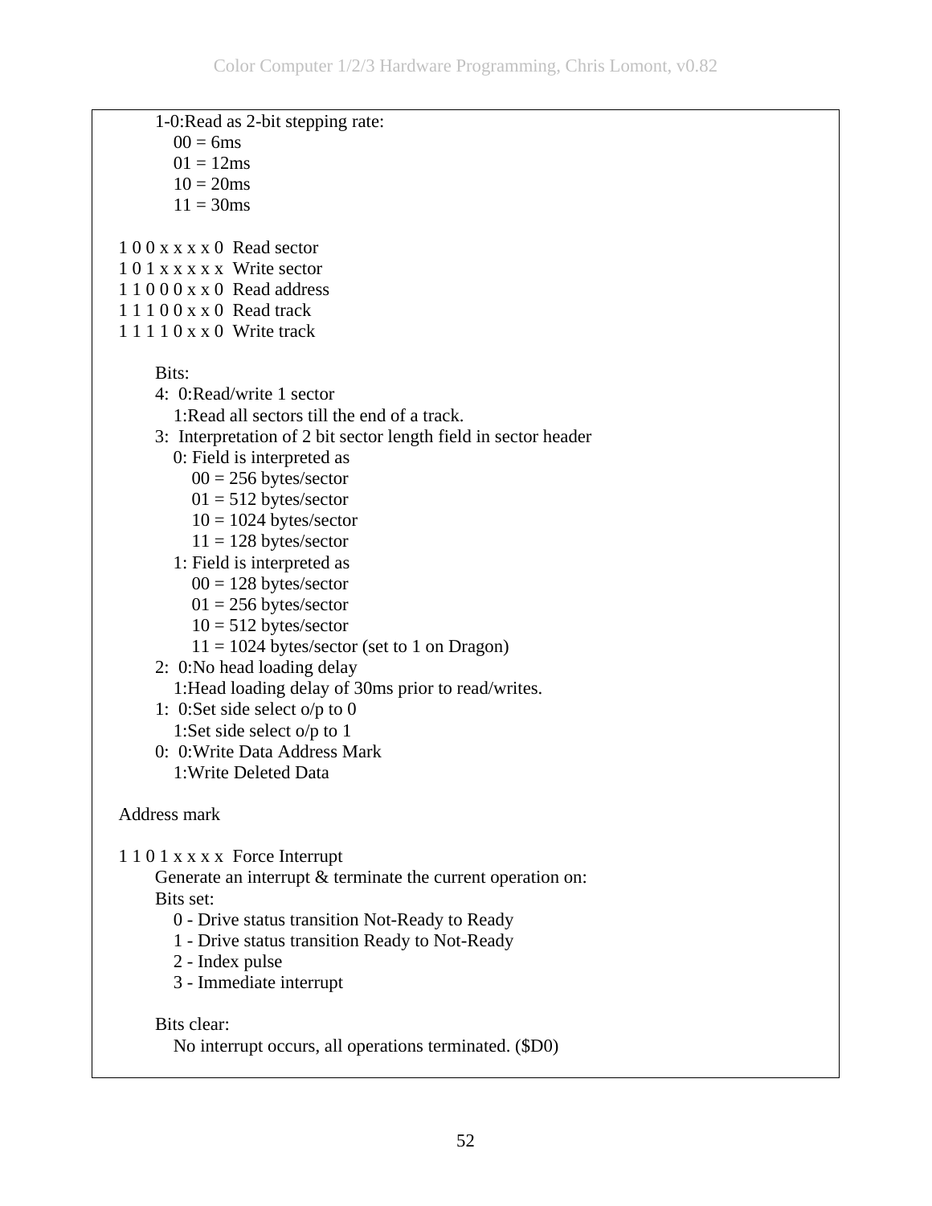1-0:Read as 2-bit stepping rate:
- 00 = 6ms
- 01 = 12ms
- 10 = 20ms
- 11 = 30ms

1 0 0 x x x x 0  Read sector
1 0 1 x x x x x  Write sector
1 1 0 0 0 x x 0  Read address
1 1 1 0 0 x x 0  Read track
1 1 1 1 0 x x 0  Write track

Bits:

4:  0:Read/write 1 sector
    1:Read all sectors till the end of a track.

3:  Interpretation of 2 bit sector length field in sector header
- 0: Field is interpreted as
  - 00 = 256 bytes/sector
  - 01 = 512 bytes/sector
  - 10 = 1024 bytes/sector
  - 11 = 128 bytes/sector
- 1: Field is interpreted as
  - 00 = 128 bytes/sector
  - 01 = 256 bytes/sector
  - 10 = 512 bytes/sector
  - 11 = 1024 bytes/sector (set to 1 on Dragon)

2:  0:No head loading delay
    1:Head loading delay of 30ms prior to read/writes.

1:  0:Set side select o/p to 0
    1:Set side select o/p to 1

0:  0:Write Data Address Mark
    1:Write Deleted Data

Address mark

1 1 0 1 x x x x  Force Interrupt

Generate an interrupt & terminate the current operation on:

Bits set:
- 0 - Drive status transition Not-Ready to Ready
- 1 - Drive status transition Ready to Not-Ready
- 2 - Index pulse
- 3 - Immediate interrupt

Bits clear:

No interrupt occurs, all operations terminated. ($D0)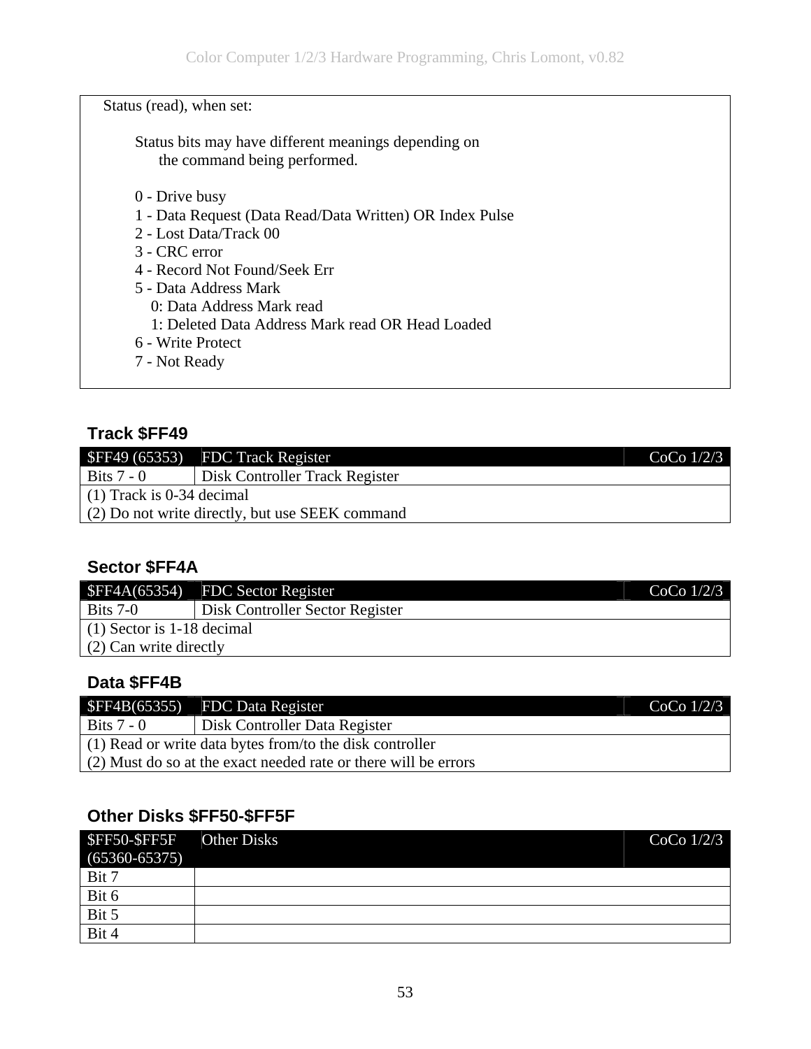| Status (read), when set: |
|---|
| Status bits may have different meanings depending on the command being performed.<br><br>0 - Drive busy<br>1 - Data Request (Data Read/Data Written) OR Index Pulse<br>2 - Lost Data/Track 00<br>3 - CRC error<br>4 - Record Not Found/Seek Err<br>5 - Data Address Mark<br>0: Data Address Mark read<br>1: Deleted Data Address Mark read OR Head Loaded<br>6 - Write Protect<br>7 - Not Ready |

### Track $FF49

| $FF49 (65353) | FDC Track Register | CoCo 1/2/3 |
|---|---|---|
| Bits 7 - 0 | Disk Controller Track Register | |
| (1) Track is 0-34 decimal<br>(2) Do not write directly, but use SEEK command | | |

### Sector $FF4A

| $FF4A(65354) | FDC Sector Register | CoCo 1/2/3 |
|---|---|---|
| Bits 7-0 | Disk Controller Sector Register | |
| (1) Sector is 1-18 decimal<br>(2) Can write directly | | |

### Data $FF4B

| $FF4B(65355) | FDC Data Register | CoCo 1/2/3 |
|---|---|---|
| Bits 7 - 0 | Disk Controller Data Register | |
| (1) Read or write data bytes from/to the disk controller<br>(2) Must do so at the exact needed rate or there will be errors | | |

### Other Disks $FF50-$FF5F

| $FF50-$FF5F (65360-65375) | Other Disks | CoCo 1/2/3 |
|---|---|---|
| Bit 7 | | |
| Bit 6 | | |
| Bit 5 | | |
| Bit 4 | | |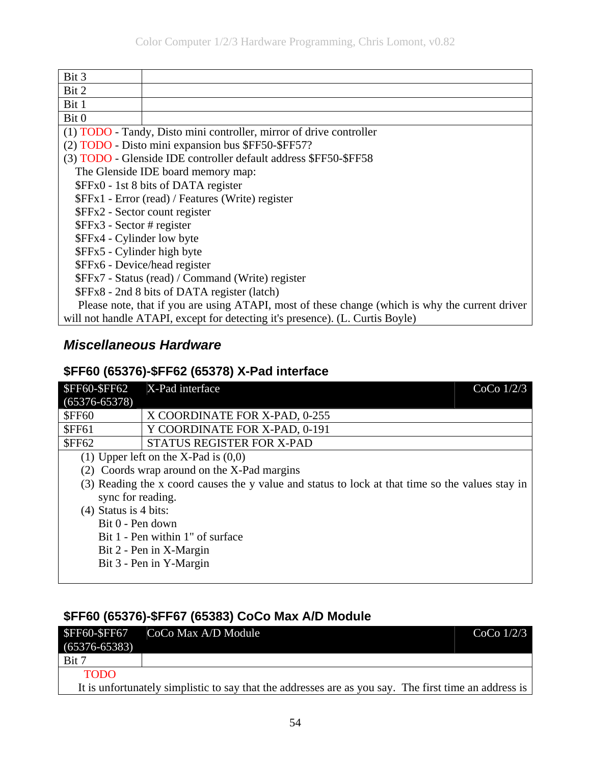| | |
|---|---|
| Bit 3 | |
| Bit 2 | |
| Bit 1 | |
| Bit 0 | |

(1) TODO - Tandy, Disto mini controller, mirror of drive controller
(2) TODO - Disto mini expansion bus $FF50-$FF57?
(3) TODO - Glenside IDE controller default address $FF50-$FF58
  The Glenside IDE board memory map:
  $FFx0 - 1st 8 bits of DATA register
  $FFx1 - Error (read) / Features (Write) register
  $FFx2 - Sector count register
  $FFx3 - Sector # register
  $FFx4 - Cylinder low byte
  $FFx5 - Cylinder high byte
  $FFx6 - Device/head register
  $FFx7 - Status (read) / Command (Write) register
  $FFx8 - 2nd 8 bits of DATA register (latch)
  Please note, that if you are using ATAPI, most of these change (which is why the current driver will not handle ATAPI, except for detecting it's presence). (L. Curtis Boyle)

## *Miscellaneous Hardware*

### $FF60 (65376)-$FF62 (65378) X-Pad interface

| $FF60-$FF62 (65376-65378) | X-Pad interface | CoCo 1/2/3 |
|---|---|---|
| $FF60 | X COORDINATE FOR X-PAD, 0-255 | |
| $FF61 | Y COORDINATE FOR X-PAD, 0-191 | |
| $FF62 | STATUS REGISTER FOR X-PAD | |

(1) Upper left on the X-Pad is (0,0)
(2) Coords wrap around on the X-Pad margins
(3) Reading the x coord causes the y value and status to lock at that time so the values stay in sync for reading.
(4) Status is 4 bits:
  Bit 0 - Pen down
  Bit 1 - Pen within 1" of surface
  Bit 2 - Pen in X-Margin
  Bit 3 - Pen in Y-Margin

### $FF60 (65376)-$FF67 (65383) CoCo Max A/D Module

| $FF60-$FF67 (65376-65383) | CoCo Max A/D Module | CoCo 1/2/3 |
|---|---|---|
| Bit 7 | | |

TODO
It is unfortunately simplistic to say that the addresses are as you say. The first time an address is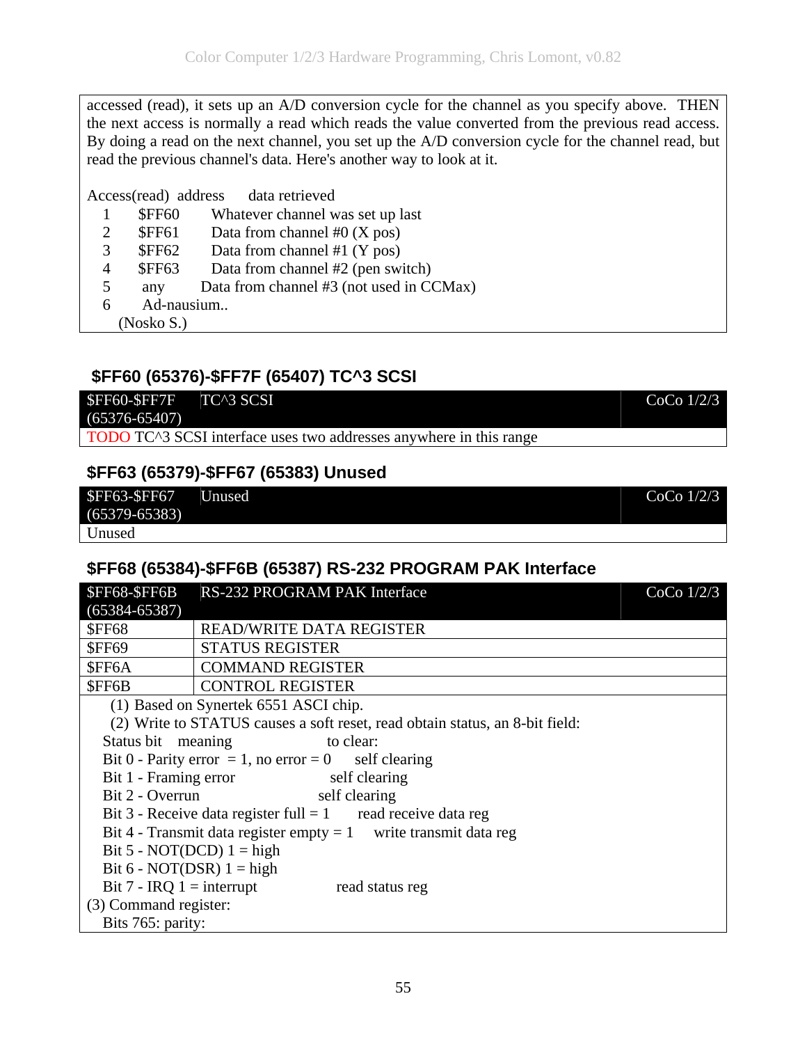accessed (read), it sets up an A/D conversion cycle for the channel as you specify above. THEN the next access is normally a read which reads the value converted from the previous read access. By doing a read on the next channel, you set up the A/D conversion cycle for the channel read, but read the previous channel's data. Here's another way to look at it.

| Access(read) | address | data retrieved |
|---|---|---|
| 1 | $FF60 | Whatever channel was set up last |
| 2 | $FF61 | Data from channel #0 (X pos) |
| 3 | $FF62 | Data from channel #1 (Y pos) |
| 4 | $FF63 | Data from channel #2 (pen switch) |
| 5 | any | Data from channel #3 (not used in CCMax) |
| 6 | Ad-nausium.. | |

(Nosko S.)

## $FF60 (65376)-$FF7F (65407) TC^3 SCSI

| $FF60-$FF7F (65376-65407) | TC^3 SCSI | CoCo 1/2/3 |
|---|---|---|
| TODO TC^3 SCSI interface uses two addresses anywhere in this range | | |

## $FF63 (65379)-$FF67 (65383) Unused

| $FF63-$FF67 (65379-65383) | Unused | CoCo 1/2/3 |
|---|---|---|
| Unused | | |

## $FF68 (65384)-$FF6B (65387) RS-232 PROGRAM PAK Interface

| $FF68-$FF6B (65384-65387) | RS-232 PROGRAM PAK Interface | CoCo 1/2/3 |
|---|---|---|
| $FF68 | READ/WRITE DATA REGISTER | |
| $FF69 | STATUS REGISTER | |
| $FF6A | COMMAND REGISTER | |
| $FF6B | CONTROL REGISTER | |

(1) Based on Synertek 6551 ASCI chip.

(2) Write to STATUS causes a soft reset, read obtain status, an 8-bit field:

| Status bit | meaning | to clear: |
|---|---|---|
| Bit 0 | Parity error = 1, no error = 0 | self clearing |
| Bit 1 | Framing error | self clearing |
| Bit 2 | Overrun | self clearing |
| Bit 3 | Receive data register full = 1 | read receive data reg |
| Bit 4 | Transmit data register empty = 1 | write transmit data reg |
| Bit 5 | NOT(DCD) 1 = high | |
| Bit 6 | NOT(DSR) 1 = high | |
| Bit 7 | IRQ 1 = interrupt | read status reg |

(3) Command register:

Bits 765: parity: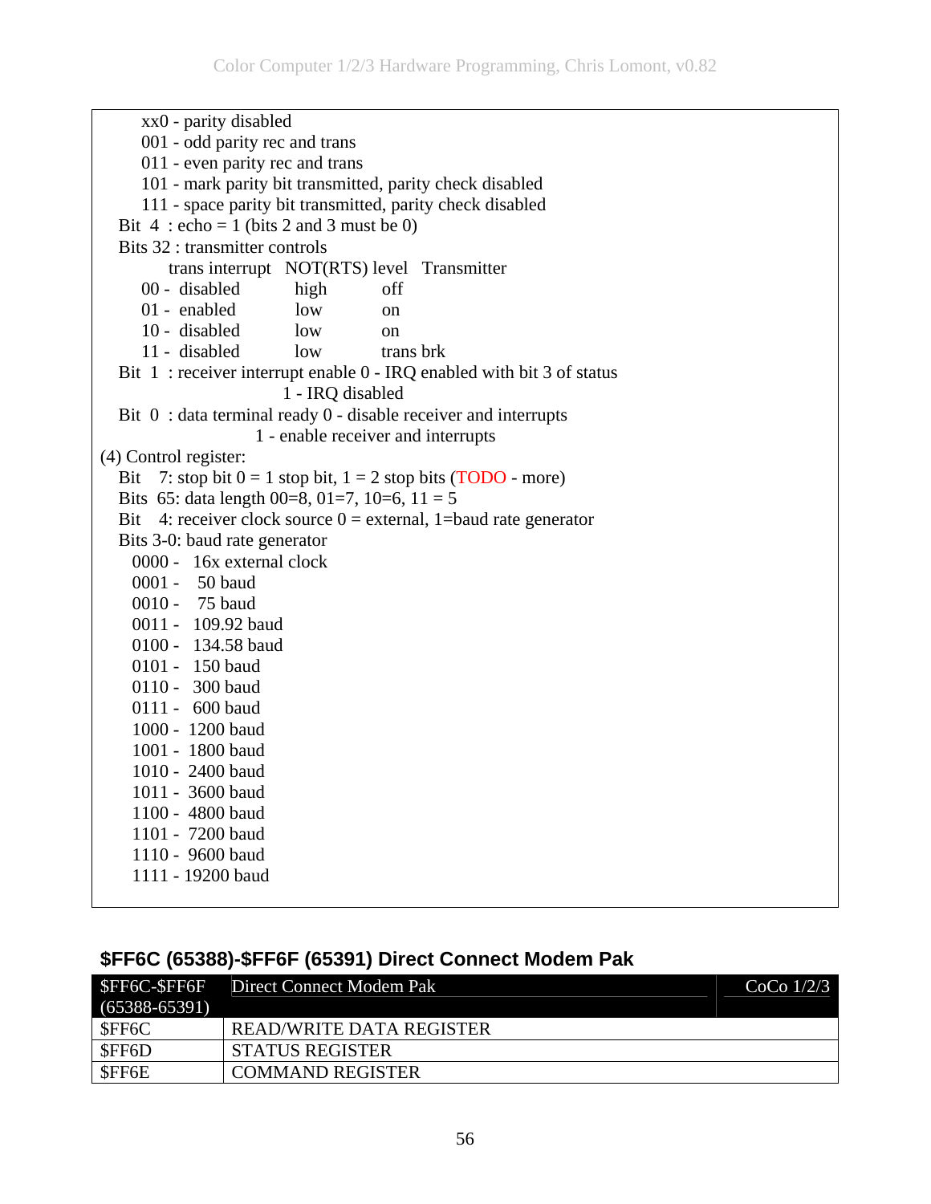xx0 - parity disabled
001 - odd parity rec and trans
011 - even parity rec and trans
101 - mark parity bit transmitted, parity check disabled
111 - space parity bit transmitted, parity check disabled

Bit 4 : echo = 1 (bits 2 and 3 must be 0)

Bits 32 : transmitter controls

| | trans interrupt | NOT(RTS) level | Transmitter |
|---|---|---|---|
| 00 - | disabled | high | off |
| 01 - | enabled | low | on |
| 10 - | disabled | low | on |
| 11 - | disabled | low | trans brk |

Bit 1 : receiver interrupt enable 0 - IRQ enabled with bit 3 of status
1 - IRQ disabled

Bit 0 : data terminal ready 0 - disable receiver and interrupts
1 - enable receiver and interrupts

(4) Control register:

Bit 7: stop bit 0 = 1 stop bit, 1 = 2 stop bits (TODO - more)
Bits 65: data length 00=8, 01=7, 10=6, 11 = 5
Bit 4: receiver clock source 0 = external, 1=baud rate generator
Bits 3-0: baud rate generator

0000 - 16x external clock
0001 - 50 baud
0010 - 75 baud
0011 - 109.92 baud
0100 - 134.58 baud
0101 - 150 baud
0110 - 300 baud
0111 - 600 baud
1000 - 1200 baud
1001 - 1800 baud
1010 - 2400 baud
1011 - 3600 baud
1100 - 4800 baud
1101 - 7200 baud
1110 - 9600 baud
1111 - 19200 baud

## $FF6C (65388)-$FF6F (65391) Direct Connect Modem Pak

| $FF6C-$FF6F (65388-65391) | Direct Connect Modem Pak | CoCo 1/2/3 |
|---|---|---|
| $FF6C | READ/WRITE DATA REGISTER | |
| $FF6D | STATUS REGISTER | |
| $FF6E | COMMAND REGISTER | |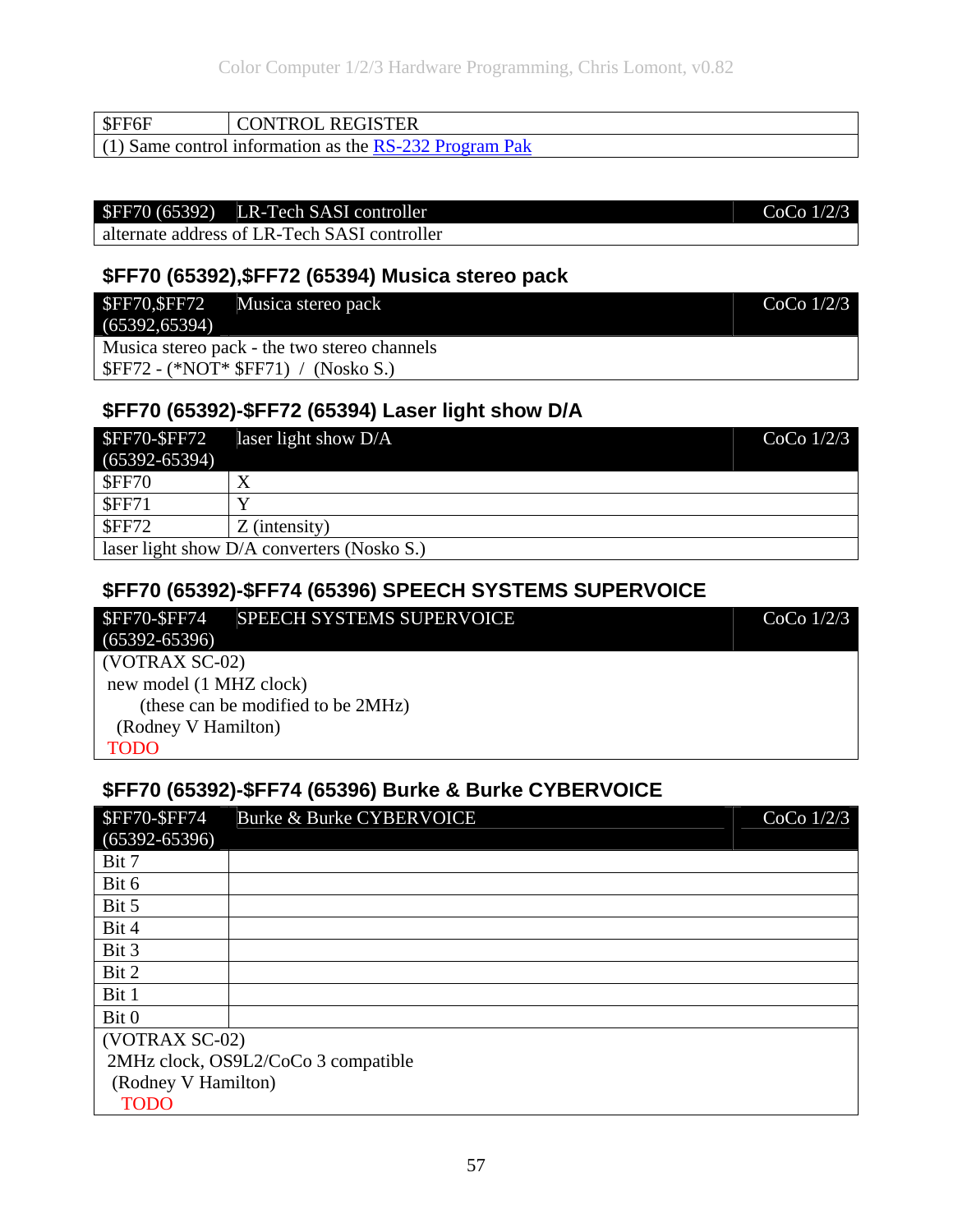| $FF6F | CONTROL REGISTER |
|---|---|
| (1) Same control information as the RS-232 Program Pak | |

| $FF70 (65392) | LR-Tech SASI controller | CoCo 1/2/3 |
|---|---|---|
| alternate address of LR-Tech SASI controller | | |

### $FF70 (65392),$FF72 (65394) Musica stereo pack

| $FF70,$FF72 (65392,65394) | Musica stereo pack | CoCo 1/2/3 |
|---|---|---|
| Musica stereo pack - the two stereo channels<br>$FF72 - (*NOT* $FF71) / (Nosko S.) | | |

### $FF70 (65392)-$FF72 (65394) Laser light show D/A

| $FF70-$FF72 (65392-65394) | laser light show D/A | CoCo 1/2/3 |
|---|---|---|
| $FF70 | X | |
| $FF71 | Y | |
| $FF72 | Z (intensity) | |
| laser light show D/A converters (Nosko S.) | | |

### $FF70 (65392)-$FF74 (65396) SPEECH SYSTEMS SUPERVOICE

| $FF70-$FF74 (65392-65396) | SPEECH SYSTEMS SUPERVOICE | CoCo 1/2/3 |
|---|---|---|
| (VOTRAX SC-02)<br>new model (1 MHZ clock)<br>(these can be modified to be 2MHz)<br>(Rodney V Hamilton)<br>TODO | | |

### $FF70 (65392)-$FF74 (65396) Burke & Burke CYBERVOICE

| $FF70-$FF74 (65392-65396) | Burke & Burke CYBERVOICE | CoCo 1/2/3 |
|---|---|---|
| Bit 7 | | |
| Bit 6 | | |
| Bit 5 | | |
| Bit 4 | | |
| Bit 3 | | |
| Bit 2 | | |
| Bit 1 | | |
| Bit 0 | | |
| (VOTRAX SC-02)<br>2MHz clock, OS9L2/CoCo 3 compatible<br>(Rodney V Hamilton)<br>TODO | | |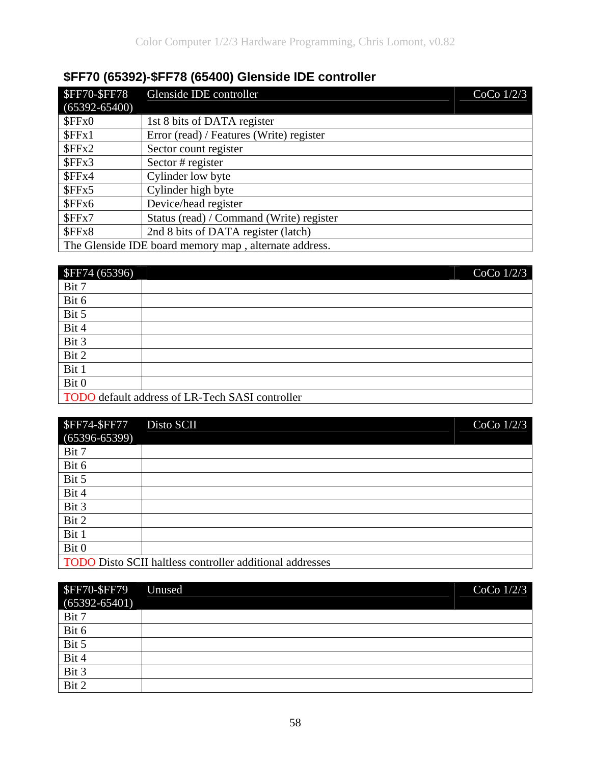## $FF70 (65392)-$FF78 (65400) Glenside IDE controller

| $FF70-$FF78 (65392-65400) | Glenside IDE controller | CoCo 1/2/3 |
|---|---|---|
| $FFx0 | 1st 8 bits of DATA register | |
| $FFx1 | Error (read) / Features (Write) register | |
| $FFx2 | Sector count register | |
| $FFx3 | Sector # register | |
| $FFx4 | Cylinder low byte | |
| $FFx5 | Cylinder high byte | |
| $FFx6 | Device/head register | |
| $FFx7 | Status (read) / Command (Write) register | |
| $FFx8 | 2nd 8 bits of DATA register (latch) | |
| The Glenside IDE board memory map , alternate address. | | |

| $FF74 (65396) | | CoCo 1/2/3 |
|---|---|---|
| Bit 7 | | |
| Bit 6 | | |
| Bit 5 | | |
| Bit 4 | | |
| Bit 3 | | |
| Bit 2 | | |
| Bit 1 | | |
| Bit 0 | | |
| TODO default address of LR-Tech SASI controller | | |

| $FF74-$FF77 (65396-65399) | Disto SCII | CoCo 1/2/3 |
|---|---|---|
| Bit 7 | | |
| Bit 6 | | |
| Bit 5 | | |
| Bit 4 | | |
| Bit 3 | | |
| Bit 2 | | |
| Bit 1 | | |
| Bit 0 | | |
| TODO Disto SCII haltless controller additional addresses | | |

| $FF70-$FF79 (65392-65401) | Unused | CoCo 1/2/3 |
|---|---|---|
| Bit 7 | | |
| Bit 6 | | |
| Bit 5 | | |
| Bit 4 | | |
| Bit 3 | | |
| Bit 2 | | |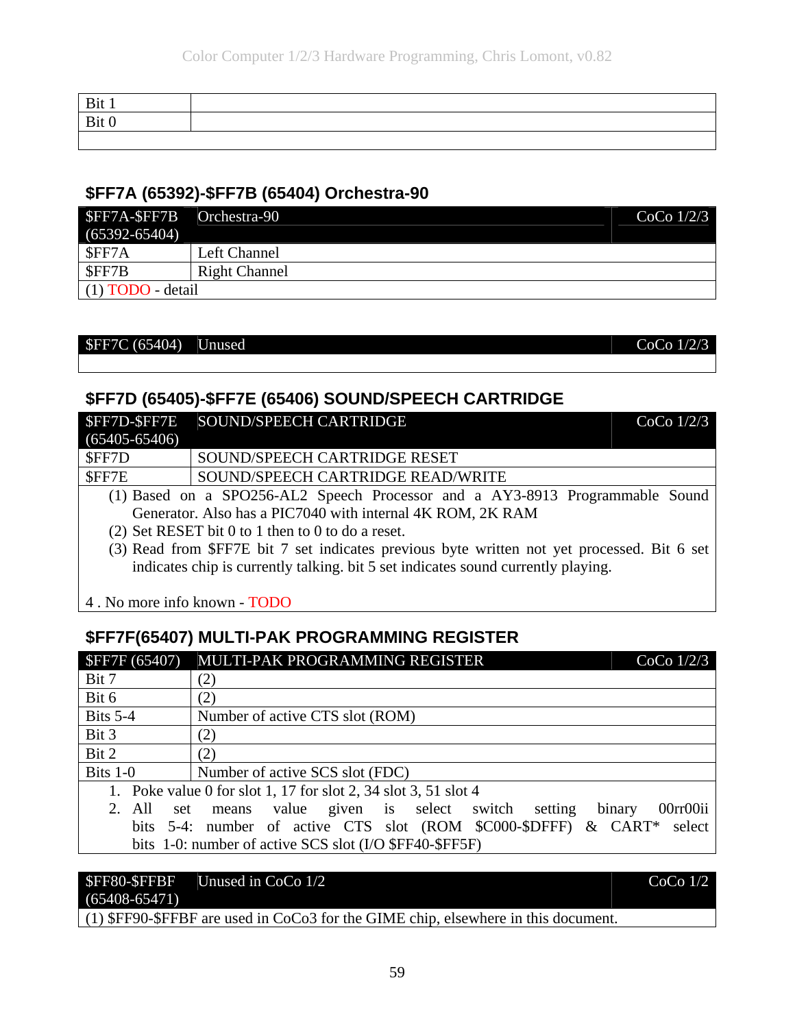| Bit 1 | |
|---|---|
| Bit 0 | |
| | |

## $FF7A (65392)-$FF7B (65404) Orchestra-90

| $FF7A-$FF7B (65392-65404) | Orchestra-90 | CoCo 1/2/3 |
|---|---|---|
| $FF7A | Left Channel | |
| $FF7B | Right Channel | |
| (1) TODO - detail | | |

| $FF7C (65404) | Unused | CoCo 1/2/3 |
|---|---|---|
| | | |

## $FF7D (65405)-$FF7E (65406) SOUND/SPEECH CARTRIDGE

| $FF7D-$FF7E (65405-65406) | SOUND/SPEECH CARTRIDGE | CoCo 1/2/3 |
|---|---|---|
| $FF7D | SOUND/SPEECH CARTRIDGE RESET | |
| $FF7E | SOUND/SPEECH CARTRIDGE READ/WRITE | |

(1) Based on a SPO256-AL2 Speech Processor and a AY3-8913 Programmable Sound Generator. Also has a PIC7040 with internal 4K ROM, 2K RAM
(2) Set RESET bit 0 to 1 then to 0 to do a reset.
(3) Read from $FF7E bit 7 set indicates previous byte written not yet processed. Bit 6 set indicates chip is currently talking. bit 5 set indicates sound currently playing.

4 . No more info known - TODO

## $FF7F(65407) MULTI-PAK PROGRAMMING REGISTER

| $FF7F (65407) | MULTI-PAK PROGRAMMING REGISTER | CoCo 1/2/3 |
|---|---|---|
| Bit 7 | (2) | |
| Bit 6 | (2) | |
| Bits 5-4 | Number of active CTS slot (ROM) | |
| Bit 3 | (2) | |
| Bit 2 | (2) | |
| Bits 1-0 | Number of active SCS slot (FDC) | |

1. Poke value 0 for slot 1, 17 for slot 2, 34 slot 3, 51 slot 4
2. All set means value given is select switch setting binary 00rr00ii bits 5-4: number of active CTS slot (ROM $C000-$DFFF) & CART* select bits 1-0: number of active SCS slot (I/O $FF40-$FF5F)

| $FF80-$FFBF (65408-65471) | Unused in CoCo 1/2 | CoCo 1/2 |
|---|---|---|
| (1) $FF90-$FFBF are used in CoCo3 for the GIME chip, elsewhere in this document. | | |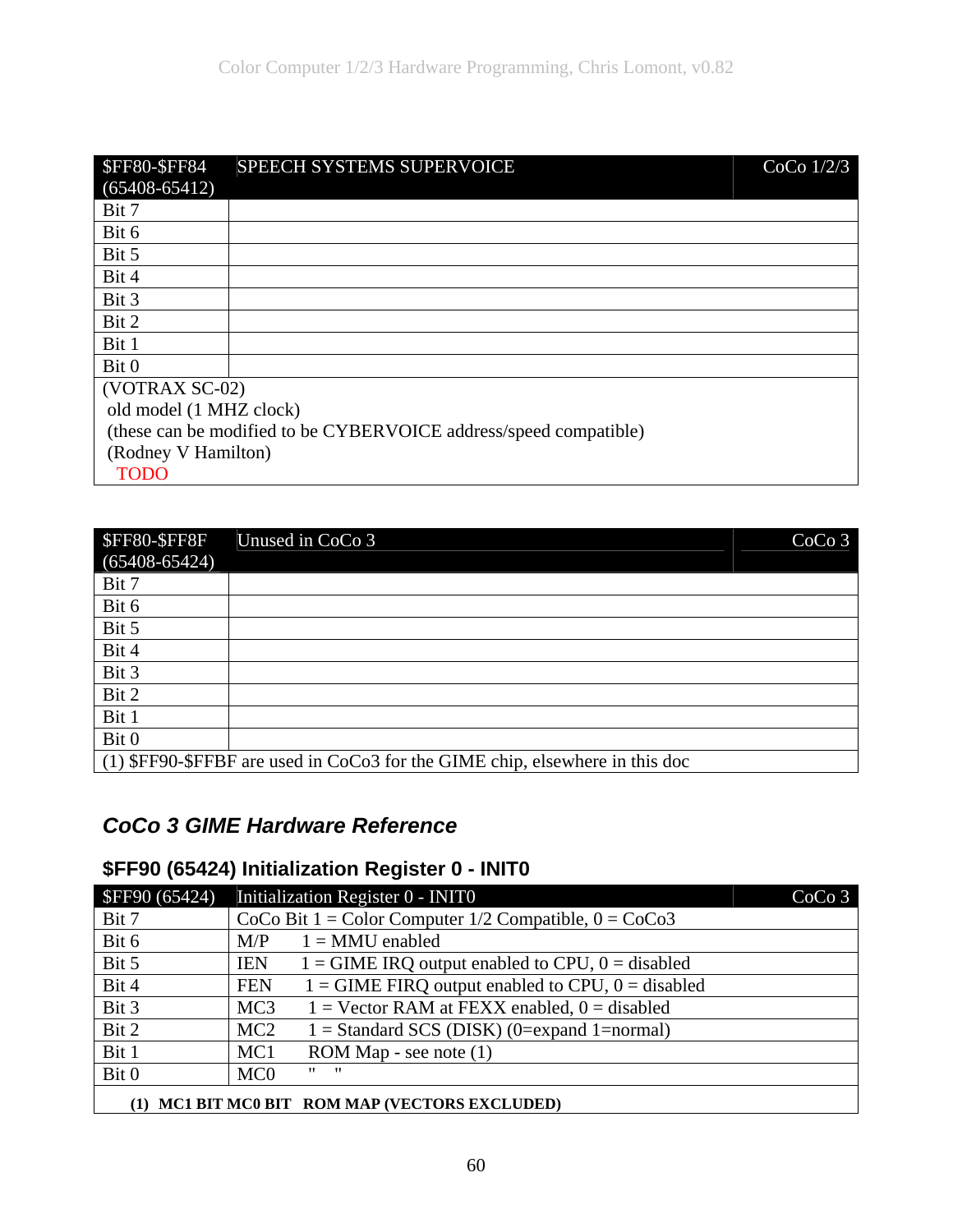| $FF80-$FF84 (65408-65412) | SPEECH SYSTEMS SUPERVOICE | CoCo 1/2/3 |
|---|---|---|
| Bit 7 | | |
| Bit 6 | | |
| Bit 5 | | |
| Bit 4 | | |
| Bit 3 | | |
| Bit 2 | | |
| Bit 1 | | |
| Bit 0 | | |
| (VOTRAX SC-02)<br>old model (1 MHZ clock)<br>(these can be modified to be CYBERVOICE address/speed compatible)<br>(Rodney V Hamilton)<br>TODO | | |

| $FF80-$FF8F (65408-65424) | Unused in CoCo 3 | CoCo 3 |
|---|---|---|
| Bit 7 | | |
| Bit 6 | | |
| Bit 5 | | |
| Bit 4 | | |
| Bit 3 | | |
| Bit 2 | | |
| Bit 1 | | |
| Bit 0 | | |
| (1) $FF90-$FFBF are used in CoCo3 for the GIME chip, elsewhere in this doc | | |

## *CoCo 3 GIME Hardware Reference*

### $FF90 (65424) Initialization Register 0 - INIT0

| $FF90 (65424) | Initialization Register 0 - INIT0 | CoCo 3 |
|---|---|---|
| Bit 7 | CoCo Bit 1 = Color Computer 1/2 Compatible, 0 = CoCo3 | |
| Bit 6 | M/P 1 = MMU enabled | |
| Bit 5 | IEN 1 = GIME IRQ output enabled to CPU, 0 = disabled | |
| Bit 4 | FEN 1 = GIME FIRQ output enabled to CPU, 0 = disabled | |
| Bit 3 | MC3 1 = Vector RAM at FEXX enabled, 0 = disabled | |
| Bit 2 | MC2 1 = Standard SCS (DISK) (0=expand 1=normal) | |
| Bit 1 | MC1 ROM Map - see note (1) | |
| Bit 0 | MC0 " " | |
| **(1) MC1 BIT MC0 BIT ROM MAP (VECTORS EXCLUDED)** | | |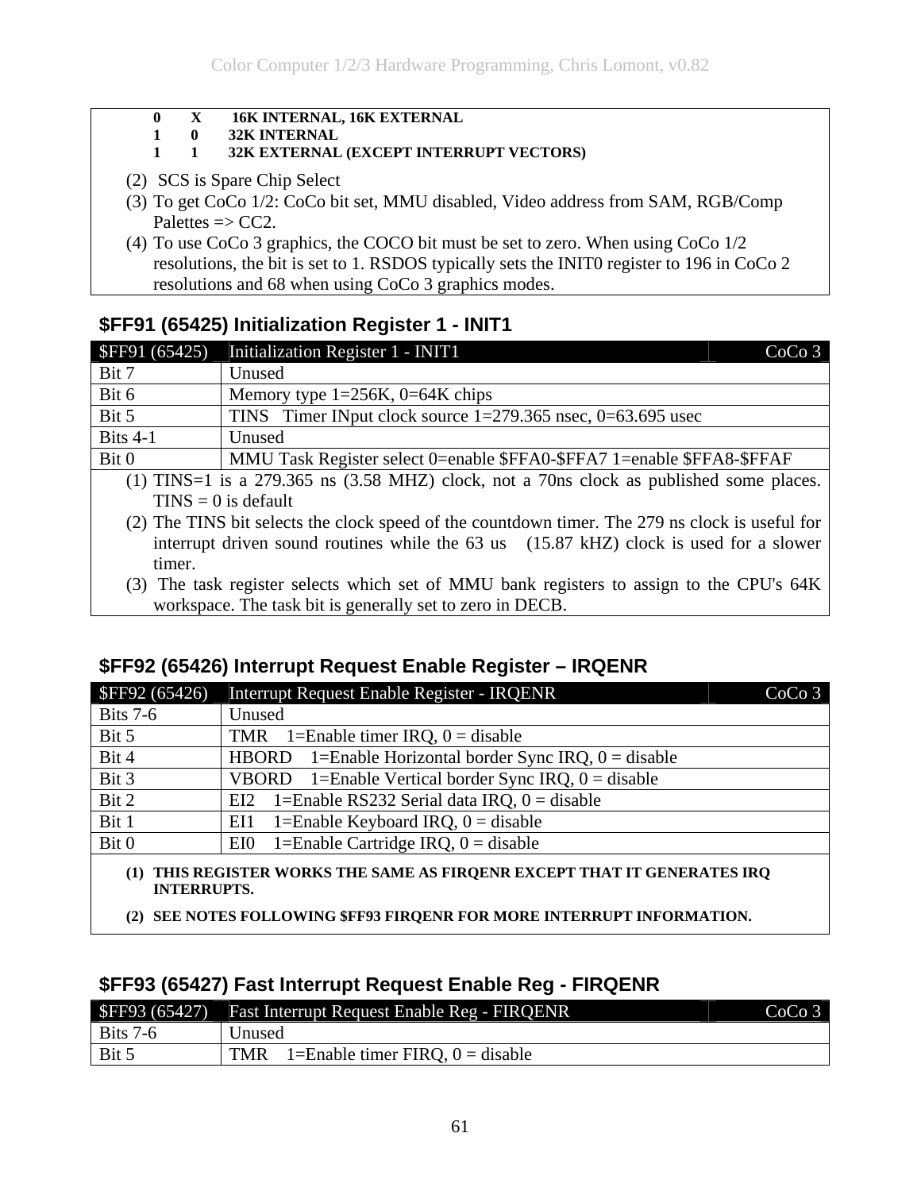| | | |
|---|---|---|
| 0 | X | 16K INTERNAL, 16K EXTERNAL |
| 1 | 0 | 32K INTERNAL |
| 1 | 1 | 32K EXTERNAL (EXCEPT INTERRUPT VECTORS) |

(2) SCS is Spare Chip Select

(3) To get CoCo 1/2: CoCo bit set, MMU disabled, Video address from SAM, RGB/Comp Palettes => CC2.

(4) To use CoCo 3 graphics, the COCO bit must be set to zero. When using CoCo 1/2 resolutions, the bit is set to 1. RSDOS typically sets the INIT0 register to 196 in CoCo 2 resolutions and 68 when using CoCo 3 graphics modes.

### $FF91 (65425) Initialization Register 1 - INIT1

| $FF91 (65425) | Initialization Register 1 - INIT1 | CoCo 3 |
|---|---|---|
| Bit 7 | Unused | |
| Bit 6 | Memory type 1=256K, 0=64K chips | |
| Bit 5 | TINS Timer INput clock source 1=279.365 nsec, 0=63.695 usec | |
| Bits 4-1 | Unused | |
| Bit 0 | MMU Task Register select 0=enable $FFA0-$FFA7 1=enable $FFA8-$FFAF | |

(1) TINS=1 is a 279.365 ns (3.58 MHZ) clock, not a 70ns clock as published some places. TINS = 0 is default

(2) The TINS bit selects the clock speed of the countdown timer. The 279 ns clock is useful for interrupt driven sound routines while the 63 us (15.87 kHZ) clock is used for a slower timer.

(3) The task register selects which set of MMU bank registers to assign to the CPU's 64K workspace. The task bit is generally set to zero in DECB.

### $FF92 (65426) Interrupt Request Enable Register – IRQENR

| $FF92 (65426) | Interrupt Request Enable Register - IRQENR | CoCo 3 |
|---|---|---|
| Bits 7-6 | Unused | |
| Bit 5 | TMR 1=Enable timer IRQ, 0 = disable | |
| Bit 4 | HBORD 1=Enable Horizontal border Sync IRQ, 0 = disable | |
| Bit 3 | VBORD 1=Enable Vertical border Sync IRQ, 0 = disable | |
| Bit 2 | EI2 1=Enable RS232 Serial data IRQ, 0 = disable | |
| Bit 1 | EI1 1=Enable Keyboard IRQ, 0 = disable | |
| Bit 0 | EI0 1=Enable Cartridge IRQ, 0 = disable | |

**(1) THIS REGISTER WORKS THE SAME AS FIRQENR EXCEPT THAT IT GENERATES IRQ INTERRUPTS.**

**(2) SEE NOTES FOLLOWING $FF93 FIRQENR FOR MORE INTERRUPT INFORMATION.**

### $FF93 (65427) Fast Interrupt Request Enable Reg - FIRQENR

| $FF93 (65427) | Fast Interrupt Request Enable Reg - FIRQENR | CoCo 3 |
|---|---|---|
| Bits 7-6 | Unused | |
| Bit 5 | TMR 1=Enable timer FIRQ, 0 = disable | |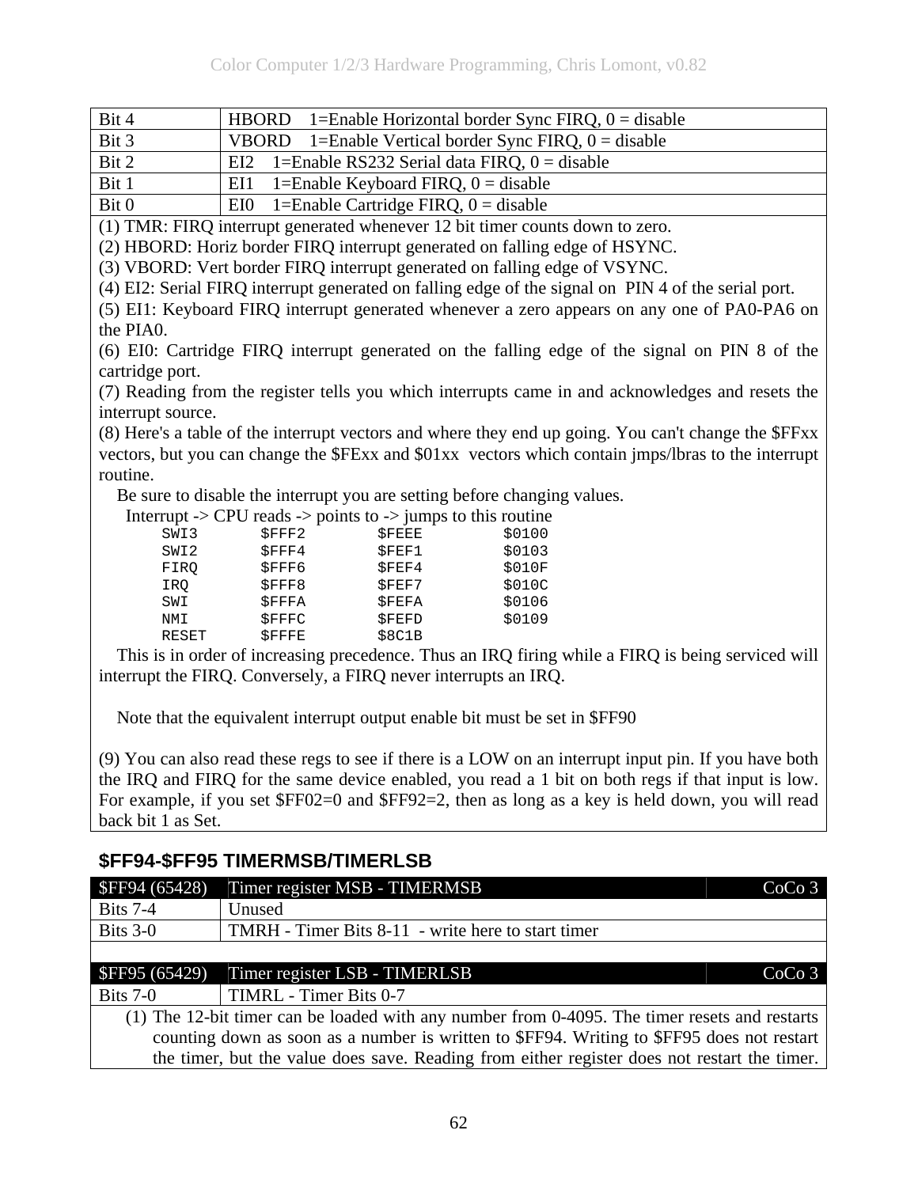| | |
|---|---|
| Bit 4 | HBORD 1=Enable Horizontal border Sync FIRQ, 0 = disable |
| Bit 3 | VBORD 1=Enable Vertical border Sync FIRQ, 0 = disable |
| Bit 2 | EI2 1=Enable RS232 Serial data FIRQ, 0 = disable |
| Bit 1 | EI1 1=Enable Keyboard FIRQ, 0 = disable |
| Bit 0 | EI0 1=Enable Cartridge FIRQ, 0 = disable |

(1) TMR: FIRQ interrupt generated whenever 12 bit timer counts down to zero.

(2) HBORD: Horiz border FIRQ interrupt generated on falling edge of HSYNC.

(3) VBORD: Vert border FIRQ interrupt generated on falling edge of VSYNC.

(4) EI2: Serial FIRQ interrupt generated on falling edge of the signal on PIN 4 of the serial port.

(5) EI1: Keyboard FIRQ interrupt generated whenever a zero appears on any one of PA0-PA6 on the PIA0.

(6) EI0: Cartridge FIRQ interrupt generated on the falling edge of the signal on PIN 8 of the cartridge port.

(7) Reading from the register tells you which interrupts came in and acknowledges and resets the interrupt source.

(8) Here's a table of the interrupt vectors and where they end up going. You can't change the $FFxx vectors, but you can change the $FExx and $01xx vectors which contain jmps/lbras to the interrupt routine.

Be sure to disable the interrupt you are setting before changing values.

Interrupt -> CPU reads -> points to -> jumps to this routine

```
SWI3      $FFF2      $FEEE      $0100
SWI2      $FFF4      $FEF1      $0103
FIRQ      $FFF6      $FEF4      $010F
IRQ       $FFF8      $FEF7      $010C
SWI       $FFFA      $FEFA      $0106
NMI       $FFFC      $FEFD      $0109
RESET     $FFFE      $8C1B
```

This is in order of increasing precedence. Thus an IRQ firing while a FIRQ is being serviced will interrupt the FIRQ. Conversely, a FIRQ never interrupts an IRQ.

Note that the equivalent interrupt output enable bit must be set in $FF90

(9) You can also read these regs to see if there is a LOW on an interrupt input pin. If you have both the IRQ and FIRQ for the same device enabled, you read a 1 bit on both regs if that input is low. For example, if you set $FF02=0 and $FF92=2, then as long as a key is held down, you will read back bit 1 as Set.

### $FF94-$FF95 TIMERMSB/TIMERLSB

| $FF94 (65428) | Timer register MSB - TIMERMSB | CoCo 3 |
|---|---|---|
| Bits 7-4 | Unused | |
| Bits 3-0 | TMRH - Timer Bits 8-11 - write here to start timer | |

| $FF95 (65429) | Timer register LSB - TIMERLSB | CoCo 3 |
|---|---|---|
| Bits 7-0 | TIMRL - Timer Bits 0-7 | |

(1) The 12-bit timer can be loaded with any number from 0-4095. The timer resets and restarts counting down as soon as a number is written to $FF94. Writing to $FF95 does not restart the timer, but the value does save. Reading from either register does not restart the timer.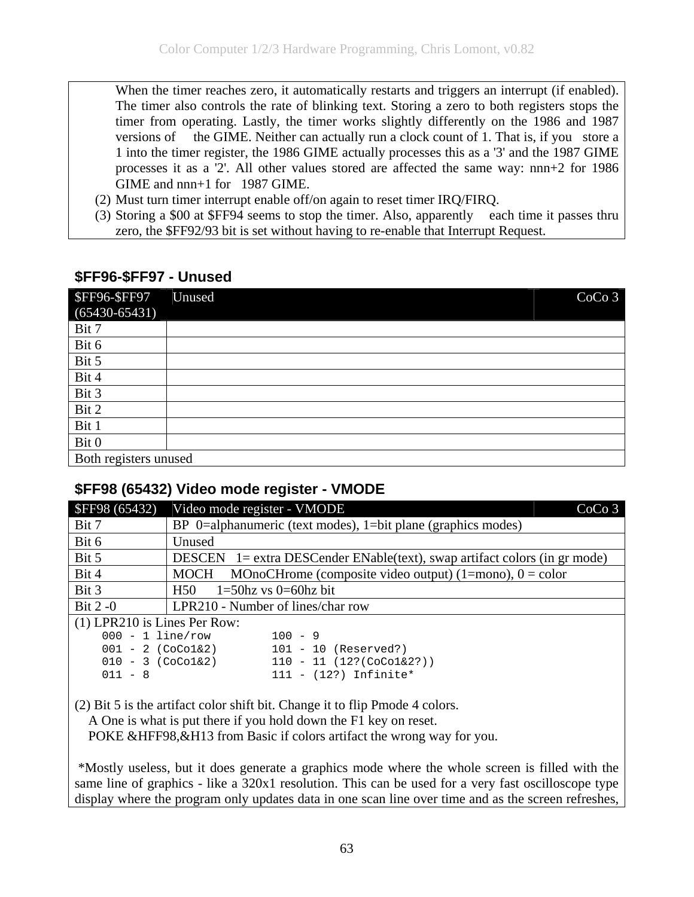| | |
|---|---|
| | When the timer reaches zero, it automatically restarts and triggers an interrupt (if enabled). The timer also controls the rate of blinking text. Storing a zero to both registers stops the timer from operating. Lastly, the timer works slightly differently on the 1986 and 1987 versions of the GIME. Neither can actually run a clock count of 1. That is, if you store a 1 into the timer register, the 1986 GIME actually processes this as a '3' and the 1987 GIME processes it as a '2'. All other values stored are affected the same way: nnn+2 for 1986 GIME and nnn+1 for 1987 GIME. |
| (2) | Must turn timer interrupt enable off/on again to reset timer IRQ/FIRQ. |
| (3) | Storing a $00 at $FF94 seems to stop the timer. Also, apparently each time it passes thru zero, the $FF92/93 bit is set without having to re-enable that Interrupt Request. |

### $FF96-$FF97 - Unused

| $FF96-$FF97 (65430-65431) | Unused | CoCo 3 |
|---|---|---|
| Bit 7 | | |
| Bit 6 | | |
| Bit 5 | | |
| Bit 4 | | |
| Bit 3 | | |
| Bit 2 | | |
| Bit 1 | | |
| Bit 0 | | |
| Both registers unused | | |

### $FF98 (65432) Video mode register - VMODE

| $FF98 (65432) | Video mode register - VMODE | CoCo 3 |
|---|---|---|
| Bit 7 | BP 0=alphanumeric (text modes), 1=bit plane (graphics modes) | |
| Bit 6 | Unused | |
| Bit 5 | DESCEN 1= extra DESCender ENable(text), swap artifact colors (in gr mode) | |
| Bit 4 | MOCH MOnoCHrome (composite video output) (1=mono), 0 = color | |
| Bit 3 | H50 1=50hz vs 0=60hz bit | |
| Bit 2 -0 | LPR210 - Number of lines/char row | |

(1) LPR210 is Lines Per Row:

```
000 - 1 line/row        100 - 9
001 - 2 (CoCo1&2)       101 - 10 (Reserved?)
010 - 3 (CoCo1&2)       110 - 11 (12?(CoCo1&2?))
011 - 8                 111 - (12?) Infinite*
```

(2) Bit 5 is the artifact color shift bit. Change it to flip Pmode 4 colors.
A One is what is put there if you hold down the F1 key on reset.
POKE &HFF98,&H13 from Basic if colors artifact the wrong way for you.

*Mostly useless, but it does generate a graphics mode where the whole screen is filled with the same line of graphics - like a 320x1 resolution. This can be used for a very fast oscilloscope type display where the program only updates data in one scan line over time and as the screen refreshes,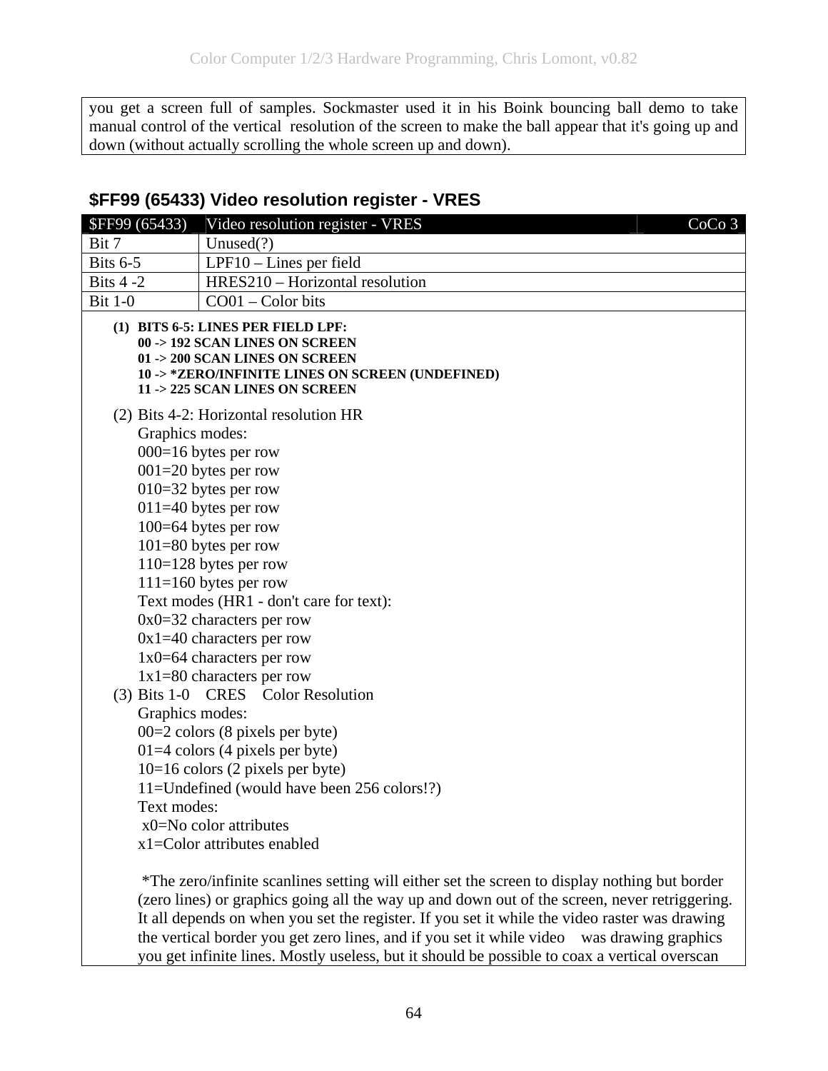you get a screen full of samples. Sockmaster used it in his Boink bouncing ball demo to take manual control of the vertical resolution of the screen to make the ball appear that it's going up and down (without actually scrolling the whole screen up and down).

### $FF99 (65433) Video resolution register - VRES

| $FF99 (65433) | Video resolution register - VRES | CoCo 3 |
|---|---|---|
| Bit 7 | Unused(?) | |
| Bits 6-5 | LPF10 – Lines per field | |
| Bits 4 -2 | HRES210 – Horizontal resolution | |
| Bit 1-0 | CO01 – Color bits | |

(1) **BITS 6-5: LINES PER FIELD LPF:**
**00 -> 192 SCAN LINES ON SCREEN**
**01 -> 200 SCAN LINES ON SCREEN**
**10 -> *ZERO/INFINITE LINES ON SCREEN (UNDEFINED)**
**11 -> 225 SCAN LINES ON SCREEN**

(2) Bits 4-2: Horizontal resolution HR
Graphics modes:
000=16 bytes per row
001=20 bytes per row
010=32 bytes per row
011=40 bytes per row
100=64 bytes per row
101=80 bytes per row
110=128 bytes per row
111=160 bytes per row
Text modes (HR1 - don't care for text):
0x0=32 characters per row
0x1=40 characters per row
1x0=64 characters per row
1x1=80 characters per row

(3) Bits 1-0 CRES Color Resolution
Graphics modes:
00=2 colors (8 pixels per byte)
01=4 colors (4 pixels per byte)
10=16 colors (2 pixels per byte)
11=Undefined (would have been 256 colors!?)
Text modes:
x0=No color attributes
x1=Color attributes enabled

*The zero/infinite scanlines setting will either set the screen to display nothing but border (zero lines) or graphics going all the way up and down out of the screen, never retriggering. It all depends on when you set the register. If you set it while the video raster was drawing the vertical border you get zero lines, and if you set it while video was drawing graphics you get infinite lines. Mostly useless, but it should be possible to coax a vertical overscan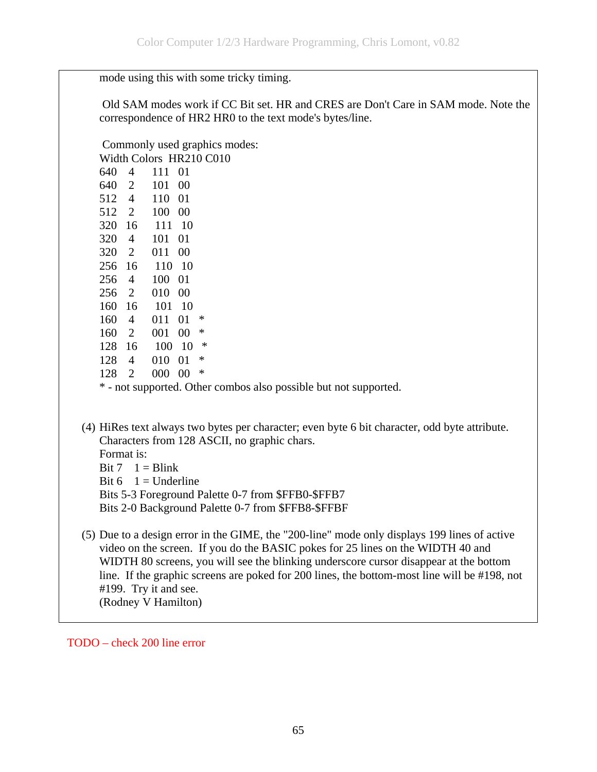mode using this with some tricky timing.

Old SAM modes work if CC Bit set. HR and CRES are Don't Care in SAM mode. Note the correspondence of HR2 HR0 to the text mode's bytes/line.

Commonly used graphics modes:

| Width | Colors | HR210 | C010 | |
|---|---|---|---|---|
| 640 | 4 | 111 | 01 | |
| 640 | 2 | 101 | 00 | |
| 512 | 4 | 110 | 01 | |
| 512 | 2 | 100 | 00 | |
| 320 | 16 | 111 | 10 | |
| 320 | 4 | 101 | 01 | |
| 320 | 2 | 011 | 00 | |
| 256 | 16 | 110 | 10 | |
| 256 | 4 | 100 | 01 | |
| 256 | 2 | 010 | 00 | |
| 160 | 16 | 101 | 10 | |
| 160 | 4 | 011 | 01 | * |
| 160 | 2 | 001 | 00 | * |
| 128 | 16 | 100 | 10 | * |
| 128 | 4 | 010 | 01 | * |
| 128 | 2 | 000 | 00 | * |

* - not supported. Other combos also possible but not supported.

(4) HiRes text always two bytes per character; even byte 6 bit character, odd byte attribute. Characters from 128 ASCII, no graphic chars.
Format is:
Bit 7 1 = Blink
Bit 6 1 = Underline
Bits 5-3 Foreground Palette 0-7 from $FFB0-$FFB7
Bits 2-0 Background Palette 0-7 from $FFB8-$FFBF

(5) Due to a design error in the GIME, the "200-line" mode only displays 199 lines of active video on the screen. If you do the BASIC pokes for 25 lines on the WIDTH 40 and WIDTH 80 screens, you will see the blinking underscore cursor disappear at the bottom line. If the graphic screens are poked for 200 lines, the bottom-most line will be #198, not #199. Try it and see.
(Rodney V Hamilton)

TODO – check 200 line error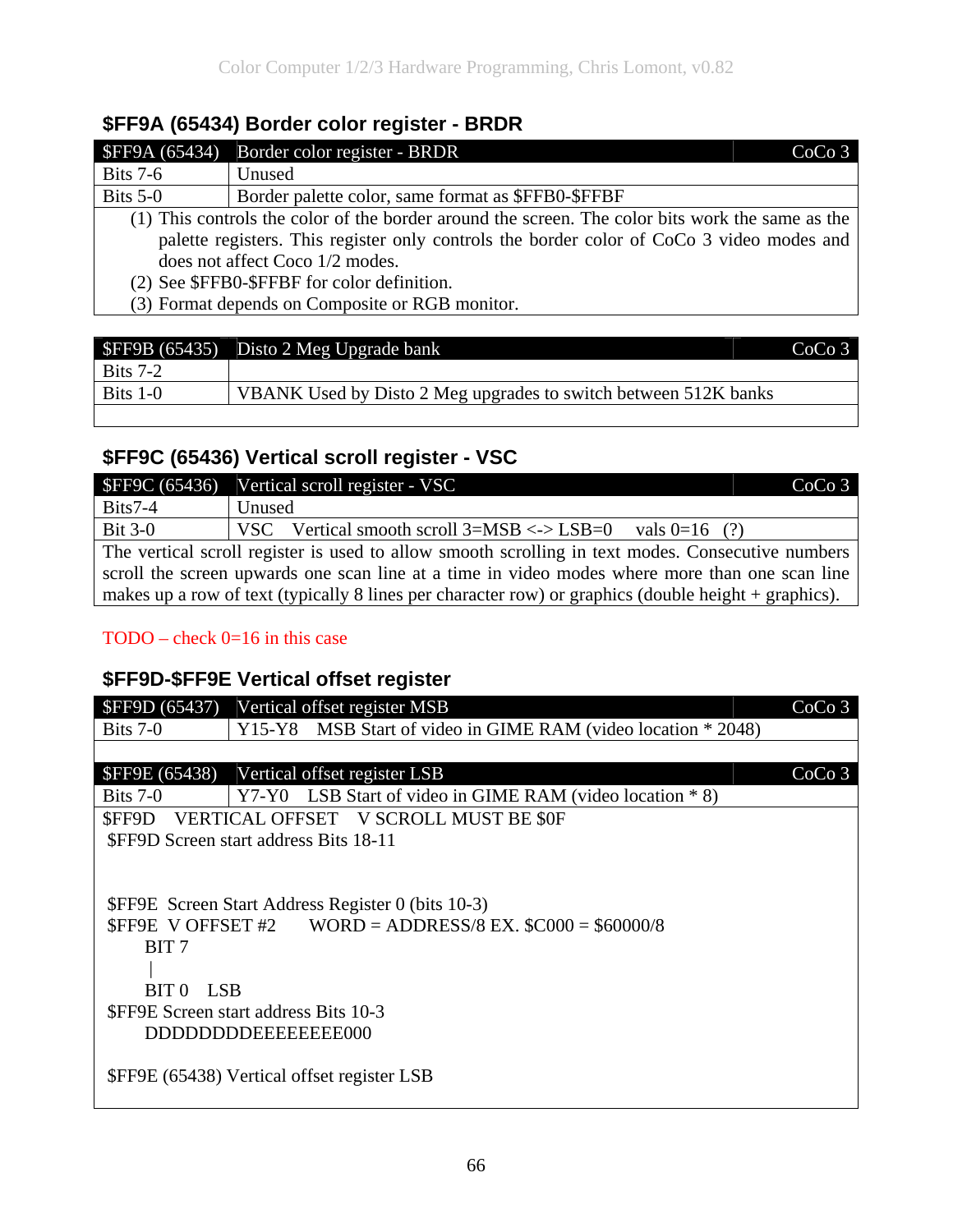### $FF9A (65434) Border color register - BRDR

| $FF9A (65434) | Border color register - BRDR | CoCo 3 |
|---|---|---|
| Bits 7-6 | Unused | |
| Bits 5-0 | Border palette color, same format as $FFB0-$FFBF | |

(1) This controls the color of the border around the screen. The color bits work the same as the palette registers. This register only controls the border color of CoCo 3 video modes and does not affect Coco 1/2 modes.
(2) See $FFB0-$FFBF for color definition.
(3) Format depends on Composite or RGB monitor.

| $FF9B (65435) | Disto 2 Meg Upgrade bank | CoCo 3 |
|---|---|---|
| Bits 7-2 | | |
| Bits 1-0 | VBANK Used by Disto 2 Meg upgrades to switch between 512K banks | |

### $FF9C (65436) Vertical scroll register - VSC

| $FF9C (65436) | Vertical scroll register - VSC | CoCo 3 |
|---|---|---|
| Bits7-4 | Unused | |
| Bit 3-0 | VSC Vertical smooth scroll 3=MSB <-> LSB=0 vals 0=16 (?) | |

The vertical scroll register is used to allow smooth scrolling in text modes. Consecutive numbers scroll the screen upwards one scan line at a time in video modes where more than one scan line makes up a row of text (typically 8 lines per character row) or graphics (double height + graphics).

TODO – check 0=16 in this case

### $FF9D-$FF9E Vertical offset register

| $FF9D (65437) | Vertical offset register MSB | CoCo 3 |
|---|---|---|
| Bits 7-0 | Y15-Y8 MSB Start of video in GIME RAM (video location * 2048) | |

| $FF9E (65438) | Vertical offset register LSB | CoCo 3 |
|---|---|---|
| Bits 7-0 | Y7-Y0 LSB Start of video in GIME RAM (video location * 8) | |

```
$FF9D    VERTICAL OFFSET    V SCROLL MUST BE $0F
 $FF9D Screen start address Bits 18-11


 $FF9E  Screen Start Address Register 0 (bits 10-3)
 $FF9E  V OFFSET #2       WORD = ADDRESS/8 EX. $C000 = $60000/8
      BIT 7
       |
      BIT 0    LSB
 $FF9E Screen start address Bits 10-3
      DDDDDDDDEEEEEEEE000

 $FF9E (65438) Vertical offset register LSB
```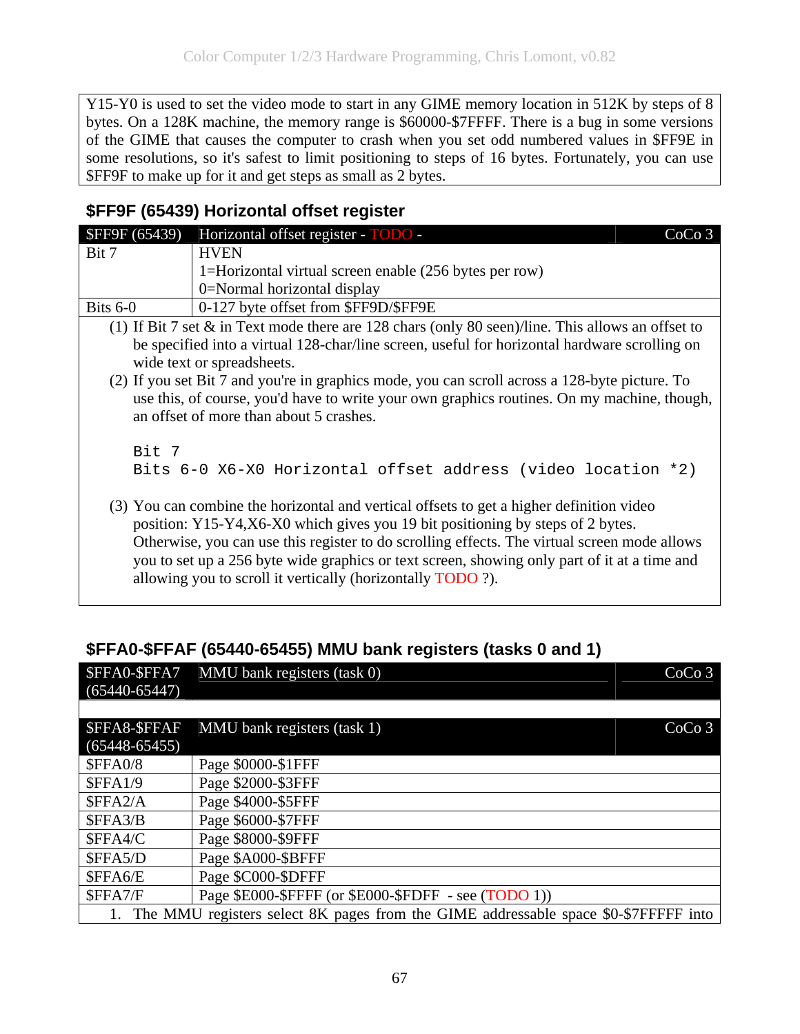Y15-Y0 is used to set the video mode to start in any GIME memory location in 512K by steps of 8 bytes. On a 128K machine, the memory range is $60000-$7FFFF. There is a bug in some versions of the GIME that causes the computer to crash when you set odd numbered values in $FF9E in some resolutions, so it's safest to limit positioning to steps of 16 bytes. Fortunately, you can use $FF9F to make up for it and get steps as small as 2 bytes.

### $FF9F (65439) Horizontal offset register

| $FF9F (65439) | Horizontal offset register - TODO - | CoCo 3 |
|---|---|---|
| Bit 7 | HVEN<br>1=Horizontal virtual screen enable (256 bytes per row)<br>0=Normal horizontal display | |
| Bits 6-0 | 0-127 byte offset from $FF9D/$FF9E | |

(1) If Bit 7 set & in Text mode there are 128 chars (only 80 seen)/line. This allows an offset to be specified into a virtual 128-char/line screen, useful for horizontal hardware scrolling on wide text or spreadsheets.

(2) If you set Bit 7 and you're in graphics mode, you can scroll across a 128-byte picture. To use this, of course, you'd have to write your own graphics routines. On my machine, though, an offset of more than about 5 crashes.

```
Bit 7
Bits 6-0 X6-X0 Horizontal offset address (video location *2)
```

(3) You can combine the horizontal and vertical offsets to get a higher definition video position: Y15-Y4,X6-X0 which gives you 19 bit positioning by steps of 2 bytes. Otherwise, you can use this register to do scrolling effects. The virtual screen mode allows you to set up a 256 byte wide graphics or text screen, showing only part of it at a time and allowing you to scroll it vertically (horizontally TODO ?).

### $FFA0-$FFAF (65440-65455) MMU bank registers (tasks 0 and 1)

| $FFA0-$FFA7 (65440-65447) | MMU bank registers (task 0) | CoCo 3 |
|---|---|---|
| | | |
| **$FFA8-$FFAF (65448-65455)** | **MMU bank registers (task 1)** | **CoCo 3** |
| $FFA0/8 | Page $0000-$1FFF | |
| $FFA1/9 | Page $2000-$3FFF | |
| $FFA2/A | Page $4000-$5FFF | |
| $FFA3/B | Page $6000-$7FFF | |
| $FFA4/C | Page $8000-$9FFF | |
| $FFA5/D | Page $A000-$BFFF | |
| $FFA6/E | Page $C000-$DFFF | |
| $FFA7/F | Page $E000-$FFFF (or $E000-$FDFF - see (TODO 1)) | |

1. The MMU registers select 8K pages from the GIME addressable space $0-$7FFFF into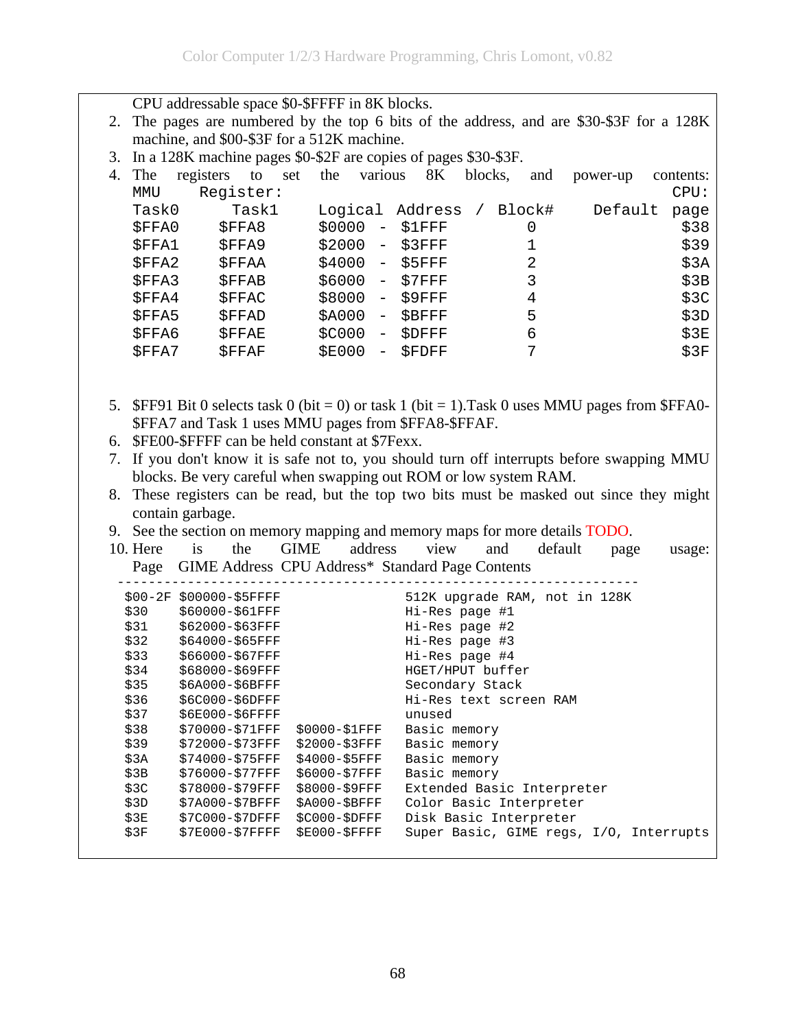CPU addressable space $0-$FFFF in 8K blocks.

2. The pages are numbered by the top 6 bits of the address, and are $30-$3F for a 128K machine, and $00-$3F for a 512K machine.
3. In a 128K machine pages $0-$2F are copies of pages $30-$3F.
4. The registers to set the various 8K blocks, and power-up contents:

```
MMU     Register:                                         CPU:
Task0     Task1     Logical Address / Block#     Default  page
$FFA0     $FFA8     $0000  - $1FFF       0                 $38
$FFA1     $FFA9     $2000  - $3FFF       1                 $39
$FFA2     $FFAA     $4000  - $5FFF       2                 $3A
$FFA3     $FFAB     $6000  - $7FFF       3                 $3B
$FFA4     $FFAC     $8000  - $9FFF       4                 $3C
$FFA5     $FFAD     $A000  - $BFFF       5                 $3D
$FFA6     $FFAE     $C000  - $DFFF       6                 $3E
$FFA7     $FFAF     $E000  - $FDFF       7                 $3F
```

5. $FF91 Bit 0 selects task 0 (bit = 0) or task 1 (bit = 1).Task 0 uses MMU pages from $FFA0-$FFA7 and Task 1 uses MMU pages from $FFA8-$FFAF.
6. $FE00-$FFFF can be held constant at $7Fexx.
7. If you don't know it is safe not to, you should turn off interrupts before swapping MMU blocks. Be very careful when swapping out ROM or low system RAM.
8. These registers can be read, but the top two bits must be masked out since they might contain garbage.
9. See the section on memory mapping and memory maps for more details TODO.
10. Here is the GIME address view and default page usage:

```
Page   GIME Address  CPU Address*  Standard Page Contents
---------------------------------------------------------------------
$00-2F $00000-$5FFFF               512K upgrade RAM, not in 128K
$30    $60000-$61FFF               Hi-Res page #1
$31    $62000-$63FFF               Hi-Res page #2
$32    $64000-$65FFF               Hi-Res page #3
$33    $66000-$67FFF               Hi-Res page #4
$34    $68000-$69FFF               HGET/HPUT buffer
$35    $6A000-$6BFFF               Secondary Stack
$36    $6C000-$6DFFF               Hi-Res text screen RAM
$37    $6E000-$6FFFF               unused
$38    $70000-$71FFF  $0000-$1FFF  Basic memory
$39    $72000-$73FFF  $2000-$3FFF  Basic memory
$3A    $74000-$75FFF  $4000-$5FFF  Basic memory
$3B    $76000-$77FFF  $6000-$7FFF  Basic memory
$3C    $78000-$79FFF  $8000-$9FFF  Extended Basic Interpreter
$3D    $7A000-$7BFFF  $A000-$BFFF  Color Basic Interpreter
$3E    $7C000-$7DFFF  $C000-$DFFF  Disk Basic Interpreter
$3F    $7E000-$7FFFF  $E000-$FFFF  Super Basic, GIME regs, I/O, Interrupts
```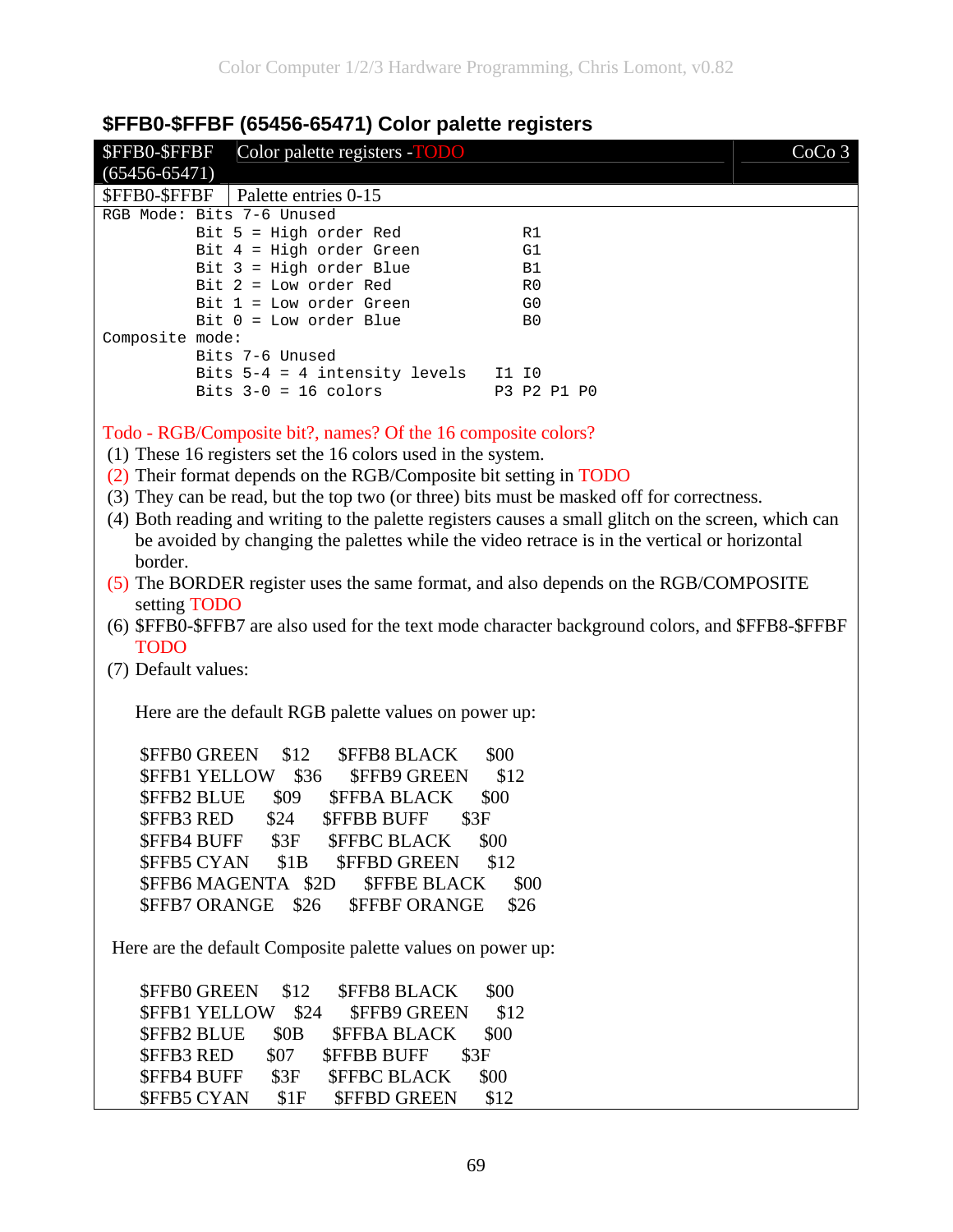## $FFB0-$FFBF (65456-65471) Color palette registers

| $FFB0-$FFBF (65456-65471) | Color palette registers -TODO | CoCo 3 |
|---|---|---|
| $FFB0-$FFBF | Palette entries 0-15 | |

```
RGB Mode: Bits 7-6 Unused
          Bit 5 = High order Red             R1
          Bit 4 = High order Green           G1
          Bit 3 = High order Blue            B1
          Bit 2 = Low order Red              R0
          Bit 1 = Low order Green            G0
          Bit 0 = Low order Blue             B0
Composite mode:
          Bits 7-6 Unused
          Bits 5-4 = 4 intensity levels   I1 I0
          Bits 3-0 = 16 colors            P3 P2 P1 P0
```

Todo - RGB/Composite bit?, names? Of the 16 composite colors?

(1) These 16 registers set the 16 colors used in the system.
(2) Their format depends on the RGB/Composite bit setting in TODO
(3) They can be read, but the top two (or three) bits must be masked off for correctness.
(4) Both reading and writing to the palette registers causes a small glitch on the screen, which can be avoided by changing the palettes while the video retrace is in the vertical or horizontal border.
(5) The BORDER register uses the same format, and also depends on the RGB/COMPOSITE setting TODO
(6) $FFB0-$FFB7 are also used for the text mode character background colors, and $FFB8-$FFBF TODO
(7) Default values:

Here are the default RGB palette values on power up:

```
$FFB0 GREEN    $12   $FFB8 BLACK   $00
$FFB1 YELLOW   $36   $FFB9 GREEN   $12
$FFB2 BLUE     $09   $FFBA BLACK   $00
$FFB3 RED      $24   $FFBB BUFF    $3F
$FFB4 BUFF     $3F   $FFBC BLACK   $00
$FFB5 CYAN     $1B   $FFBD GREEN   $12
$FFB6 MAGENTA  $2D   $FFBE BLACK   $00
$FFB7 ORANGE   $26   $FFBF ORANGE  $26
```

Here are the default Composite palette values on power up:

```
$FFB0 GREEN    $12   $FFB8 BLACK   $00
$FFB1 YELLOW   $24   $FFB9 GREEN   $12
$FFB2 BLUE     $0B   $FFBA BLACK   $00
$FFB3 RED      $07   $FFBB BUFF    $3F
$FFB4 BUFF     $3F   $FFBC BLACK   $00
$FFB5 CYAN     $1F   $FFBD GREEN   $12
```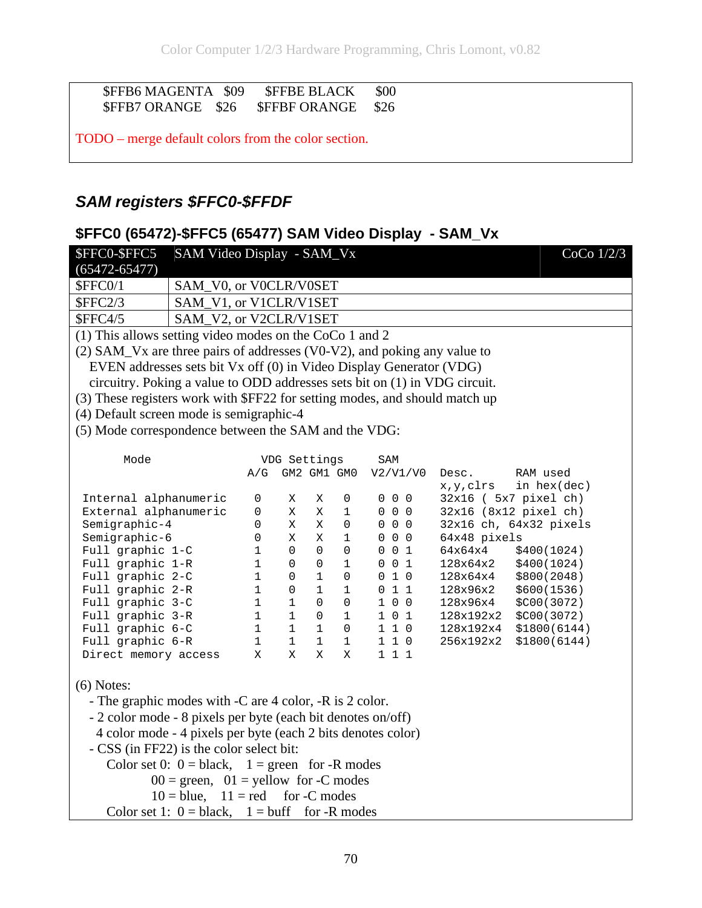| | | | |
|---|---|---|---|
| $FFB6 MAGENTA | $09 | $FFBE BLACK | $00 |
| $FFB7 ORANGE | $26 | $FFBF ORANGE | $26 |

TODO – merge default colors from the color section.

## SAM registers $FFC0-$FFDF

### $FFC0 (65472)-$FFC5 (65477) SAM Video Display - SAM_Vx

| $FFC0-$FFC5 (65472-65477) | SAM Video Display - SAM_Vx | CoCo 1/2/3 |
|---|---|---|
| $FFC0/1 | SAM_V0, or V0CLR/V0SET | |
| $FFC2/3 | SAM_V1, or V1CLR/V1SET | |
| $FFC4/5 | SAM_V2, or V2CLR/V1SET | |

(1) This allows setting video modes on the CoCo 1 and 2
(2) SAM_Vx are three pairs of addresses (V0-V2), and poking any value to EVEN addresses sets bit Vx off (0) in Video Display Generator (VDG) circuitry. Poking a value to ODD addresses sets bit on (1) in VDG circuit.
(3) These registers work with $FF22 for setting modes, and should match up
(4) Default screen mode is semigraphic-4
(5) Mode correspondence between the SAM and the VDG:

```
      Mode                 VDG Settings     SAM
                          A/G  GM2 GM1 GM0  V2/V1/V0  Desc.       RAM used
                                                      x,y,clrs    in hex(dec)
 Internal alphanumeric     0    X   X   0    0 0 0    32x16 ( 5x7 pixel ch)
 External alphanumeric     0    X   X   1    0 0 0    32x16 (8x12 pixel ch)
 Semigraphic-4             0    X   X   0    0 0 0    32x16 ch, 64x32 pixels
 Semigraphic-6             0    X   X   1    0 0 0    64x48 pixels
 Full graphic 1-C          1    0   0   0    0 0 1    64x64x4     $400(1024)
 Full graphic 1-R          1    0   0   1    0 0 1    128x64x2    $400(1024)
 Full graphic 2-C          1    0   1   0    0 1 0    128x64x4    $800(2048)
 Full graphic 2-R          1    0   1   1    0 1 1    128x96x2    $600(1536)
 Full graphic 3-C          1    1   0   0    1 0 0    128x96x4    $C00(3072)
 Full graphic 3-R          1    1   0   1    1 0 1    128x192x2   $C00(3072)
 Full graphic 6-C          1    1   1   0    1 1 0    128x192x4   $1800(6144)
 Full graphic 6-R          1    1   1   1    1 1 0    256x192x2   $1800(6144)
 Direct memory access      X    X   X   X    1 1 1
```

(6) Notes:
- The graphic modes with -C are 4 color, -R is 2 color.
- 2 color mode - 8 pixels per byte (each bit denotes on/off)
  4 color mode - 4 pixels per byte (each 2 bits denotes color)
- CSS (in FF22) is the color select bit:
  Color set 0: 0 = black, 1 = green for -R modes
  00 = green, 01 = yellow for -C modes
  10 = blue, 11 = red for -C modes
  Color set 1: 0 = black, 1 = buff for -R modes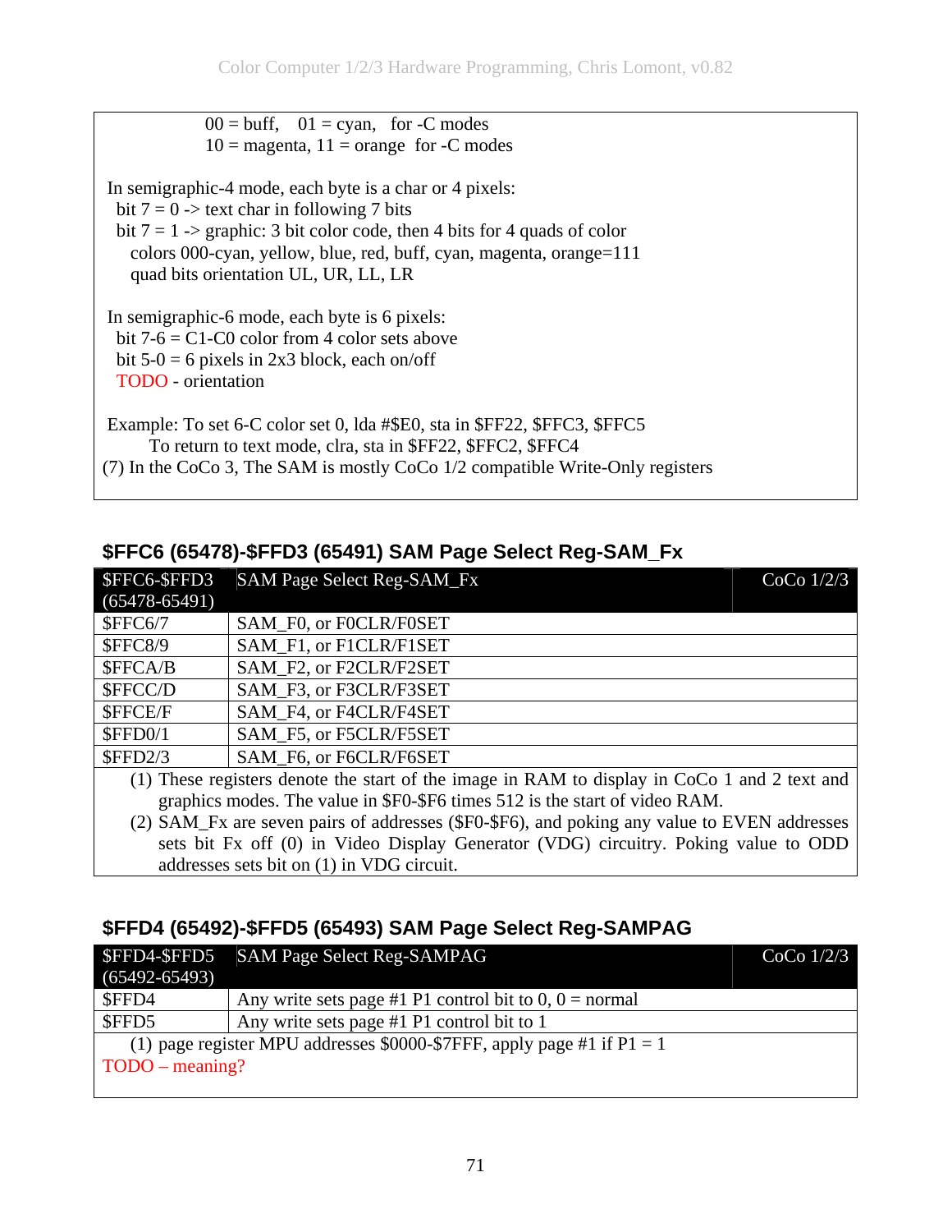00 = buff,   01 = cyan,   for -C modes
10 = magenta, 11 = orange  for -C modes

In semigraphic-4 mode, each byte is a char or 4 pixels:
bit 7 = 0 -> text char in following 7 bits
bit 7 = 1 -> graphic: 3 bit color code, then 4 bits for 4 quads of color
colors 000-cyan, yellow, blue, red, buff, cyan, magenta, orange=111
quad bits orientation UL, UR, LL, LR

In semigraphic-6 mode, each byte is 6 pixels:
bit 7-6 = C1-C0 color from 4 color sets above
bit 5-0 = 6 pixels in 2x3 block, each on/off
TODO - orientation

Example: To set 6-C color set 0, lda #$E0, sta in $FF22, $FFC3, $FFC5
To return to text mode, clra, sta in $FF22, $FFC2, $FFC4

(7) In the CoCo 3, The SAM is mostly CoCo 1/2 compatible Write-Only registers

## $FFC6 (65478)-$FFD3 (65491) SAM Page Select Reg-SAM_Fx

| $FFC6-$FFD3 (65478-65491) | SAM Page Select Reg-SAM_Fx | CoCo 1/2/3 |
|---|---|---|
| $FFC6/7 | SAM_F0, or F0CLR/F0SET | |
| $FFC8/9 | SAM_F1, or F1CLR/F1SET | |
| $FFCA/B | SAM_F2, or F2CLR/F2SET | |
| $FFCC/D | SAM_F3, or F3CLR/F3SET | |
| $FFCE/F | SAM_F4, or F4CLR/F4SET | |
| $FFD0/1 | SAM_F5, or F5CLR/F5SET | |
| $FFD2/3 | SAM_F6, or F6CLR/F6SET | |

(1) These registers denote the start of the image in RAM to display in CoCo 1 and 2 text and graphics modes. The value in $F0-$F6 times 512 is the start of video RAM.
(2) SAM_Fx are seven pairs of addresses ($F0-$F6), and poking any value to EVEN addresses sets bit Fx off (0) in Video Display Generator (VDG) circuitry. Poking value to ODD addresses sets bit on (1) in VDG circuit.

## $FFD4 (65492)-$FFD5 (65493) SAM Page Select Reg-SAMPAG

| $FFD4-$FFD5 (65492-65493) | SAM Page Select Reg-SAMPAG | CoCo 1/2/3 |
|---|---|---|
| $FFD4 | Any write sets page #1 P1 control bit to 0, 0 = normal | |
| $FFD5 | Any write sets page #1 P1 control bit to 1 | |

(1) page register MPU addresses $0000-$7FFF, apply page #1 if P1 = 1
TODO – meaning?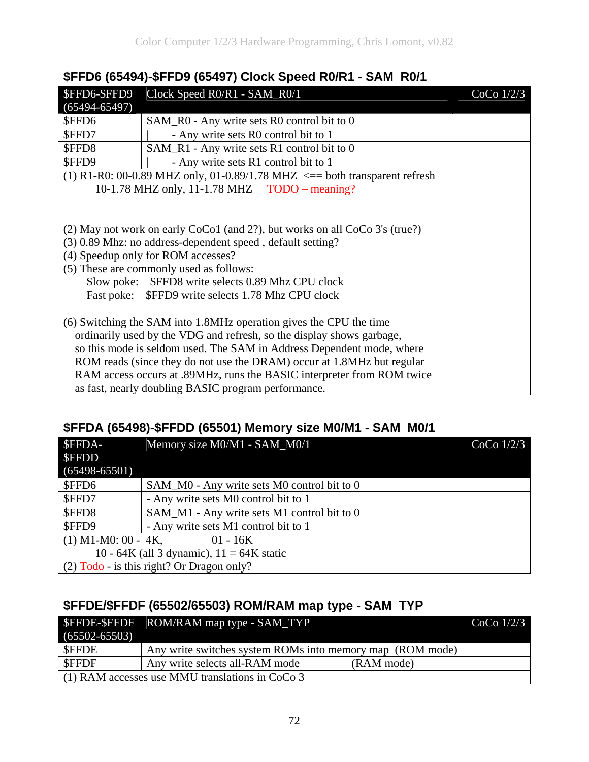## $FFD6 (65494)-$FFD9 (65497) Clock Speed R0/R1 - SAM_R0/1

| $FFD6-$FFD9 (65494-65497) | Clock Speed R0/R1 - SAM_R0/1 | CoCo 1/2/3 |
|---|---|---|
| $FFD6 | SAM_R0 - Any write sets R0 control bit to 0 | |
| $FFD7 | \| - Any write sets R0 control bit to 1 | |
| $FFD8 | SAM_R1 - Any write sets R1 control bit to 0 | |
| $FFD9 | \| - Any write sets R1 control bit to 1 | |

(1) R1-R0: 00-0.89 MHZ only, 01-0.89/1.78 MHZ <== both transparent refresh
10-1.78 MHZ only, 11-1.78 MHZ TODO – meaning?

(2) May not work on early CoCo1 (and 2?), but works on all CoCo 3's (true?)
(3) 0.89 Mhz: no address-dependent speed , default setting?
(4) Speedup only for ROM accesses?
(5) These are commonly used as follows:
Slow poke: $FFD8 write selects 0.89 Mhz CPU clock
Fast poke: $FFD9 write selects 1.78 Mhz CPU clock

(6) Switching the SAM into 1.8MHz operation gives the CPU the time ordinarily used by the VDG and refresh, so the display shows garbage, so this mode is seldom used. The SAM in Address Dependent mode, where ROM reads (since they do not use the DRAM) occur at 1.8MHz but regular RAM access occurs at .89MHz, runs the BASIC interpreter from ROM twice as fast, nearly doubling BASIC program performance.

## $FFDA (65498)-$FFDD (65501) Memory size M0/M1 - SAM_M0/1

| $FFDA-$FFDD (65498-65501) | Memory size M0/M1 - SAM_M0/1 | CoCo 1/2/3 |
|---|---|---|
| $FFD6 | SAM_M0 - Any write sets M0 control bit to 0 | |
| $FFD7 | - Any write sets M0 control bit to 1 | |
| $FFD8 | SAM_M1 - Any write sets M1 control bit to 0 | |
| $FFD9 | - Any write sets M1 control bit to 1 | |

(1) M1-M0: 00 - 4K, 01 - 16K
10 - 64K (all 3 dynamic), 11 = 64K static
(2) Todo - is this right? Or Dragon only?

## $FFDE/$FFDF (65502/65503) ROM/RAM map type - SAM_TYP

| $FFDE-$FFDF (65502-65503) | ROM/RAM map type - SAM_TYP | CoCo 1/2/3 |
|---|---|---|
| $FFDE | Any write switches system ROMs into memory map (ROM mode) | |
| $FFDF | Any write selects all-RAM mode (RAM mode) | |

(1) RAM accesses use MMU translations in CoCo 3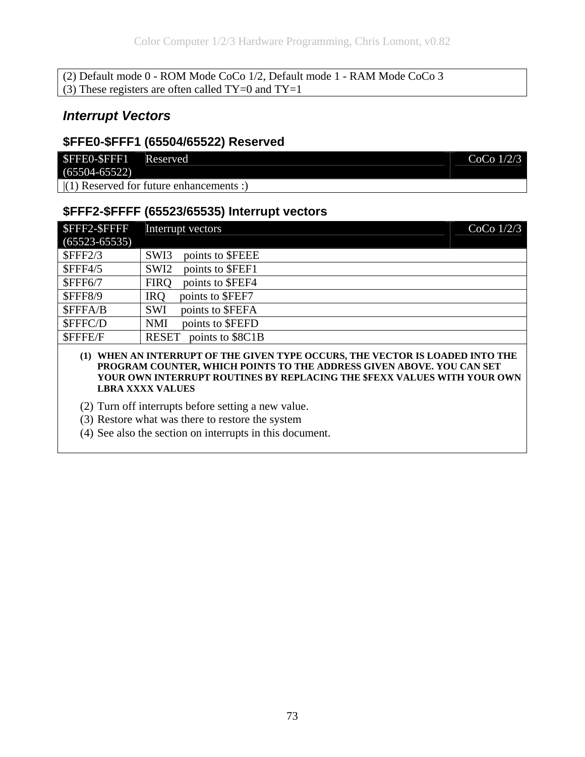| (2) Default mode 0 - ROM Mode CoCo 1/2, Default mode 1 - RAM Mode CoCo 3 |
| --- |
| (3) These registers are often called TY=0 and TY=1 |

## *Interrupt Vectors*

### $FFE0-$FFF1 (65504/65522) Reserved

| $FFE0-$FFF1 (65504-65522) | Reserved | CoCo 1/2/3 |
| --- | --- | --- |
| \|(1) Reserved for future enhancements :) | | |

### $FFF2-$FFFF (65523/65535) Interrupt vectors

| $FFF2-$FFFF (65523-65535) | Interrupt vectors | CoCo 1/2/3 |
| --- | --- | --- |
| $FFF2/3 | SWI3 points to $FEEE | |
| $FFF4/5 | SWI2 points to $FEF1 | |
| $FFF6/7 | FIRQ points to $FEF4 | |
| $FFF8/9 | IRQ points to $FEF7 | |
| $FFFA/B | SWI points to $FEFA | |
| $FFFC/D | NMI points to $FEFD | |
| $FFFE/F | RESET points to $8C1B | |

1. **WHEN AN INTERRUPT OF THE GIVEN TYPE OCCURS, THE VECTOR IS LOADED INTO THE PROGRAM COUNTER, WHICH POINTS TO THE ADDRESS GIVEN ABOVE. YOU CAN SET YOUR OWN INTERRUPT ROUTINES BY REPLACING THE $FEXX VALUES WITH YOUR OWN LBRA XXXX VALUES**
2. Turn off interrupts before setting a new value.
3. Restore what was there to restore the system
4. See also the section on interrupts in this document.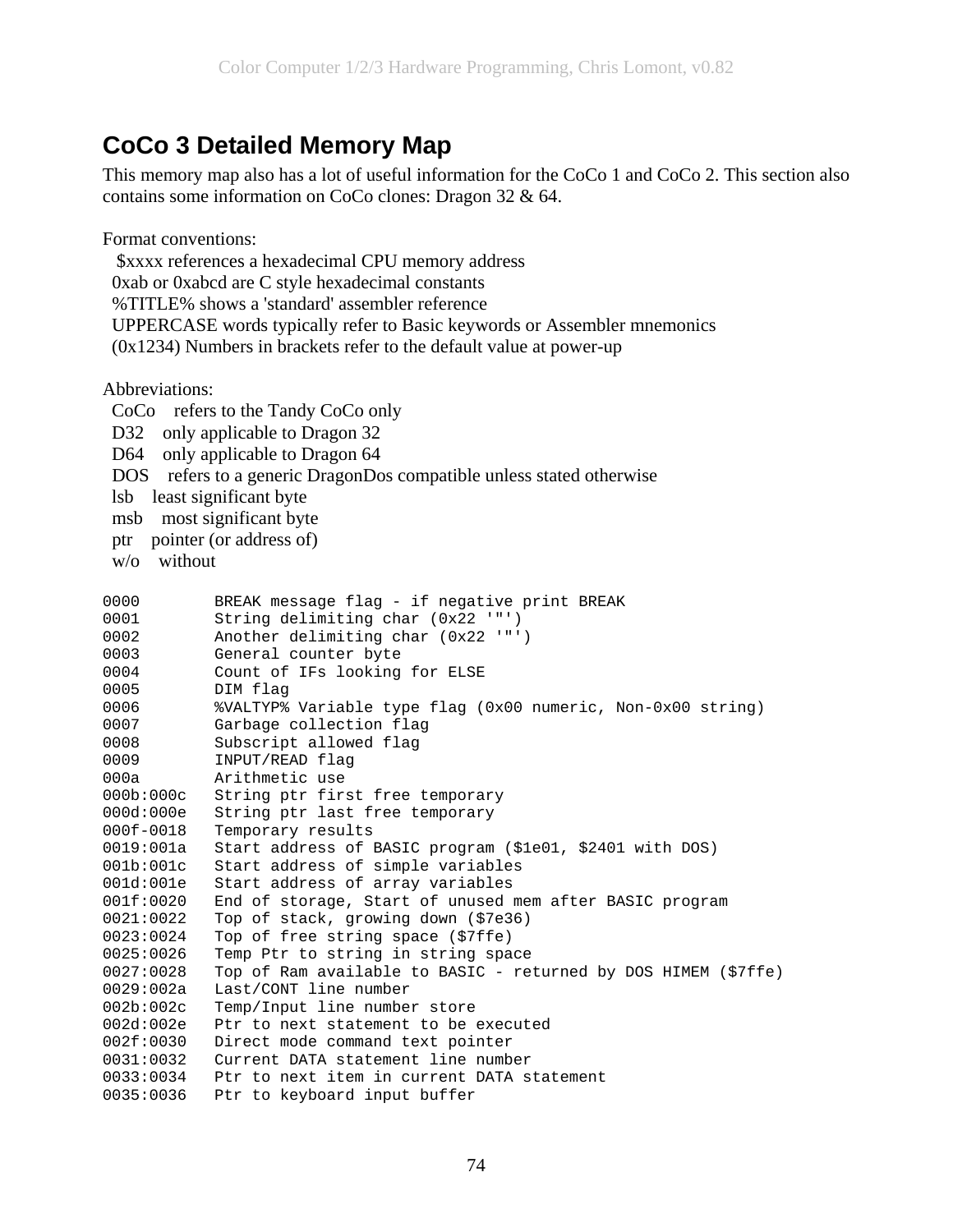## CoCo 3 Detailed Memory Map

This memory map also has a lot of useful information for the CoCo 1 and CoCo 2. This section also contains some information on CoCo clones: Dragon 32 & 64.

Format conventions:

- $xxxx references a hexadecimal CPU memory address
- 0xab or 0xabcd are C style hexadecimal constants
- %TITLE% shows a 'standard' assembler reference
- UPPERCASE words typically refer to Basic keywords or Assembler mnemonics
- (0x1234) Numbers in brackets refer to the default value at power-up

Abbreviations:

- CoCo refers to the Tandy CoCo only
- D32 only applicable to Dragon 32
- D64 only applicable to Dragon 64
- DOS refers to a generic DragonDos compatible unless stated otherwise
- lsb least significant byte
- msb most significant byte
- ptr pointer (or address of)
- w/o without

```
0000        BREAK message flag - if negative print BREAK
0001        String delimiting char (0x22 '"')
0002        Another delimiting char (0x22 '"')
0003        General counter byte
0004        Count of IFs looking for ELSE
0005        DIM flag
0006        %VALTYP% Variable type flag (0x00 numeric, Non-0x00 string)
0007        Garbage collection flag
0008        Subscript allowed flag
0009        INPUT/READ flag
000a        Arithmetic use
000b:000c   String ptr first free temporary
000d:000e   String ptr last free temporary
000f-0018   Temporary results
0019:001a   Start address of BASIC program ($1e01, $2401 with DOS)
001b:001c   Start address of simple variables
001d:001e   Start address of array variables
001f:0020   End of storage, Start of unused mem after BASIC program
0021:0022   Top of stack, growing down ($7e36)
0023:0024   Top of free string space ($7ffe)
0025:0026   Temp Ptr to string in string space
0027:0028   Top of Ram available to BASIC - returned by DOS HIMEM ($7ffe)
0029:002a   Last/CONT line number
002b:002c   Temp/Input line number store
002d:002e   Ptr to next statement to be executed
002f:0030   Direct mode command text pointer
0031:0032   Current DATA statement line number
0033:0034   Ptr to next item in current DATA statement
0035:0036   Ptr to keyboard input buffer
```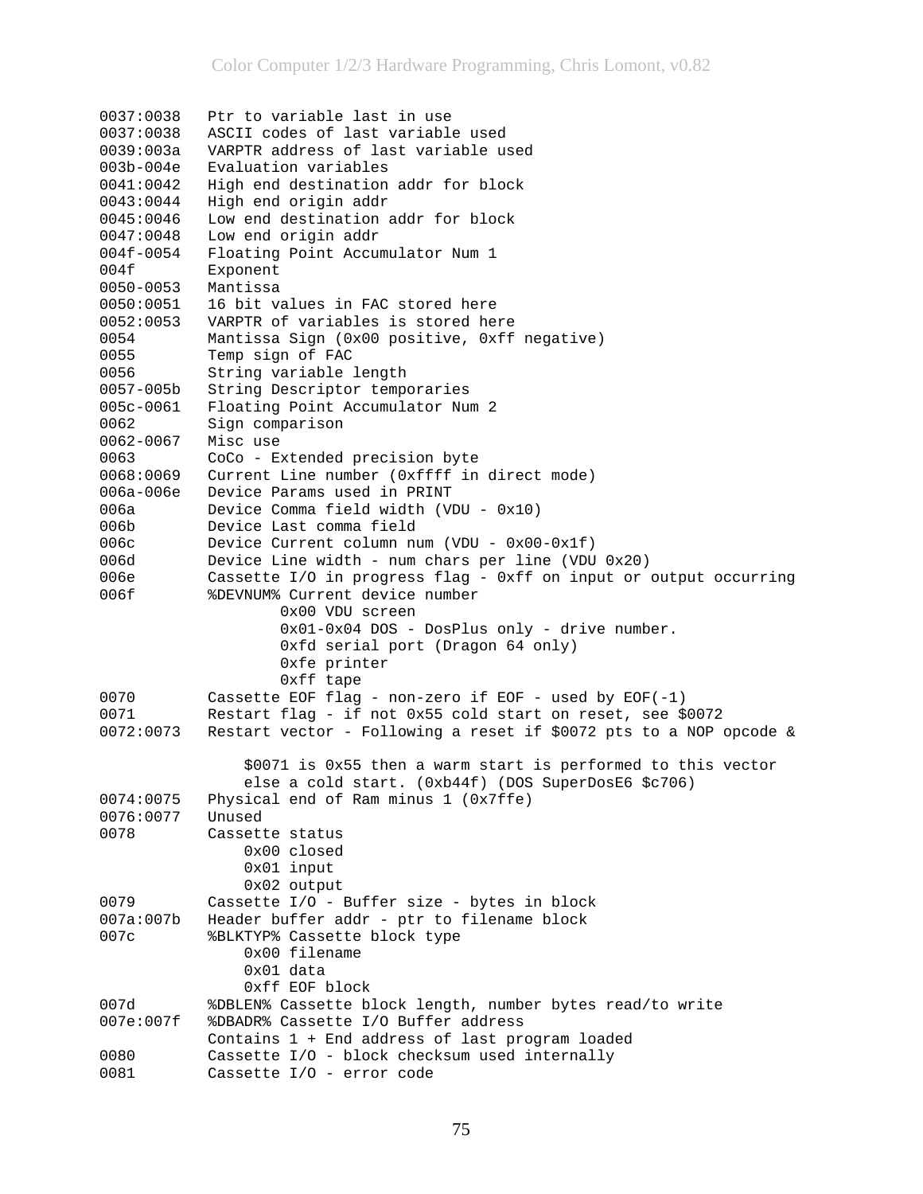```
0037:0038   Ptr to variable last in use
0037:0038   ASCII codes of last variable used
0039:003a   VARPTR address of last variable used
003b-004e   Evaluation variables
0041:0042   High end destination addr for block
0043:0044   High end origin addr
0045:0046   Low end destination addr for block
0047:0048   Low end origin addr
004f-0054   Floating Point Accumulator Num 1
004f        Exponent
0050-0053   Mantissa
0050:0051   16 bit values in FAC stored here
0052:0053   VARPTR of variables is stored here
0054        Mantissa Sign (0x00 positive, 0xff negative)
0055        Temp sign of FAC
0056        String variable length
0057-005b   String Descriptor temporaries
005c-0061   Floating Point Accumulator Num 2
0062        Sign comparison
0062-0067   Misc use
0063        CoCo - Extended precision byte
0068:0069   Current Line number (0xffff in direct mode)
006a-006e   Device Params used in PRINT
006a        Device Comma field width (VDU - 0x10)
006b        Device Last comma field
006c        Device Current column num (VDU - 0x00-0x1f)
006d        Device Line width - num chars per line (VDU 0x20)
006e        Cassette I/O in progress flag - 0xff on input or output occurring
006f        %DEVNUM% Current device number
                    0x00 VDU screen
                    0x01-0x04 DOS - DosPlus only - drive number.
                    0xfd serial port (Dragon 64 only)
                    0xfe printer
                    0xff tape
0070        Cassette EOF flag - non-zero if EOF - used by EOF(-1)
0071        Restart flag - if not 0x55 cold start on reset, see $0072
0072:0073   Restart vector - Following a reset if $0072 pts to a NOP opcode &

                $0071 is 0x55 then a warm start is performed to this vector
                else a cold start. (0xb44f) (DOS SuperDosE6 $c706)
0074:0075   Physical end of Ram minus 1 (0x7ffe)
0076:0077   Unused
0078        Cassette status
                0x00 closed
                0x01 input
                0x02 output
0079        Cassette I/O - Buffer size - bytes in block
007a:007b   Header buffer addr - ptr to filename block
007c        %BLKTYP% Cassette block type
                0x00 filename
                0x01 data
                0xff EOF block
007d        %DBLEN% Cassette block length, number bytes read/to write
007e:007f   %DBADR% Cassette I/O Buffer address
            Contains 1 + End address of last program loaded
0080        Cassette I/O - block checksum used internally
0081        Cassette I/O - error code
```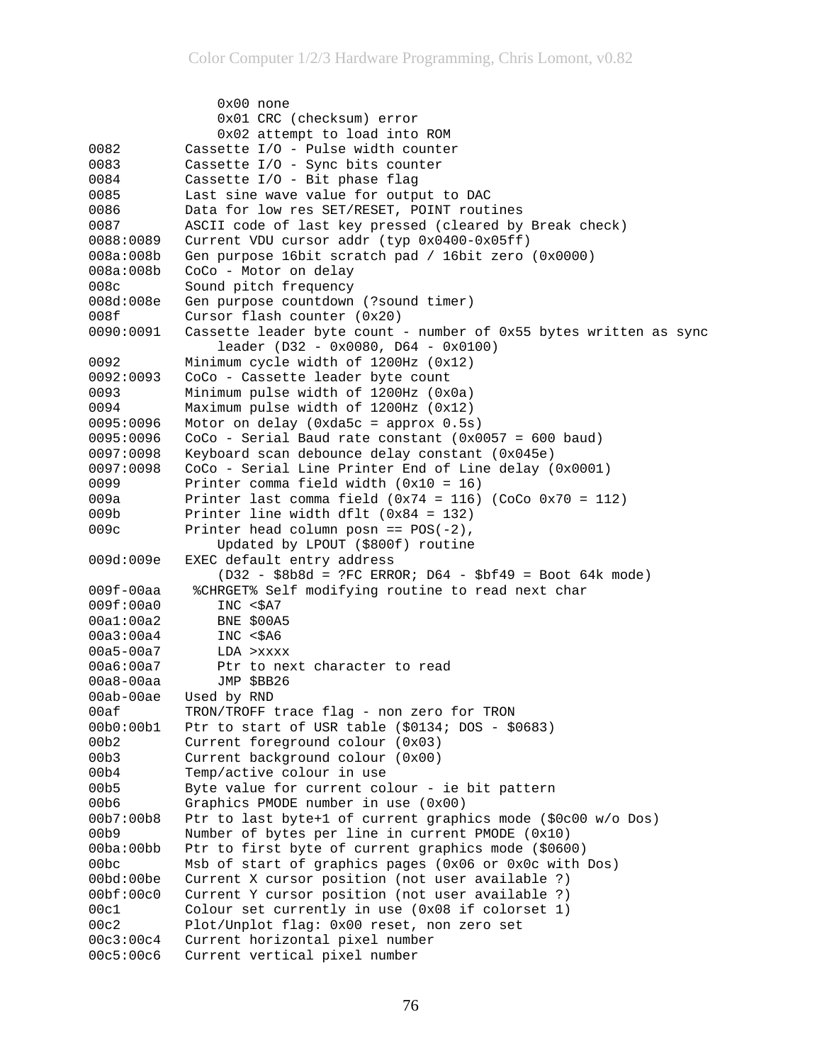```
              0x00 none
              0x01 CRC (checksum) error
              0x02 attempt to load into ROM
0082        Cassette I/O - Pulse width counter
0083        Cassette I/O - Sync bits counter
0084        Cassette I/O - Bit phase flag
0085        Last sine wave value for output to DAC
0086        Data for low res SET/RESET, POINT routines
0087        ASCII code of last key pressed (cleared by Break check)
0088:0089   Current VDU cursor addr (typ 0x0400-0x05ff)
008a:008b   Gen purpose 16bit scratch pad / 16bit zero (0x0000)
008a:008b   CoCo - Motor on delay
008c        Sound pitch frequency
008d:008e   Gen purpose countdown (?sound timer)
008f        Cursor flash counter (0x20)
0090:0091   Cassette leader byte count - number of 0x55 bytes written as sync
              leader (D32 - 0x0080, D64 - 0x0100)
0092        Minimum cycle width of 1200Hz (0x12)
0092:0093   CoCo - Cassette leader byte count
0093        Minimum pulse width of 1200Hz (0x0a)
0094        Maximum pulse width of 1200Hz (0x12)
0095:0096   Motor on delay (0xda5c = approx 0.5s)
0095:0096   CoCo - Serial Baud rate constant (0x0057 = 600 baud)
0097:0098   Keyboard scan debounce delay constant (0x045e)
0097:0098   CoCo - Serial Line Printer End of Line delay (0x0001)
0099        Printer comma field width (0x10 = 16)
009a        Printer last comma field (0x74 = 116) (CoCo 0x70 = 112)
009b        Printer line width dflt (0x84 = 132)
009c        Printer head column posn == POS(-2),
              Updated by LPOUT ($800f) routine
009d:009e   EXEC default entry address
              (D32 - $8b8d = ?FC ERROR; D64 - $bf49 = Boot 64k mode)
009f-00aa    %CHRGET% Self modifying routine to read next char
009f:00a0     INC <$A7
00a1:00a2     BNE $00A5
00a3:00a4     INC <$A6
00a5-00a7     LDA >xxxx
00a6:00a7     Ptr to next character to read
00a8-00aa     JMP $BB26
00ab-00ae   Used by RND
00af        TRON/TROFF trace flag - non zero for TRON
00b0:00b1   Ptr to start of USR table ($0134; DOS - $0683)
00b2        Current foreground colour (0x03)
00b3        Current background colour (0x00)
00b4        Temp/active colour in use
00b5        Byte value for current colour - ie bit pattern
00b6        Graphics PMODE number in use (0x00)
00b7:00b8   Ptr to last byte+1 of current graphics mode ($0c00 w/o Dos)
00b9        Number of bytes per line in current PMODE (0x10)
00ba:00bb   Ptr to first byte of current graphics mode ($0600)
00bc        Msb of start of graphics pages (0x06 or 0x0c with Dos)
00bd:00be   Current X cursor position (not user available ?)
00bf:00c0   Current Y cursor position (not user available ?)
00c1        Colour set currently in use (0x08 if colorset 1)
00c2        Plot/Unplot flag: 0x00 reset, non zero set
00c3:00c4   Current horizontal pixel number
00c5:00c6   Current vertical pixel number
```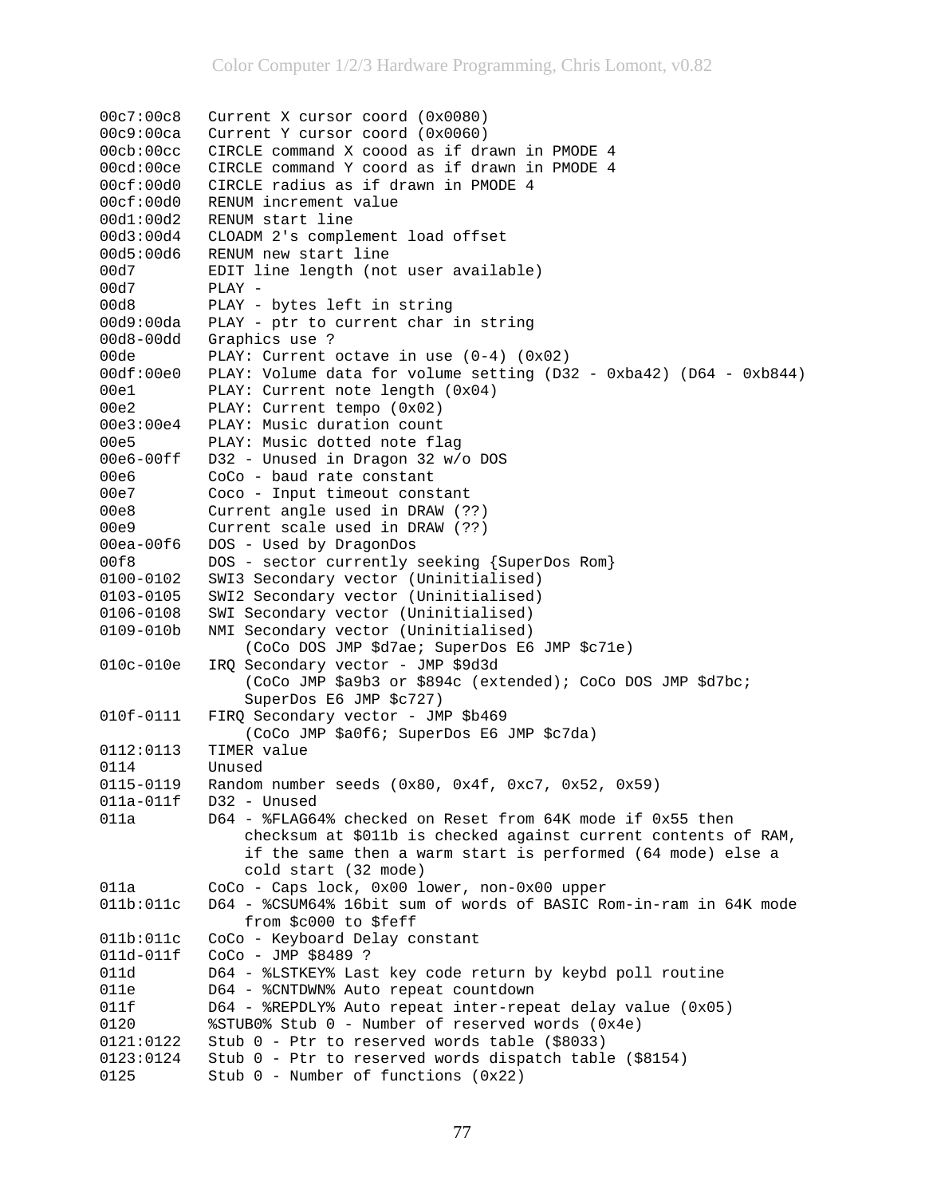```
00c7:00c8   Current X cursor coord (0x0080)
00c9:00ca   Current Y cursor coord (0x0060)
00cb:00cc   CIRCLE command X coood as if drawn in PMODE 4
00cd:00ce   CIRCLE command Y coord as if drawn in PMODE 4
00cf:00d0   CIRCLE radius as if drawn in PMODE 4
00cf:00d0   RENUM increment value
00d1:00d2   RENUM start line
00d3:00d4   CLOADM 2's complement load offset
00d5:00d6   RENUM new start line
00d7        EDIT line length (not user available)
00d7        PLAY -
00d8        PLAY - bytes left in string
00d9:00da   PLAY - ptr to current char in string
00d8-00dd   Graphics use ?
00de        PLAY: Current octave in use (0-4) (0x02)
00df:00e0   PLAY: Volume data for volume setting (D32 - 0xba42) (D64 - 0xb844)
00e1        PLAY: Current note length (0x04)
00e2        PLAY: Current tempo (0x02)
00e3:00e4   PLAY: Music duration count
00e5        PLAY: Music dotted note flag
00e6-00ff   D32 - Unused in Dragon 32 w/o DOS
00e6        CoCo - baud rate constant
00e7        Coco - Input timeout constant
00e8        Current angle used in DRAW (??)
00e9        Current scale used in DRAW (??)
00ea-00f6   DOS - Used by DragonDos
00f8        DOS - sector currently seeking {SuperDos Rom}
0100-0102   SWI3 Secondary vector (Uninitialised)
0103-0105   SWI2 Secondary vector (Uninitialised)
0106-0108   SWI Secondary vector (Uninitialised)
0109-010b   NMI Secondary vector (Uninitialised)
                (CoCo DOS JMP $d7ae; SuperDos E6 JMP $c71e)
010c-010e   IRQ Secondary vector - JMP $9d3d
                (CoCo JMP $a9b3 or $894c (extended); CoCo DOS JMP $d7bc;
                SuperDos E6 JMP $c727)
010f-0111   FIRQ Secondary vector - JMP $b469
                (CoCo JMP $a0f6; SuperDos E6 JMP $c7da)
0112:0113   TIMER value
0114        Unused
0115-0119   Random number seeds (0x80, 0x4f, 0xc7, 0x52, 0x59)
011a-011f   D32 - Unused
011a        D64 - %FLAG64% checked on Reset from 64K mode if 0x55 then
                checksum at $011b is checked against current contents of RAM,
                if the same then a warm start is performed (64 mode) else a
                cold start (32 mode)
011a        CoCo - Caps lock, 0x00 lower, non-0x00 upper
011b:011c   D64 - %CSUM64% 16bit sum of words of BASIC Rom-in-ram in 64K mode
                from $c000 to $feff
011b:011c   CoCo - Keyboard Delay constant
011d-011f   CoCo - JMP $8489 ?
011d        D64 - %LSTKEY% Last key code return by keybd poll routine
011e        D64 - %CNTDWN% Auto repeat countdown
011f        D64 - %REPDLY% Auto repeat inter-repeat delay value (0x05)
0120        %STUB0% Stub 0 - Number of reserved words (0x4e)
0121:0122   Stub 0 - Ptr to reserved words table ($8033)
0123:0124   Stub 0 - Ptr to reserved words dispatch table ($8154)
0125        Stub 0 - Number of functions (0x22)
```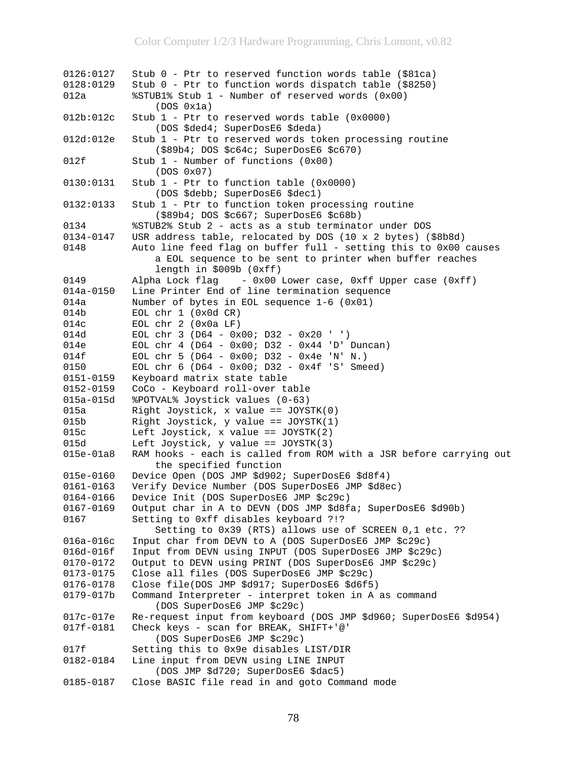```
0126:0127   Stub 0 - Ptr to reserved function words table ($81ca)
0128:0129   Stub 0 - Ptr to function words dispatch table ($8250)
012a        %STUB1% Stub 1 - Number of reserved words (0x00)
                (DOS 0x1a)
012b:012c   Stub 1 - Ptr to reserved words table (0x0000)
                (DOS $ded4; SuperDosE6 $deda)
012d:012e   Stub 1 - Ptr to reserved words token processing routine
                ($89b4; DOS $c64c; SuperDosE6 $c670)
012f        Stub 1 - Number of functions (0x00)
                (DOS 0x07)
0130:0131   Stub 1 - Ptr to function table (0x0000)
                (DOS $debb; SuperDosE6 $dec1)
0132:0133   Stub 1 - Ptr to function token processing routine
                ($89b4; DOS $c667; SuperDosE6 $c68b)
0134        %STUB2% Stub 2 - acts as a stub terminator under DOS
0134-0147   USR address table, relocated by DOS (10 x 2 bytes) ($8b8d)
0148        Auto line feed flag on buffer full - setting this to 0x00 causes
                a EOL sequence to be sent to printer when buffer reaches
                length in $009b (0xff)
0149        Alpha Lock flag    - 0x00 Lower case, 0xff Upper case (0xff)
014a-0150   Line Printer End of line termination sequence
014a        Number of bytes in EOL sequence 1-6 (0x01)
014b        EOL chr 1 (0x0d CR)
014c        EOL chr 2 (0x0a LF)
014d        EOL chr 3 (D64 - 0x00; D32 - 0x20 ' ')
014e        EOL chr 4 (D64 - 0x00; D32 - 0x44 'D' Duncan)
014f        EOL chr 5 (D64 - 0x00; D32 - 0x4e 'N' N.)
0150        EOL chr 6 (D64 - 0x00; D32 - 0x4f 'S' Smeed)
0151-0159   Keyboard matrix state table
0152-0159   CoCo - Keyboard roll-over table
015a-015d   %POTVAL% Joystick values (0-63)
015a        Right Joystick, x value == JOYSTK(0)
015b        Right Joystick, y value == JOYSTK(1)
015c        Left Joystick, x value == JOYSTK(2)
015d        Left Joystick, y value == JOYSTK(3)
015e-01a8   RAM hooks - each is called from ROM with a JSR before carrying out
                the specified function
015e-0160   Device Open (DOS JMP $d902; SuperDosE6 $d8f4)
0161-0163   Verify Device Number (DOS SuperDosE6 JMP $d8ec)
0164-0166   Device Init (DOS SuperDosE6 JMP $c29c)
0167-0169   Output char in A to DEVN (DOS JMP $d8fa; SuperDosE6 $d90b)
0167        Setting to 0xff disables keyboard ?!?
                Setting to 0x39 (RTS) allows use of SCREEN 0,1 etc. ??
016a-016c   Input char from DEVN to A (DOS SuperDosE6 JMP $c29c)
016d-016f   Input from DEVN using INPUT (DOS SuperDosE6 JMP $c29c)
0170-0172   Output to DEVN using PRINT (DOS SuperDosE6 JMP $c29c)
0173-0175   Close all files (DOS SuperDosE6 JMP $c29c)
0176-0178   Close file(DOS JMP $d917; SuperDosE6 $d6f5)
0179-017b   Command Interpreter - interpret token in A as command
                (DOS SuperDosE6 JMP $c29c)
017c-017e   Re-request input from keyboard (DOS JMP $d960; SuperDosE6 $d954)
017f-0181   Check keys - scan for BREAK, SHIFT+'@'
                (DOS SuperDosE6 JMP $c29c)
017f        Setting this to 0x9e disables LIST/DIR
0182-0184   Line input from DEVN using LINE INPUT
                (DOS JMP $d720; SuperDosE6 $dac5)
0185-0187   Close BASIC file read in and goto Command mode
```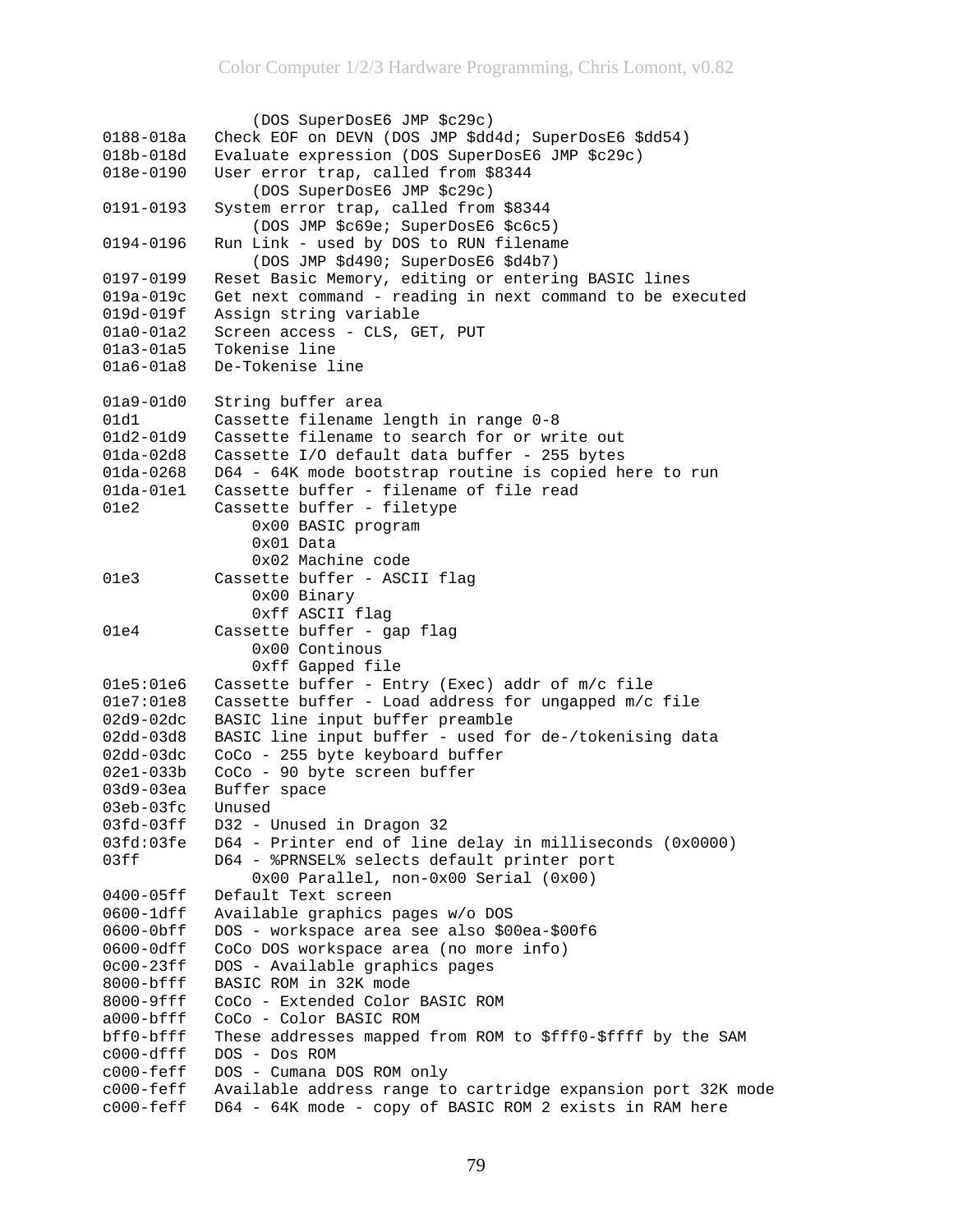```
                (DOS SuperDosE6 JMP $c29c)
0188-018a   Check EOF on DEVN (DOS JMP $dd4d; SuperDosE6 $dd54)
018b-018d   Evaluate expression (DOS SuperDosE6 JMP $c29c)
018e-0190   User error trap, called from $8344
                (DOS SuperDosE6 JMP $c29c)
0191-0193   System error trap, called from $8344
                (DOS JMP $c69e; SuperDosE6 $c6c5)
0194-0196   Run Link - used by DOS to RUN filename
                (DOS JMP $d490; SuperDosE6 $d4b7)
0197-0199   Reset Basic Memory, editing or entering BASIC lines
019a-019c   Get next command - reading in next command to be executed
019d-019f   Assign string variable
01a0-01a2   Screen access - CLS, GET, PUT
01a3-01a5   Tokenise line
01a6-01a8   De-Tokenise line

01a9-01d0   String buffer area
01d1        Cassette filename length in range 0-8
01d2-01d9   Cassette filename to search for or write out
01da-02d8   Cassette I/O default data buffer - 255 bytes
01da-0268   D64 - 64K mode bootstrap routine is copied here to run
01da-01e1   Cassette buffer - filename of file read
01e2        Cassette buffer - filetype
                0x00 BASIC program
                0x01 Data
                0x02 Machine code
01e3        Cassette buffer - ASCII flag
                0x00 Binary
                0xff ASCII flag
01e4        Cassette buffer - gap flag
                0x00 Continous
                0xff Gapped file
01e5:01e6   Cassette buffer - Entry (Exec) addr of m/c file
01e7:01e8   Cassette buffer - Load address for ungapped m/c file
02d9-02dc   BASIC line input buffer preamble
02dd-03d8   BASIC line input buffer - used for de-/tokenising data
02dd-03dc   CoCo - 255 byte keyboard buffer
02e1-033b   CoCo - 90 byte screen buffer
03d9-03ea   Buffer space
03eb-03fc   Unused
03fd-03ff   D32 - Unused in Dragon 32
03fd:03fe   D64 - Printer end of line delay in milliseconds (0x0000)
03ff        D64 - %PRNSEL% selects default printer port
                0x00 Parallel, non-0x00 Serial (0x00)
0400-05ff   Default Text screen
0600-1dff   Available graphics pages w/o DOS
0600-0bff   DOS - workspace area see also $00ea-$00f6
0600-0dff   CoCo DOS workspace area (no more info)
0c00-23ff   DOS - Available graphics pages
8000-bfff   BASIC ROM in 32K mode
8000-9fff   CoCo - Extended Color BASIC ROM
a000-bfff   CoCo - Color BASIC ROM
bff0-bfff   These addresses mapped from ROM to $fff0-$ffff by the SAM
c000-dfff   DOS - Dos ROM
c000-feff   DOS - Cumana DOS ROM only
c000-feff   Available address range to cartridge expansion port 32K mode
c000-feff   D64 - 64K mode - copy of BASIC ROM 2 exists in RAM here
```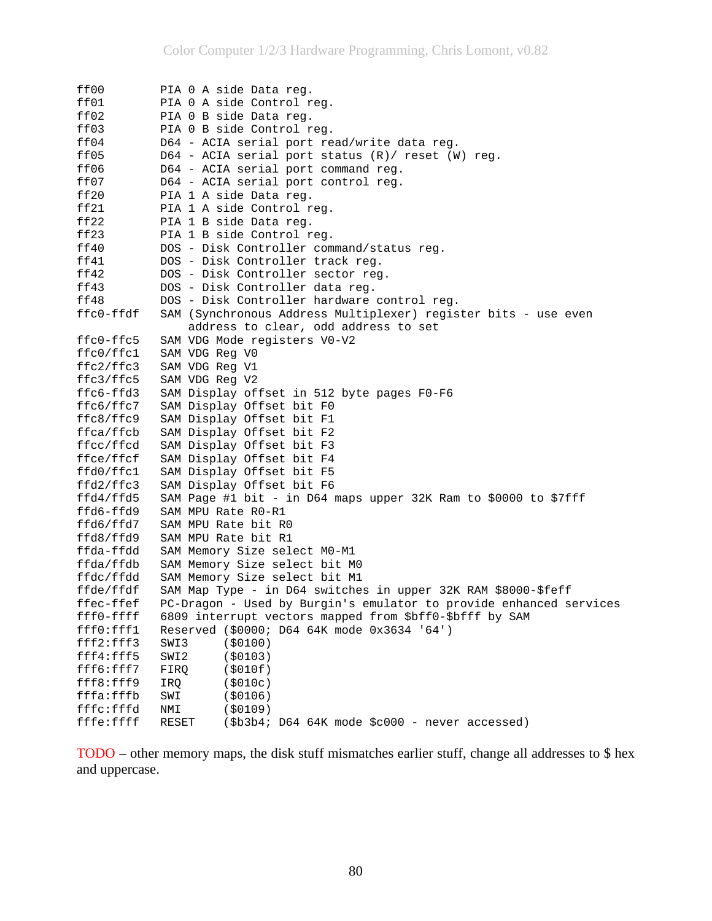```
ff00        PIA 0 A side Data reg.
ff01        PIA 0 A side Control reg.
ff02        PIA 0 B side Data reg.
ff03        PIA 0 B side Control reg.
ff04        D64 - ACIA serial port read/write data reg.
ff05        D64 - ACIA serial port status (R)/ reset (W) reg.
ff06        D64 - ACIA serial port command reg.
ff07        D64 - ACIA serial port control reg.
ff20        PIA 1 A side Data reg.
ff21        PIA 1 A side Control reg.
ff22        PIA 1 B side Data reg.
ff23        PIA 1 B side Control reg.
ff40        DOS - Disk Controller command/status reg.
ff41        DOS - Disk Controller track reg.
ff42        DOS - Disk Controller sector reg.
ff43        DOS - Disk Controller data reg.
ff48        DOS - Disk Controller hardware control reg.
ffc0-ffdf   SAM (Synchronous Address Multiplexer) register bits - use even
                address to clear, odd address to set
ffc0-ffc5   SAM VDG Mode registers V0-V2
ffc0/ffc1   SAM VDG Reg V0
ffc2/ffc3   SAM VDG Reg V1
ffc3/ffc5   SAM VDG Reg V2
ffc6-ffd3   SAM Display offset in 512 byte pages F0-F6
ffc6/ffc7   SAM Display Offset bit F0
ffc8/ffc9   SAM Display Offset bit F1
ffca/ffcb   SAM Display Offset bit F2
ffcc/ffcd   SAM Display Offset bit F3
ffce/ffcf   SAM Display Offset bit F4
ffd0/ffc1   SAM Display Offset bit F5
ffd2/ffc3   SAM Display Offset bit F6
ffd4/ffd5   SAM Page #1 bit - in D64 maps upper 32K Ram to $0000 to $7fff
ffd6-ffd9   SAM MPU Rate R0-R1
ffd6/ffd7   SAM MPU Rate bit R0
ffd8/ffd9   SAM MPU Rate bit R1
ffda-ffdd   SAM Memory Size select M0-M1
ffda/ffdb   SAM Memory Size select bit M0
ffdc/ffdd   SAM Memory Size select bit M1
ffde/ffdf   SAM Map Type - in D64 switches in upper 32K RAM $8000-$feff
ffec-ffef   PC-Dragon - Used by Burgin's emulator to provide enhanced services
fff0-ffff   6809 interrupt vectors mapped from $bff0-$bfff by SAM
fff0:fff1   Reserved ($0000; D64 64K mode 0x3634 '64')
fff2:fff3   SWI3     ($0100)
fff4:fff5   SWI2     ($0103)
fff6:fff7   FIRQ     ($010f)
fff8:fff9   IRQ      ($010c)
fffa:fffb   SWI      ($0106)
fffc:fffd   NMI      ($0109)
fffe:ffff   RESET    ($b3b4; D64 64K mode $c000 - never accessed)
```

TODO – other memory maps, the disk stuff mismatches earlier stuff, change all addresses to $ hex and uppercase.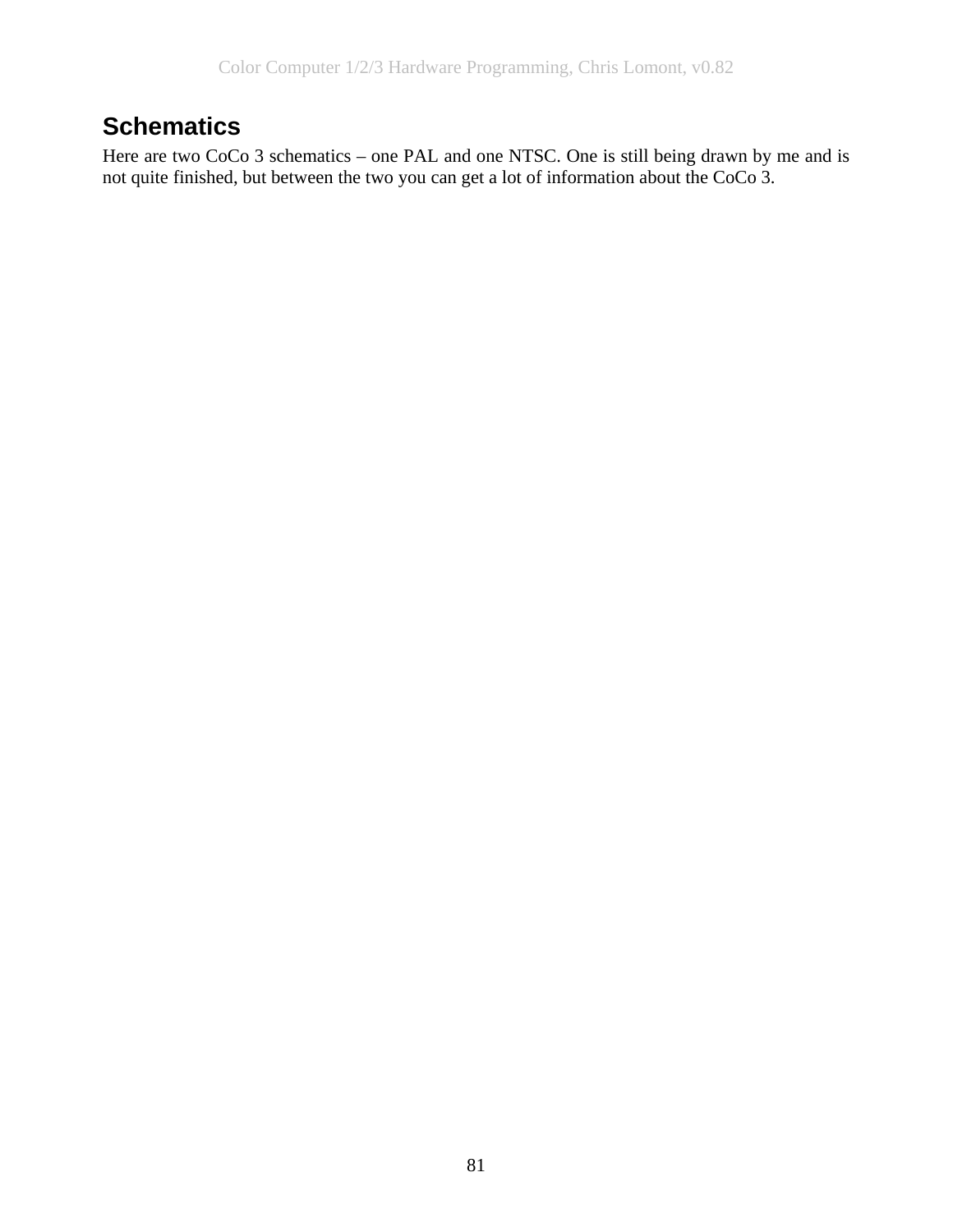# Schematics

Here are two CoCo 3 schematics – one PAL and one NTSC. One is still being drawn by me and is not quite finished, but between the two you can get a lot of information about the CoCo 3.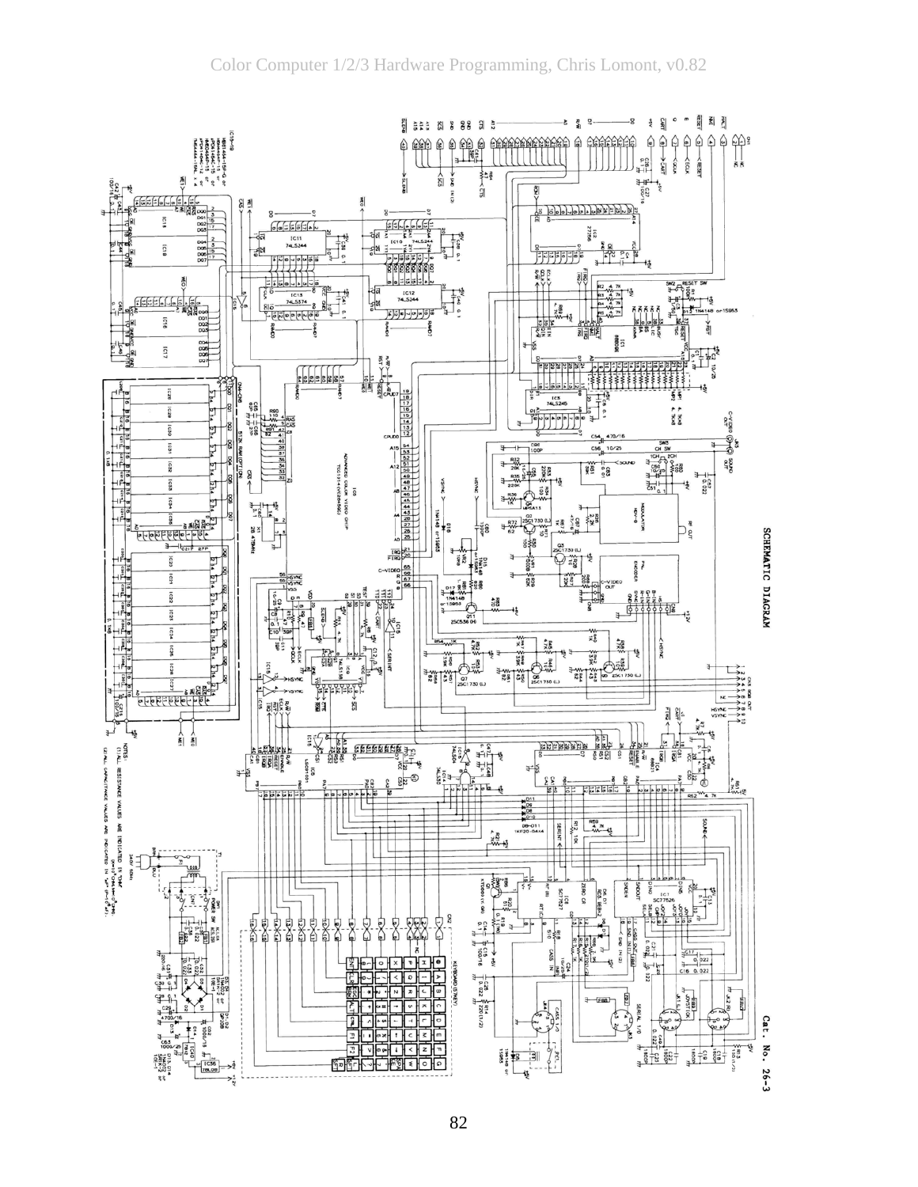# SCHEMATIC DIAGRAM

Cat. No. 26-3

NOTES:
(1) ALL RESISTANCE VALUES ARE INDICATED IN "Ω" (K=$10^3$Ω, M=$10^6$Ω).
(2) ALL CAPACITANCE VALUES ARE INDICATED IN "μF" (P=$10^{-6}$μF).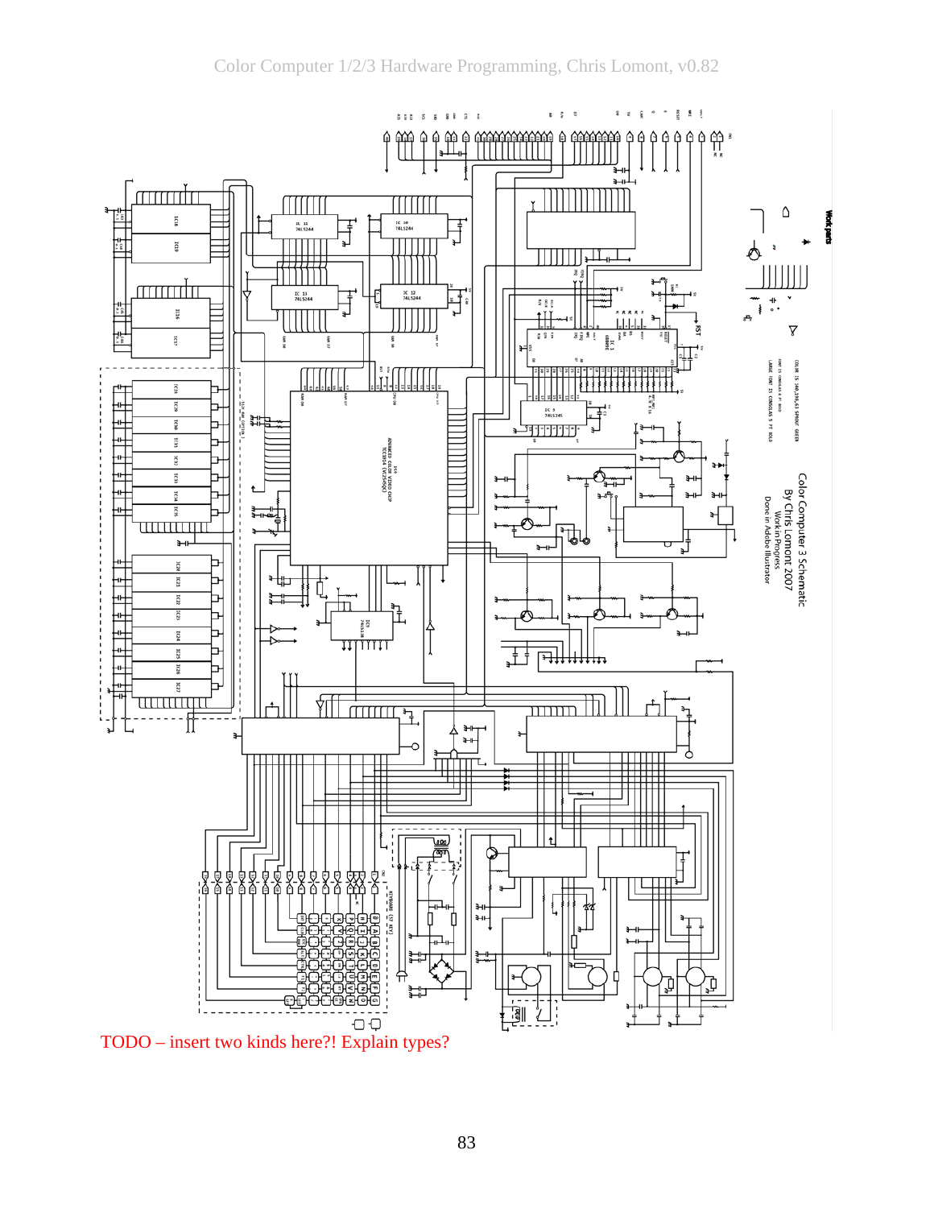TODO – insert two kinds here?! Explain types?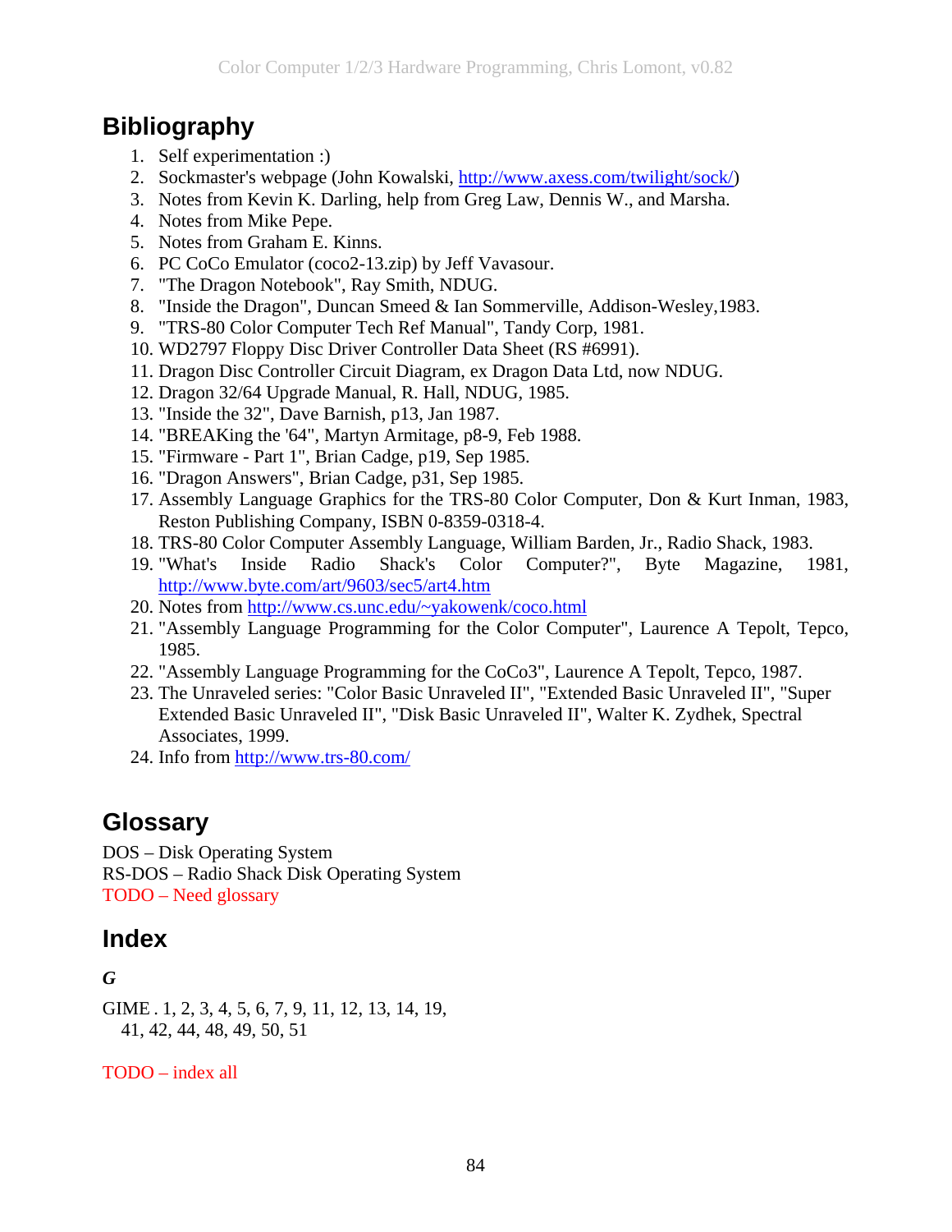## Bibliography

1. Self experimentation :)
2. Sockmaster's webpage (John Kowalski, http://www.axess.com/twilight/sock/)
3. Notes from Kevin K. Darling, help from Greg Law, Dennis W., and Marsha.
4. Notes from Mike Pepe.
5. Notes from Graham E. Kinns.
6. PC CoCo Emulator (coco2-13.zip) by Jeff Vavasour.
7. "The Dragon Notebook", Ray Smith, NDUG.
8. "Inside the Dragon", Duncan Smeed & Ian Sommerville, Addison-Wesley,1983.
9. "TRS-80 Color Computer Tech Ref Manual", Tandy Corp, 1981.
10. WD2797 Floppy Disc Driver Controller Data Sheet (RS #6991).
11. Dragon Disc Controller Circuit Diagram, ex Dragon Data Ltd, now NDUG.
12. Dragon 32/64 Upgrade Manual, R. Hall, NDUG, 1985.
13. "Inside the 32", Dave Barnish, p13, Jan 1987.
14. "BREAKing the '64", Martyn Armitage, p8-9, Feb 1988.
15. "Firmware - Part 1", Brian Cadge, p19, Sep 1985.
16. "Dragon Answers", Brian Cadge, p31, Sep 1985.
17. Assembly Language Graphics for the TRS-80 Color Computer, Don & Kurt Inman, 1983, Reston Publishing Company, ISBN 0-8359-0318-4.
18. TRS-80 Color Computer Assembly Language, William Barden, Jr., Radio Shack, 1983.
19. "What's Inside Radio Shack's Color Computer?", Byte Magazine, 1981, http://www.byte.com/art/9603/sec5/art4.htm
20. Notes from http://www.cs.unc.edu/~yakowenk/coco.html
21. "Assembly Language Programming for the Color Computer", Laurence A Tepolt, Tepco, 1985.
22. "Assembly Language Programming for the CoCo3", Laurence A Tepolt, Tepco, 1987.
23. The Unraveled series: "Color Basic Unraveled II", "Extended Basic Unraveled II", "Super Extended Basic Unraveled II", "Disk Basic Unraveled II", Walter K. Zydhek, Spectral Associates, 1999.
24. Info from http://www.trs-80.com/

## Glossary

DOS – Disk Operating System
RS-DOS – Radio Shack Disk Operating System
TODO – Need glossary

## Index

***G***

GIME . 1, 2, 3, 4, 5, 6, 7, 9, 11, 12, 13, 14, 19, 41, 42, 44, 48, 49, 50, 51

TODO – index all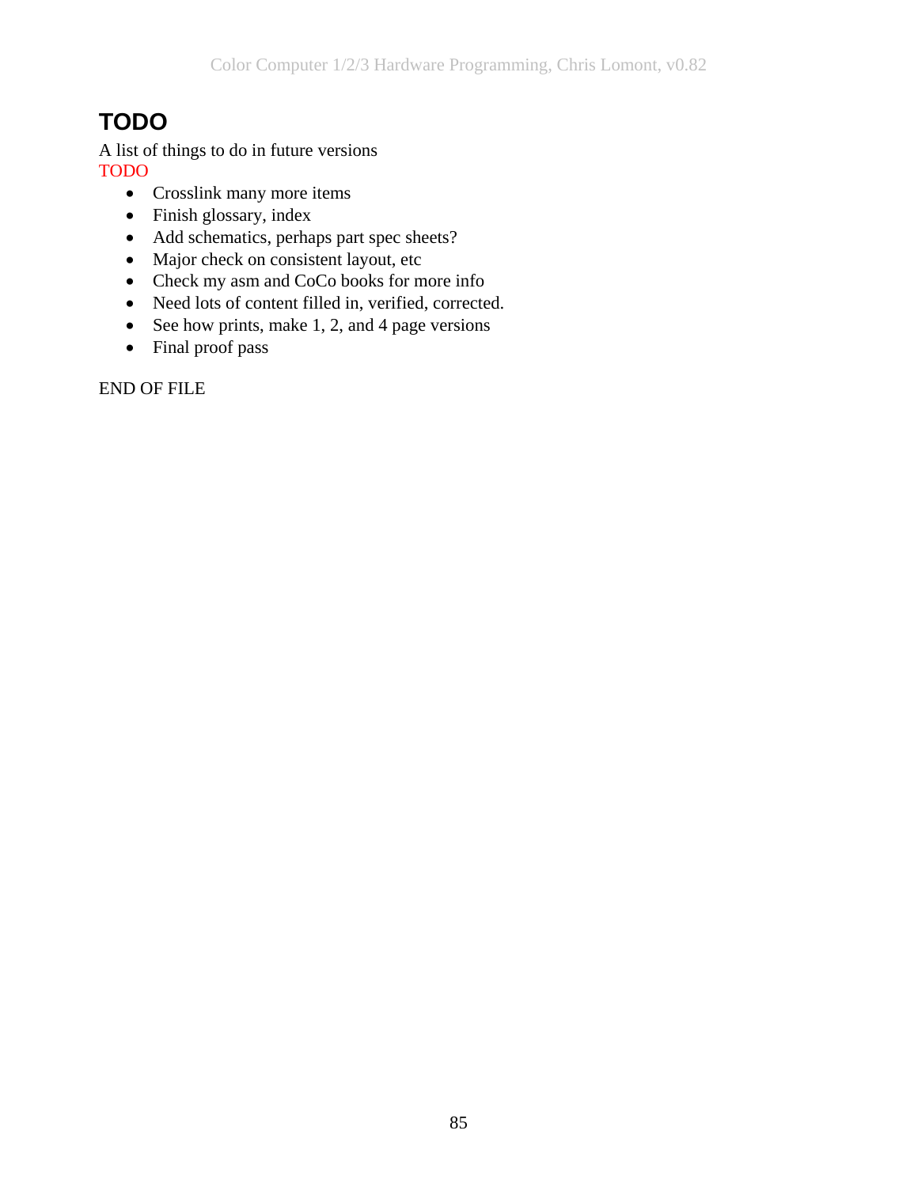# TODO

A list of things to do in future versions
TODO

- Crosslink many more items
- Finish glossary, index
- Add schematics, perhaps part spec sheets?
- Major check on consistent layout, etc
- Check my asm and CoCo books for more info
- Need lots of content filled in, verified, corrected.
- See how prints, make 1, 2, and 4 page versions
- Final proof pass

END OF FILE